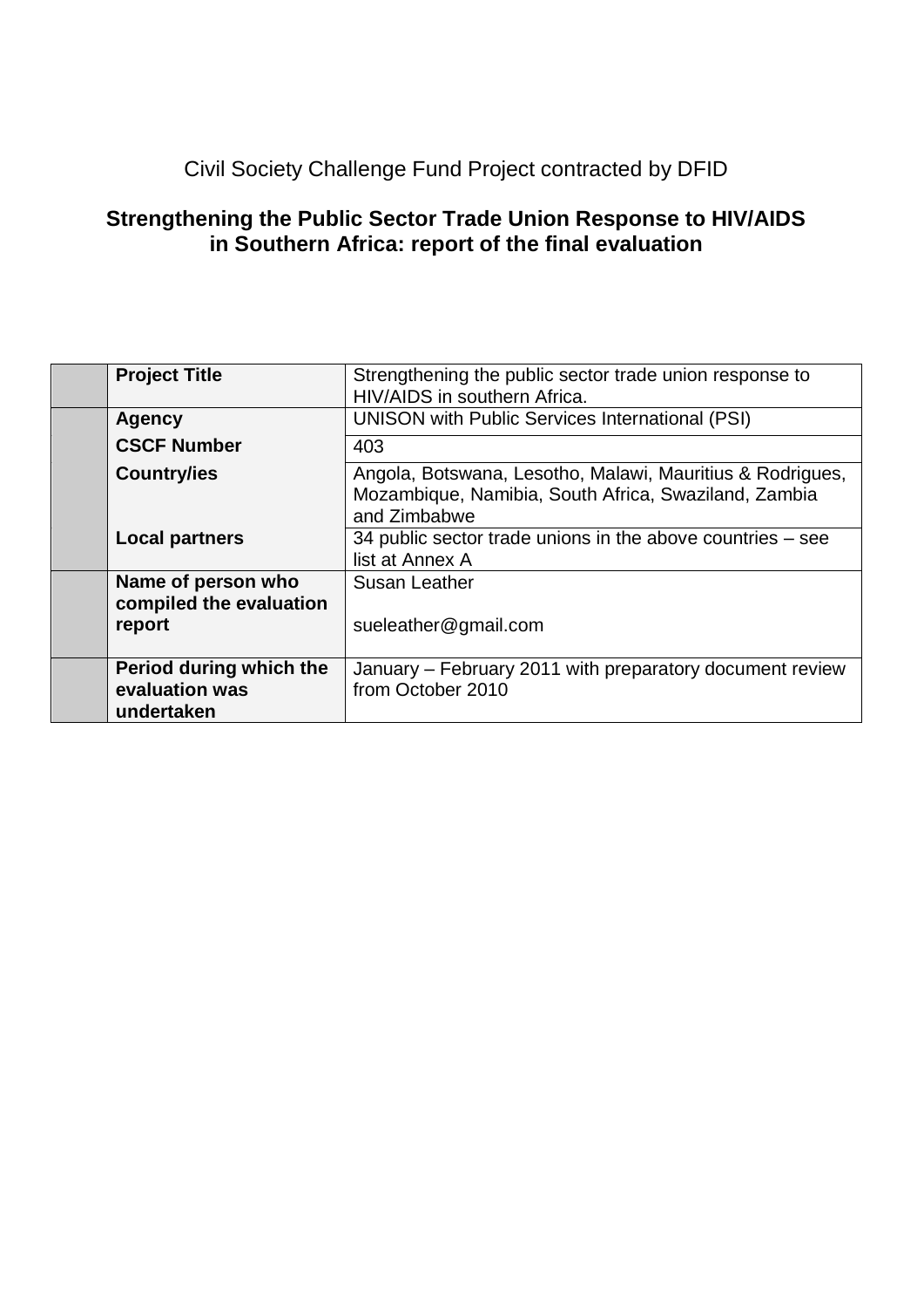Civil Society Challenge Fund Project contracted by DFID

# Strengthening the Public Sector Trade Union Response to HIV/AIDS in Southern Africa: report of the final evaluation

| | | |
|---|---|---|
| | **Project Title** | Strengthening the public sector trade union response to HIV/AIDS in southern Africa. |
| | **Agency** | UNISON with Public Services International (PSI) |
| | **CSCF Number** | 403 |
| | **Country/ies** | Angola, Botswana, Lesotho, Malawi, Mauritius & Rodrigues, Mozambique, Namibia, South Africa, Swaziland, Zambia and Zimbabwe |
| | **Local partners** | 34 public sector trade unions in the above countries – see list at Annex A |
| | **Name of person who compiled the evaluation report** | Susan Leather<br><br>sueleather@gmail.com |
| | **Period during which the evaluation was undertaken** | January – February 2011 with preparatory document review from October 2010 |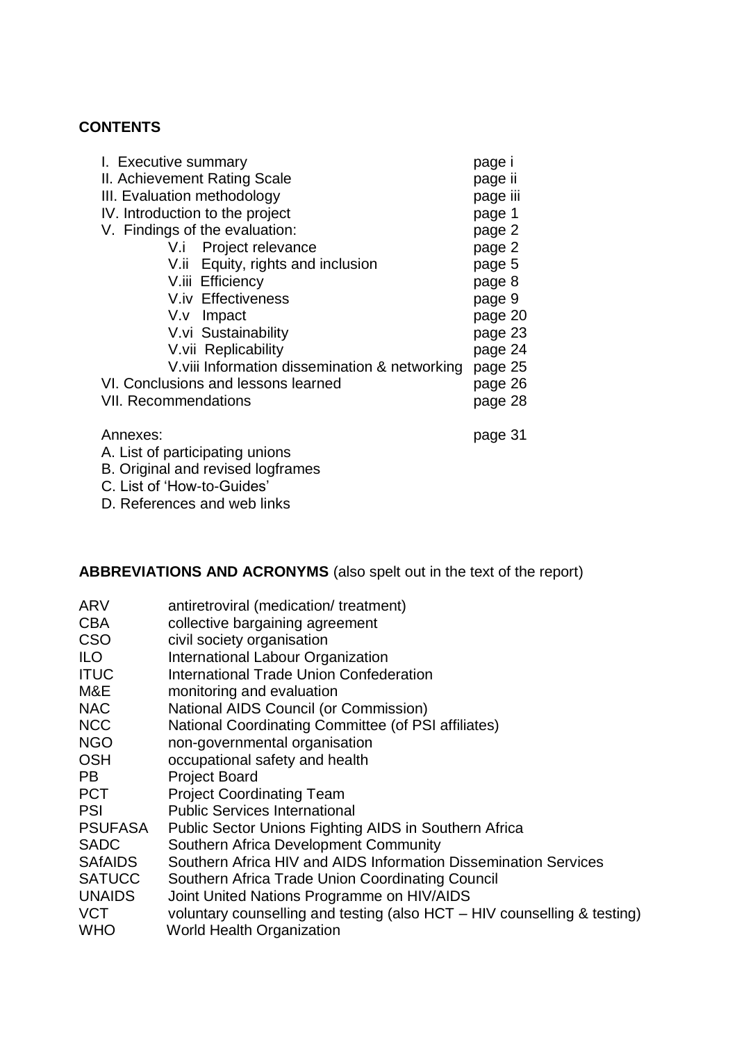**CONTENTS**

| | |
|---|---|
| I. Executive summary | page i |
| II. Achievement Rating Scale | page ii |
| III. Evaluation methodology | page iii |
| IV. Introduction to the project | page 1 |
| V. Findings of the evaluation: | page 2 |
| V.i Project relevance | page 2 |
| V.ii Equity, rights and inclusion | page 5 |
| V.iii Efficiency | page 8 |
| V.iv Effectiveness | page 9 |
| V.v Impact | page 20 |
| V.vi Sustainability | page 23 |
| V.vii Replicability | page 24 |
| V.viii Information dissemination & networking | page 25 |
| VI. Conclusions and lessons learned | page 26 |
| VII. Recommendations | page 28 |
| Annexes: | page 31 |

A. List of participating unions
B. Original and revised logframes
C. List of 'How-to-Guides'
D. References and web links

**ABBREVIATIONS AND ACRONYMS** (also spelt out in the text of the report)

| | |
|---|---|
| ARV | antiretroviral (medication/ treatment) |
| CBA | collective bargaining agreement |
| CSO | civil society organisation |
| ILO | International Labour Organization |
| ITUC | International Trade Union Confederation |
| M&E | monitoring and evaluation |
| NAC | National AIDS Council (or Commission) |
| NCC | National Coordinating Committee (of PSI affiliates) |
| NGO | non-governmental organisation |
| OSH | occupational safety and health |
| PB | Project Board |
| PCT | Project Coordinating Team |
| PSI | Public Services International |
| PSUFASA | Public Sector Unions Fighting AIDS in Southern Africa |
| SADC | Southern Africa Development Community |
| SAfAIDS | Southern Africa HIV and AIDS Information Dissemination Services |
| SATUCC | Southern Africa Trade Union Coordinating Council |
| UNAIDS | Joint United Nations Programme on HIV/AIDS |
| VCT | voluntary counselling and testing (also HCT – HIV counselling & testing) |
| WHO | World Health Organization |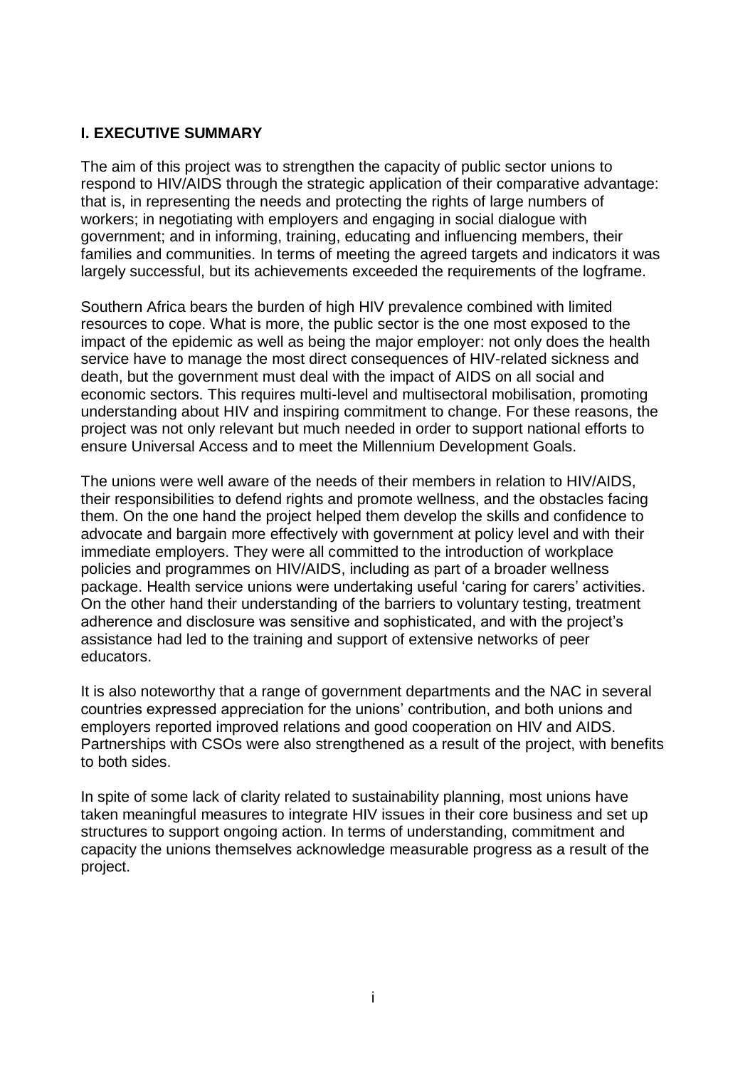## I. EXECUTIVE SUMMARY

The aim of this project was to strengthen the capacity of public sector unions to respond to HIV/AIDS through the strategic application of their comparative advantage: that is, in representing the needs and protecting the rights of large numbers of workers; in negotiating with employers and engaging in social dialogue with government; and in informing, training, educating and influencing members, their families and communities. In terms of meeting the agreed targets and indicators it was largely successful, but its achievements exceeded the requirements of the logframe.

Southern Africa bears the burden of high HIV prevalence combined with limited resources to cope. What is more, the public sector is the one most exposed to the impact of the epidemic as well as being the major employer: not only does the health service have to manage the most direct consequences of HIV-related sickness and death, but the government must deal with the impact of AIDS on all social and economic sectors. This requires multi-level and multisectoral mobilisation, promoting understanding about HIV and inspiring commitment to change. For these reasons, the project was not only relevant but much needed in order to support national efforts to ensure Universal Access and to meet the Millennium Development Goals.

The unions were well aware of the needs of their members in relation to HIV/AIDS, their responsibilities to defend rights and promote wellness, and the obstacles facing them. On the one hand the project helped them develop the skills and confidence to advocate and bargain more effectively with government at policy level and with their immediate employers. They were all committed to the introduction of workplace policies and programmes on HIV/AIDS, including as part of a broader wellness package. Health service unions were undertaking useful 'caring for carers' activities. On the other hand their understanding of the barriers to voluntary testing, treatment adherence and disclosure was sensitive and sophisticated, and with the project's assistance had led to the training and support of extensive networks of peer educators.

It is also noteworthy that a range of government departments and the NAC in several countries expressed appreciation for the unions' contribution, and both unions and employers reported improved relations and good cooperation on HIV and AIDS. Partnerships with CSOs were also strengthened as a result of the project, with benefits to both sides.

In spite of some lack of clarity related to sustainability planning, most unions have taken meaningful measures to integrate HIV issues in their core business and set up structures to support ongoing action. In terms of understanding, commitment and capacity the unions themselves acknowledge measurable progress as a result of the project.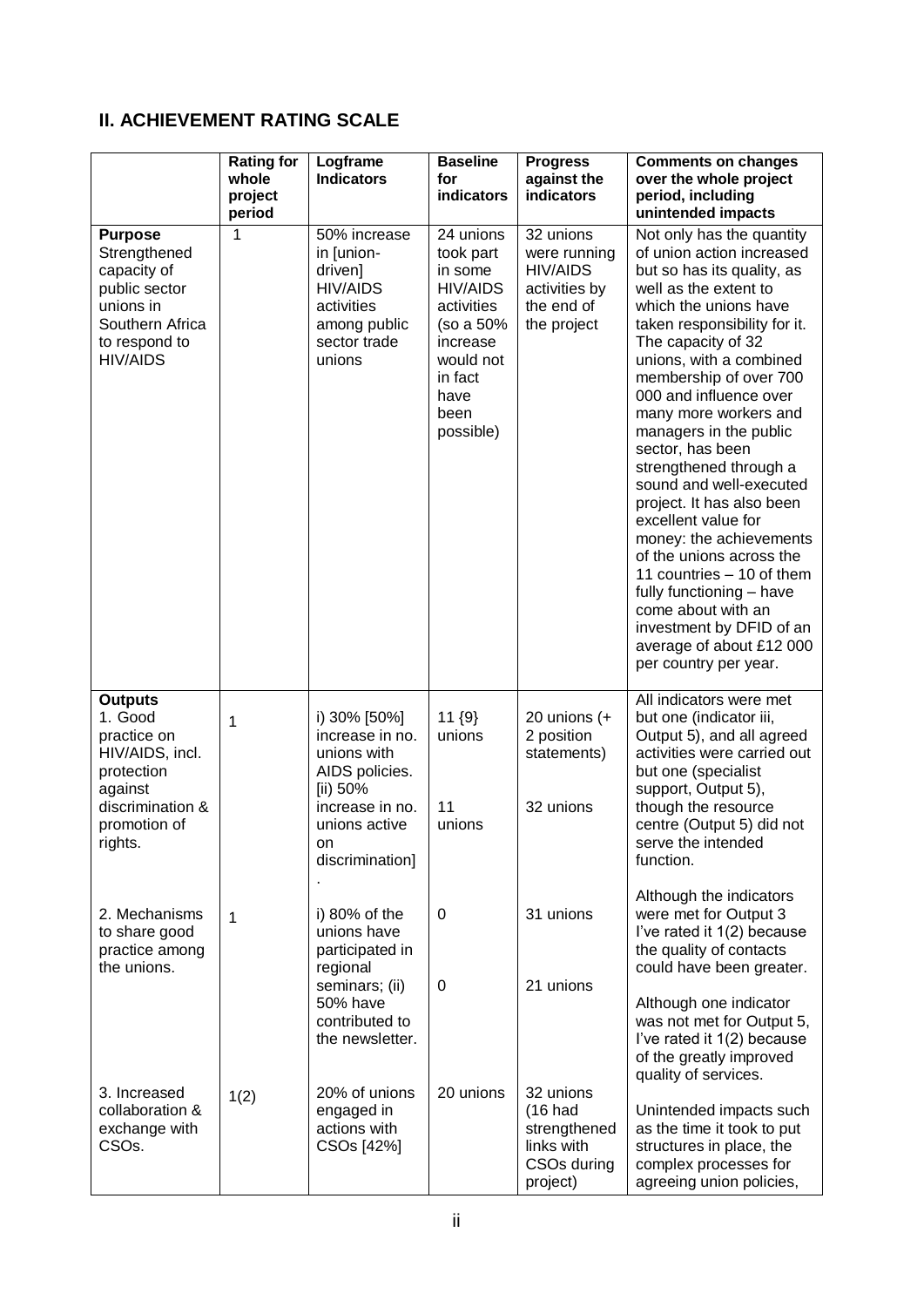## II. ACHIEVEMENT RATING SCALE

| | Rating for whole project period | Logframe Indicators | Baseline for indicators | Progress against the indicators | Comments on changes over the whole project period, including unintended impacts |
|---|---|---|---|---|---|
| **Purpose** Strengthened capacity of public sector unions in Southern Africa to respond to HIV/AIDS | 1 | 50% increase in [union-driven] HIV/AIDS activities among public sector trade unions | 24 unions took part in some HIV/AIDS activities (so a 50% increase would not in fact have been possible) | 32 unions were running HIV/AIDS activities by the end of the project | Not only has the quantity of union action increased but so has its quality, as well as the extent to which the unions have taken responsibility for it. The capacity of 32 unions, with a combined membership of over 700 000 and influence over many more workers and managers in the public sector, has been strengthened through a sound and well-executed project. It has also been excellent value for money: the achievements of the unions across the 11 countries – 10 of them fully functioning – have come about with an investment by DFID of an average of about £12 000 per country per year. |
| **Outputs** 1. Good practice on HIV/AIDS, incl. protection against discrimination & promotion of rights. | 1 | i) 30% [50%] increase in no. unions with AIDS policies. [ii) 50% increase in no. unions active on discrimination]. | 11 {9} unions<br><br>11 unions | 20 unions (+ 2 position statements)<br><br>32 unions | All indicators were met but one (indicator iii, Output 5), and all agreed activities were carried out but one (specialist support, Output 5), though the resource centre (Output 5) did not serve the intended function.<br><br>Although the indicators were met for Output 3 I've rated it 1(2) because the quality of contacts could have been greater.<br><br>Although one indicator was not met for Output 5, I've rated it 1(2) because of the greatly improved quality of services.<br><br>Unintended impacts such as the time it took to put structures in place, the complex processes for agreeing union policies, |
| 2. Mechanisms to share good practice among the unions. | 1 | i) 80% of the unions have participated in regional seminars; (ii) 50% have contributed to the newsletter. | 0<br><br>0 | 31 unions<br><br>21 unions | |
| 3. Increased collaboration & exchange with CSOs. | 1(2) | 20% of unions engaged in actions with CSOs [42%] | 20 unions | 32 unions (16 had strengthened links with CSOs during project) | |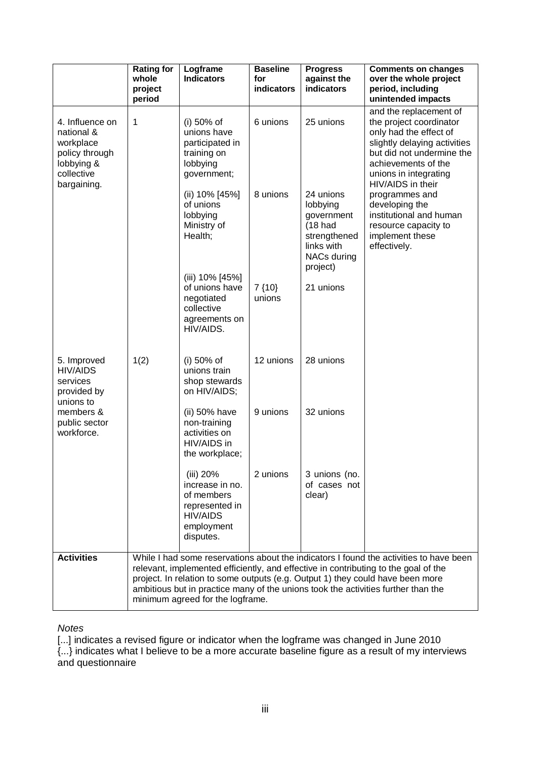| | Rating for whole project period | Logframe Indicators | Baseline for indicators | Progress against the indicators | Comments on changes over the whole project period, including unintended impacts |
|---|---|---|---|---|---|
| 4. Influence on national & workplace policy through lobbying & collective bargaining. | 1 | (i) 50% of unions have participated in training on lobbying government; | 6 unions | 25 unions | and the replacement of the project coordinator only had the effect of slightly delaying activities but did not undermine the achievements of the unions in integrating HIV/AIDS in their programmes and developing the institutional and human resource capacity to implement these effectively. |
| | | (ii) 10% [45%] of unions lobbying Ministry of Health; | 8 unions | 24 unions lobbying government (18 had strengthened links with NACs during project) | |
| | | (iii) 10% [45%] of unions have negotiated collective agreements on HIV/AIDS. | 7 {10} unions | 21 unions | |
| 5. Improved HIV/AIDS services provided by unions to members & public sector workforce. | 1(2) | (i) 50% of unions train shop stewards on HIV/AIDS; | 12 unions | 28 unions | |
| | | (ii) 50% have non-training activities on HIV/AIDS in the workplace; | 9 unions | 32 unions | |
| | | (iii) 20% increase in no. of members represented in HIV/AIDS employment disputes. | 2 unions | 3 unions (no. of cases not clear) | |
| **Activities** | While I had some reservations about the indicators I found the activities to have been relevant, implemented efficiently, and effective in contributing to the goal of the project. In relation to some outputs (e.g. Output 1) they could have been more ambitious but in practice many of the unions took the activities further than the minimum agreed for the logframe. | | | | |

*Notes*

[...] indicates a revised figure or indicator when the logframe was changed in June 2010
{...} indicates what I believe to be a more accurate baseline figure as a result of my interviews and questionnaire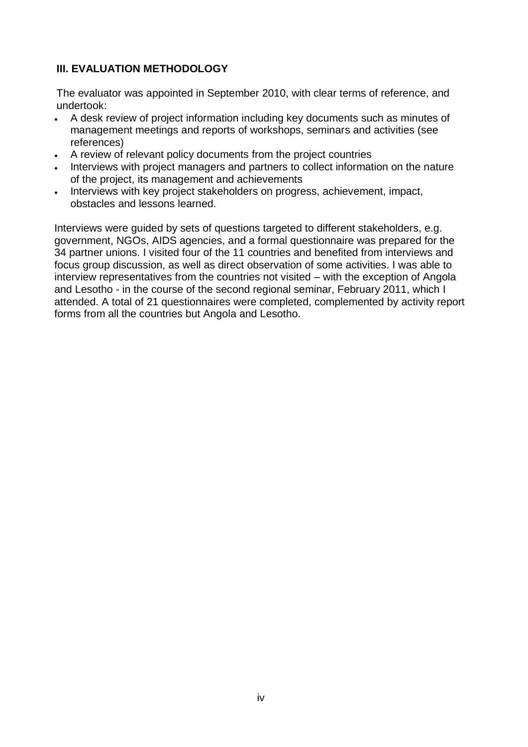## III. EVALUATION METHODOLOGY

The evaluator was appointed in September 2010, with clear terms of reference, and undertook:

- A desk review of project information including key documents such as minutes of management meetings and reports of workshops, seminars and activities (see references)
- A review of relevant policy documents from the project countries
- Interviews with project managers and partners to collect information on the nature of the project, its management and achievements
- Interviews with key project stakeholders on progress, achievement, impact, obstacles and lessons learned.

Interviews were guided by sets of questions targeted to different stakeholders, e.g. government, NGOs, AIDS agencies, and a formal questionnaire was prepared for the 34 partner unions. I visited four of the 11 countries and benefited from interviews and focus group discussion, as well as direct observation of some activities. I was able to interview representatives from the countries not visited – with the exception of Angola and Lesotho - in the course of the second regional seminar, February 2011, which I attended. A total of 21 questionnaires were completed, complemented by activity report forms from all the countries but Angola and Lesotho.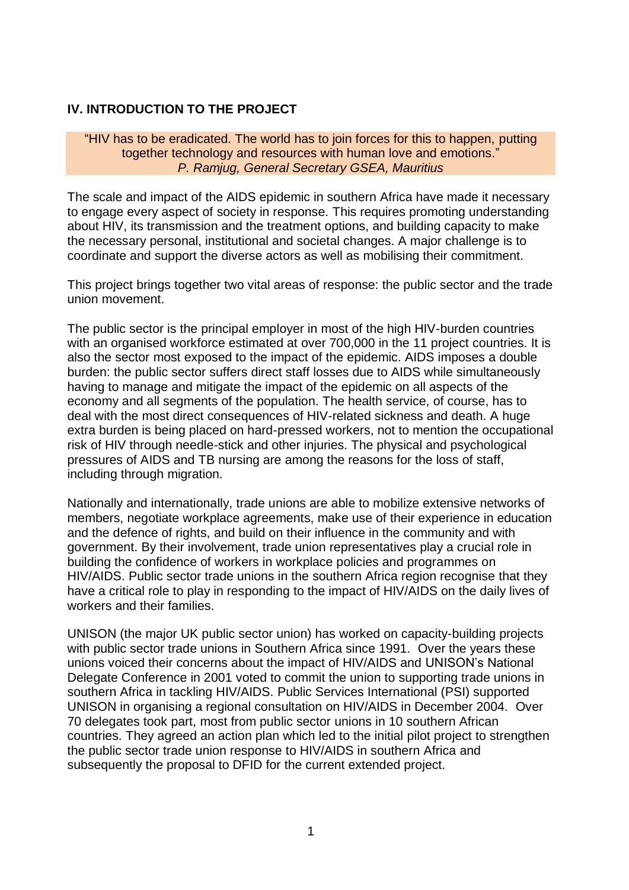## IV. INTRODUCTION TO THE PROJECT

> "HIV has to be eradicated. The world has to join forces for this to happen, putting together technology and resources with human love and emotions."
> *P. Ramjug, General Secretary GSEA, Mauritius*

The scale and impact of the AIDS epidemic in southern Africa have made it necessary to engage every aspect of society in response. This requires promoting understanding about HIV, its transmission and the treatment options, and building capacity to make the necessary personal, institutional and societal changes. A major challenge is to coordinate and support the diverse actors as well as mobilising their commitment.

This project brings together two vital areas of response: the public sector and the trade union movement.

The public sector is the principal employer in most of the high HIV-burden countries with an organised workforce estimated at over 700,000 in the 11 project countries. It is also the sector most exposed to the impact of the epidemic. AIDS imposes a double burden: the public sector suffers direct staff losses due to AIDS while simultaneously having to manage and mitigate the impact of the epidemic on all aspects of the economy and all segments of the population. The health service, of course, has to deal with the most direct consequences of HIV-related sickness and death. A huge extra burden is being placed on hard-pressed workers, not to mention the occupational risk of HIV through needle-stick and other injuries. The physical and psychological pressures of AIDS and TB nursing are among the reasons for the loss of staff, including through migration.

Nationally and internationally, trade unions are able to mobilize extensive networks of members, negotiate workplace agreements, make use of their experience in education and the defence of rights, and build on their influence in the community and with government. By their involvement, trade union representatives play a crucial role in building the confidence of workers in workplace policies and programmes on HIV/AIDS. Public sector trade unions in the southern Africa region recognise that they have a critical role to play in responding to the impact of HIV/AIDS on the daily lives of workers and their families.

UNISON (the major UK public sector union) has worked on capacity-building projects with public sector trade unions in Southern Africa since 1991. Over the years these unions voiced their concerns about the impact of HIV/AIDS and UNISON's National Delegate Conference in 2001 voted to commit the union to supporting trade unions in southern Africa in tackling HIV/AIDS. Public Services International (PSI) supported UNISON in organising a regional consultation on HIV/AIDS in December 2004. Over 70 delegates took part, most from public sector unions in 10 southern African countries. They agreed an action plan which led to the initial pilot project to strengthen the public sector trade union response to HIV/AIDS in southern Africa and subsequently the proposal to DFID for the current extended project.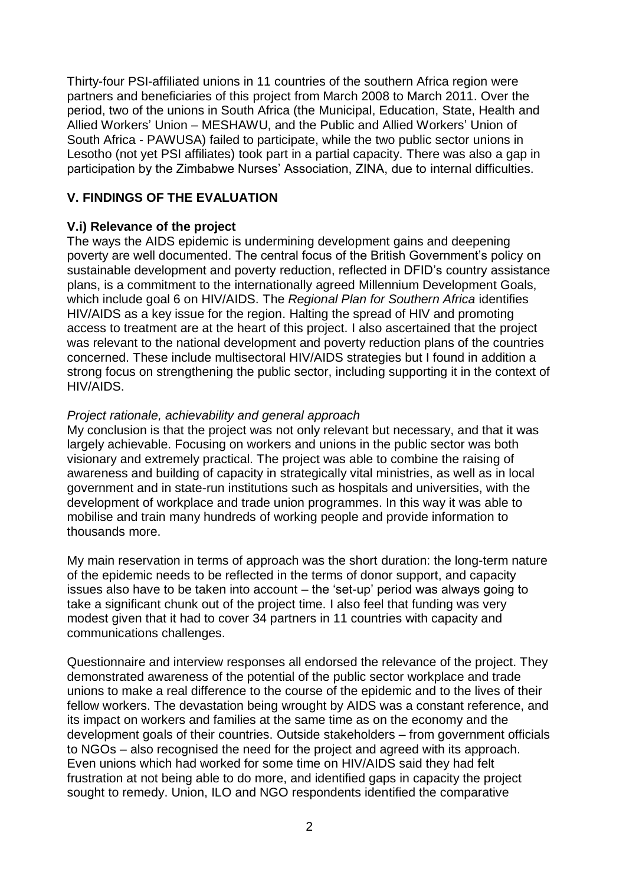Thirty-four PSI-affiliated unions in 11 countries of the southern Africa region were partners and beneficiaries of this project from March 2008 to March 2011. Over the period, two of the unions in South Africa (the Municipal, Education, State, Health and Allied Workers' Union – MESHAWU, and the Public and Allied Workers' Union of South Africa - PAWUSA) failed to participate, while the two public sector unions in Lesotho (not yet PSI affiliates) took part in a partial capacity. There was also a gap in participation by the Zimbabwe Nurses' Association, ZINA, due to internal difficulties.

## V. FINDINGS OF THE EVALUATION

### V.i) Relevance of the project

The ways the AIDS epidemic is undermining development gains and deepening poverty are well documented. The central focus of the British Government's policy on sustainable development and poverty reduction, reflected in DFID's country assistance plans, is a commitment to the internationally agreed Millennium Development Goals, which include goal 6 on HIV/AIDS. The *Regional Plan for Southern Africa* identifies HIV/AIDS as a key issue for the region. Halting the spread of HIV and promoting access to treatment are at the heart of this project. I also ascertained that the project was relevant to the national development and poverty reduction plans of the countries concerned. These include multisectoral HIV/AIDS strategies but I found in addition a strong focus on strengthening the public sector, including supporting it in the context of HIV/AIDS.

*Project rationale, achievability and general approach*

My conclusion is that the project was not only relevant but necessary, and that it was largely achievable. Focusing on workers and unions in the public sector was both visionary and extremely practical. The project was able to combine the raising of awareness and building of capacity in strategically vital ministries, as well as in local government and in state-run institutions such as hospitals and universities, with the development of workplace and trade union programmes. In this way it was able to mobilise and train many hundreds of working people and provide information to thousands more.

My main reservation in terms of approach was the short duration: the long-term nature of the epidemic needs to be reflected in the terms of donor support, and capacity issues also have to be taken into account – the 'set-up' period was always going to take a significant chunk out of the project time. I also feel that funding was very modest given that it had to cover 34 partners in 11 countries with capacity and communications challenges.

Questionnaire and interview responses all endorsed the relevance of the project. They demonstrated awareness of the potential of the public sector workplace and trade unions to make a real difference to the course of the epidemic and to the lives of their fellow workers. The devastation being wrought by AIDS was a constant reference, and its impact on workers and families at the same time as on the economy and the development goals of their countries. Outside stakeholders – from government officials to NGOs – also recognised the need for the project and agreed with its approach. Even unions which had worked for some time on HIV/AIDS said they had felt frustration at not being able to do more, and identified gaps in capacity the project sought to remedy. Union, ILO and NGO respondents identified the comparative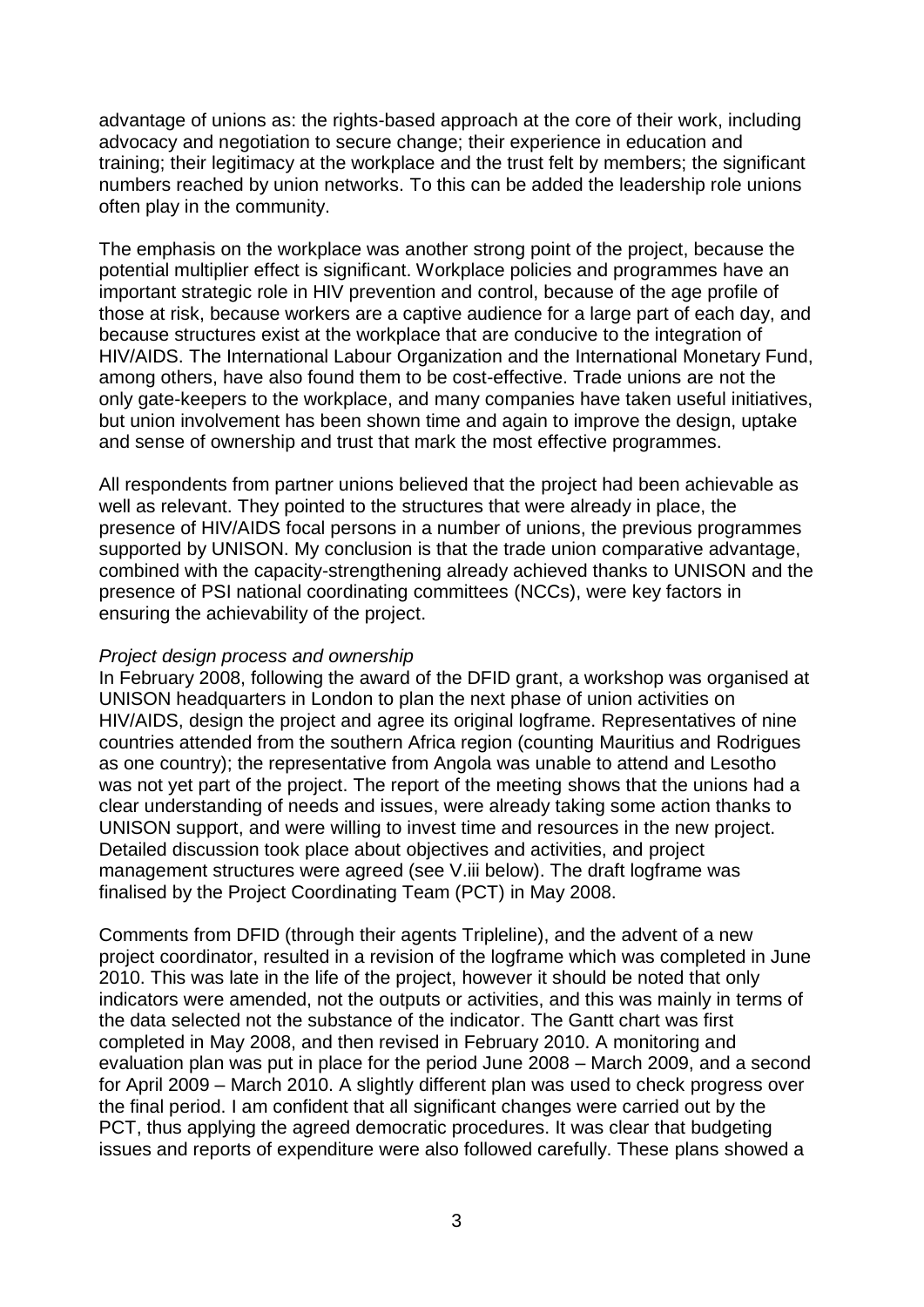advantage of unions as: the rights-based approach at the core of their work, including advocacy and negotiation to secure change; their experience in education and training; their legitimacy at the workplace and the trust felt by members; the significant numbers reached by union networks. To this can be added the leadership role unions often play in the community.

The emphasis on the workplace was another strong point of the project, because the potential multiplier effect is significant. Workplace policies and programmes have an important strategic role in HIV prevention and control, because of the age profile of those at risk, because workers are a captive audience for a large part of each day, and because structures exist at the workplace that are conducive to the integration of HIV/AIDS. The International Labour Organization and the International Monetary Fund, among others, have also found them to be cost-effective. Trade unions are not the only gate-keepers to the workplace, and many companies have taken useful initiatives, but union involvement has been shown time and again to improve the design, uptake and sense of ownership and trust that mark the most effective programmes.

All respondents from partner unions believed that the project had been achievable as well as relevant. They pointed to the structures that were already in place, the presence of HIV/AIDS focal persons in a number of unions, the previous programmes supported by UNISON. My conclusion is that the trade union comparative advantage, combined with the capacity-strengthening already achieved thanks to UNISON and the presence of PSI national coordinating committees (NCCs), were key factors in ensuring the achievability of the project.

*Project design process and ownership*

In February 2008, following the award of the DFID grant, a workshop was organised at UNISON headquarters in London to plan the next phase of union activities on HIV/AIDS, design the project and agree its original logframe. Representatives of nine countries attended from the southern Africa region (counting Mauritius and Rodrigues as one country); the representative from Angola was unable to attend and Lesotho was not yet part of the project. The report of the meeting shows that the unions had a clear understanding of needs and issues, were already taking some action thanks to UNISON support, and were willing to invest time and resources in the new project. Detailed discussion took place about objectives and activities, and project management structures were agreed (see V.iii below). The draft logframe was finalised by the Project Coordinating Team (PCT) in May 2008.

Comments from DFID (through their agents Tripleline), and the advent of a new project coordinator, resulted in a revision of the logframe which was completed in June 2010. This was late in the life of the project, however it should be noted that only indicators were amended, not the outputs or activities, and this was mainly in terms of the data selected not the substance of the indicator. The Gantt chart was first completed in May 2008, and then revised in February 2010. A monitoring and evaluation plan was put in place for the period June 2008 – March 2009, and a second for April 2009 – March 2010. A slightly different plan was used to check progress over the final period. I am confident that all significant changes were carried out by the PCT, thus applying the agreed democratic procedures. It was clear that budgeting issues and reports of expenditure were also followed carefully. These plans showed a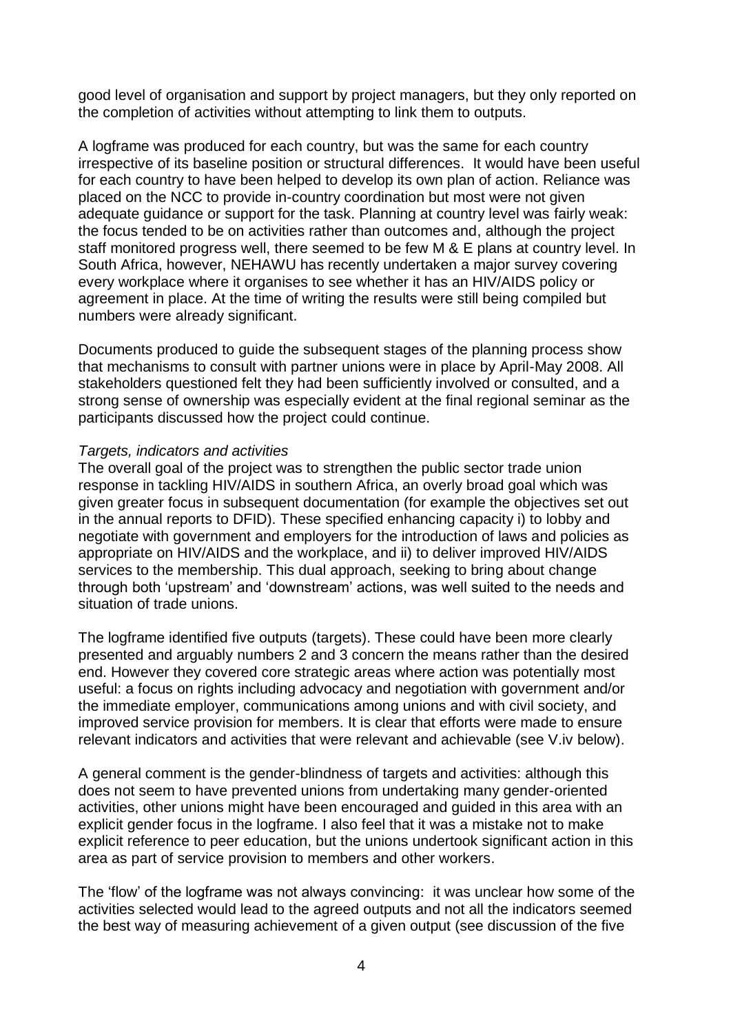good level of organisation and support by project managers, but they only reported on the completion of activities without attempting to link them to outputs.

A logframe was produced for each country, but was the same for each country irrespective of its baseline position or structural differences. It would have been useful for each country to have been helped to develop its own plan of action. Reliance was placed on the NCC to provide in-country coordination but most were not given adequate guidance or support for the task. Planning at country level was fairly weak: the focus tended to be on activities rather than outcomes and, although the project staff monitored progress well, there seemed to be few M & E plans at country level. In South Africa, however, NEHAWU has recently undertaken a major survey covering every workplace where it organises to see whether it has an HIV/AIDS policy or agreement in place. At the time of writing the results were still being compiled but numbers were already significant.

Documents produced to guide the subsequent stages of the planning process show that mechanisms to consult with partner unions were in place by April-May 2008. All stakeholders questioned felt they had been sufficiently involved or consulted, and a strong sense of ownership was especially evident at the final regional seminar as the participants discussed how the project could continue.

*Targets, indicators and activities*

The overall goal of the project was to strengthen the public sector trade union response in tackling HIV/AIDS in southern Africa, an overly broad goal which was given greater focus in subsequent documentation (for example the objectives set out in the annual reports to DFID). These specified enhancing capacity i) to lobby and negotiate with government and employers for the introduction of laws and policies as appropriate on HIV/AIDS and the workplace, and ii) to deliver improved HIV/AIDS services to the membership. This dual approach, seeking to bring about change through both 'upstream' and 'downstream' actions, was well suited to the needs and situation of trade unions.

The logframe identified five outputs (targets). These could have been more clearly presented and arguably numbers 2 and 3 concern the means rather than the desired end. However they covered core strategic areas where action was potentially most useful: a focus on rights including advocacy and negotiation with government and/or the immediate employer, communications among unions and with civil society, and improved service provision for members. It is clear that efforts were made to ensure relevant indicators and activities that were relevant and achievable (see V.iv below).

A general comment is the gender-blindness of targets and activities: although this does not seem to have prevented unions from undertaking many gender-oriented activities, other unions might have been encouraged and guided in this area with an explicit gender focus in the logframe. I also feel that it was a mistake not to make explicit reference to peer education, but the unions undertook significant action in this area as part of service provision to members and other workers.

The 'flow' of the logframe was not always convincing: it was unclear how some of the activities selected would lead to the agreed outputs and not all the indicators seemed the best way of measuring achievement of a given output (see discussion of the five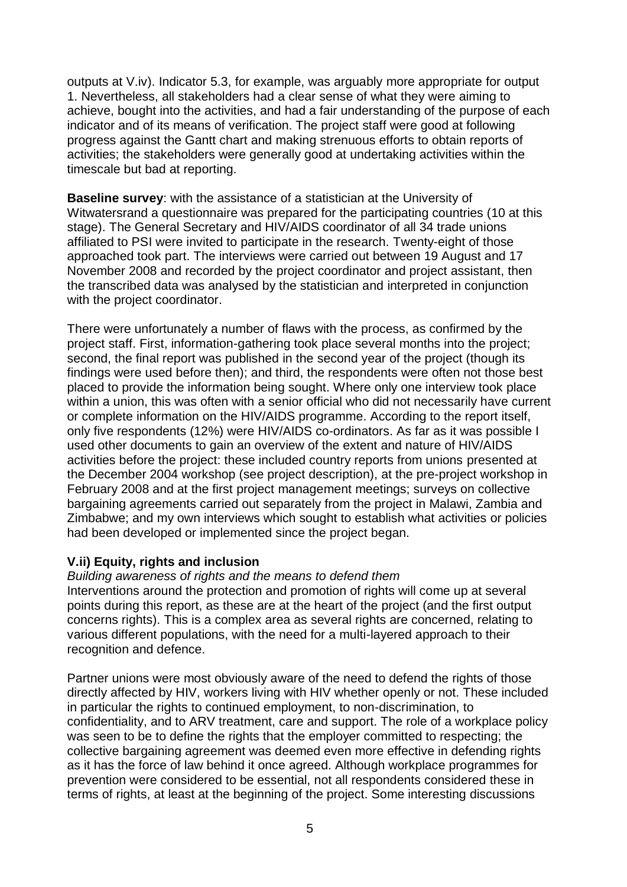outputs at V.iv). Indicator 5.3, for example, was arguably more appropriate for output 1. Nevertheless, all stakeholders had a clear sense of what they were aiming to achieve, bought into the activities, and had a fair understanding of the purpose of each indicator and of its means of verification. The project staff were good at following progress against the Gantt chart and making strenuous efforts to obtain reports of activities; the stakeholders were generally good at undertaking activities within the timescale but bad at reporting.

**Baseline survey**: with the assistance of a statistician at the University of Witwatersrand a questionnaire was prepared for the participating countries (10 at this stage). The General Secretary and HIV/AIDS coordinator of all 34 trade unions affiliated to PSI were invited to participate in the research. Twenty-eight of those approached took part. The interviews were carried out between 19 August and 17 November 2008 and recorded by the project coordinator and project assistant, then the transcribed data was analysed by the statistician and interpreted in conjunction with the project coordinator.

There were unfortunately a number of flaws with the process, as confirmed by the project staff. First, information-gathering took place several months into the project; second, the final report was published in the second year of the project (though its findings were used before then); and third, the respondents were often not those best placed to provide the information being sought. Where only one interview took place within a union, this was often with a senior official who did not necessarily have current or complete information on the HIV/AIDS programme. According to the report itself, only five respondents (12%) were HIV/AIDS co-ordinators. As far as it was possible I used other documents to gain an overview of the extent and nature of HIV/AIDS activities before the project: these included country reports from unions presented at the December 2004 workshop (see project description), at the pre-project workshop in February 2008 and at the first project management meetings; surveys on collective bargaining agreements carried out separately from the project in Malawi, Zambia and Zimbabwe; and my own interviews which sought to establish what activities or policies had been developed or implemented since the project began.

### V.ii) Equity, rights and inclusion

*Building awareness of rights and the means to defend them*

Interventions around the protection and promotion of rights will come up at several points during this report, as these are at the heart of the project (and the first output concerns rights). This is a complex area as several rights are concerned, relating to various different populations, with the need for a multi-layered approach to their recognition and defence.

Partner unions were most obviously aware of the need to defend the rights of those directly affected by HIV, workers living with HIV whether openly or not. These included in particular the rights to continued employment, to non-discrimination, to confidentiality, and to ARV treatment, care and support. The role of a workplace policy was seen to be to define the rights that the employer committed to respecting; the collective bargaining agreement was deemed even more effective in defending rights as it has the force of law behind it once agreed. Although workplace programmes for prevention were considered to be essential, not all respondents considered these in terms of rights, at least at the beginning of the project. Some interesting discussions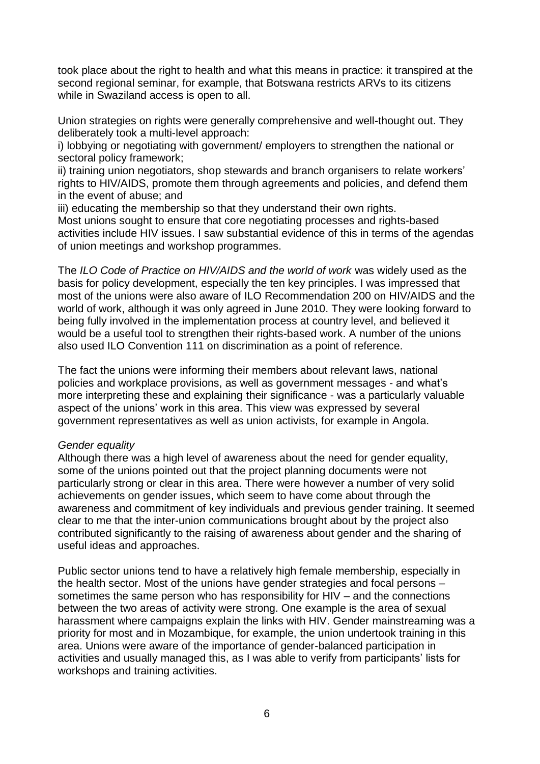took place about the right to health and what this means in practice: it transpired at the second regional seminar, for example, that Botswana restricts ARVs to its citizens while in Swaziland access is open to all.

Union strategies on rights were generally comprehensive and well-thought out. They deliberately took a multi-level approach:

i) lobbying or negotiating with government/ employers to strengthen the national or sectoral policy framework;

ii) training union negotiators, shop stewards and branch organisers to relate workers' rights to HIV/AIDS, promote them through agreements and policies, and defend them in the event of abuse; and

iii) educating the membership so that they understand their own rights.

Most unions sought to ensure that core negotiating processes and rights-based activities include HIV issues. I saw substantial evidence of this in terms of the agendas of union meetings and workshop programmes.

The *ILO Code of Practice on HIV/AIDS and the world of work* was widely used as the basis for policy development, especially the ten key principles. I was impressed that most of the unions were also aware of ILO Recommendation 200 on HIV/AIDS and the world of work, although it was only agreed in June 2010. They were looking forward to being fully involved in the implementation process at country level, and believed it would be a useful tool to strengthen their rights-based work. A number of the unions also used ILO Convention 111 on discrimination as a point of reference.

The fact the unions were informing their members about relevant laws, national policies and workplace provisions, as well as government messages - and what's more interpreting these and explaining their significance - was a particularly valuable aspect of the unions' work in this area. This view was expressed by several government representatives as well as union activists, for example in Angola.

*Gender equality*

Although there was a high level of awareness about the need for gender equality, some of the unions pointed out that the project planning documents were not particularly strong or clear in this area. There were however a number of very solid achievements on gender issues, which seem to have come about through the awareness and commitment of key individuals and previous gender training. It seemed clear to me that the inter-union communications brought about by the project also contributed significantly to the raising of awareness about gender and the sharing of useful ideas and approaches.

Public sector unions tend to have a relatively high female membership, especially in the health sector. Most of the unions have gender strategies and focal persons – sometimes the same person who has responsibility for HIV – and the connections between the two areas of activity were strong. One example is the area of sexual harassment where campaigns explain the links with HIV. Gender mainstreaming was a priority for most and in Mozambique, for example, the union undertook training in this area. Unions were aware of the importance of gender-balanced participation in activities and usually managed this, as I was able to verify from participants' lists for workshops and training activities.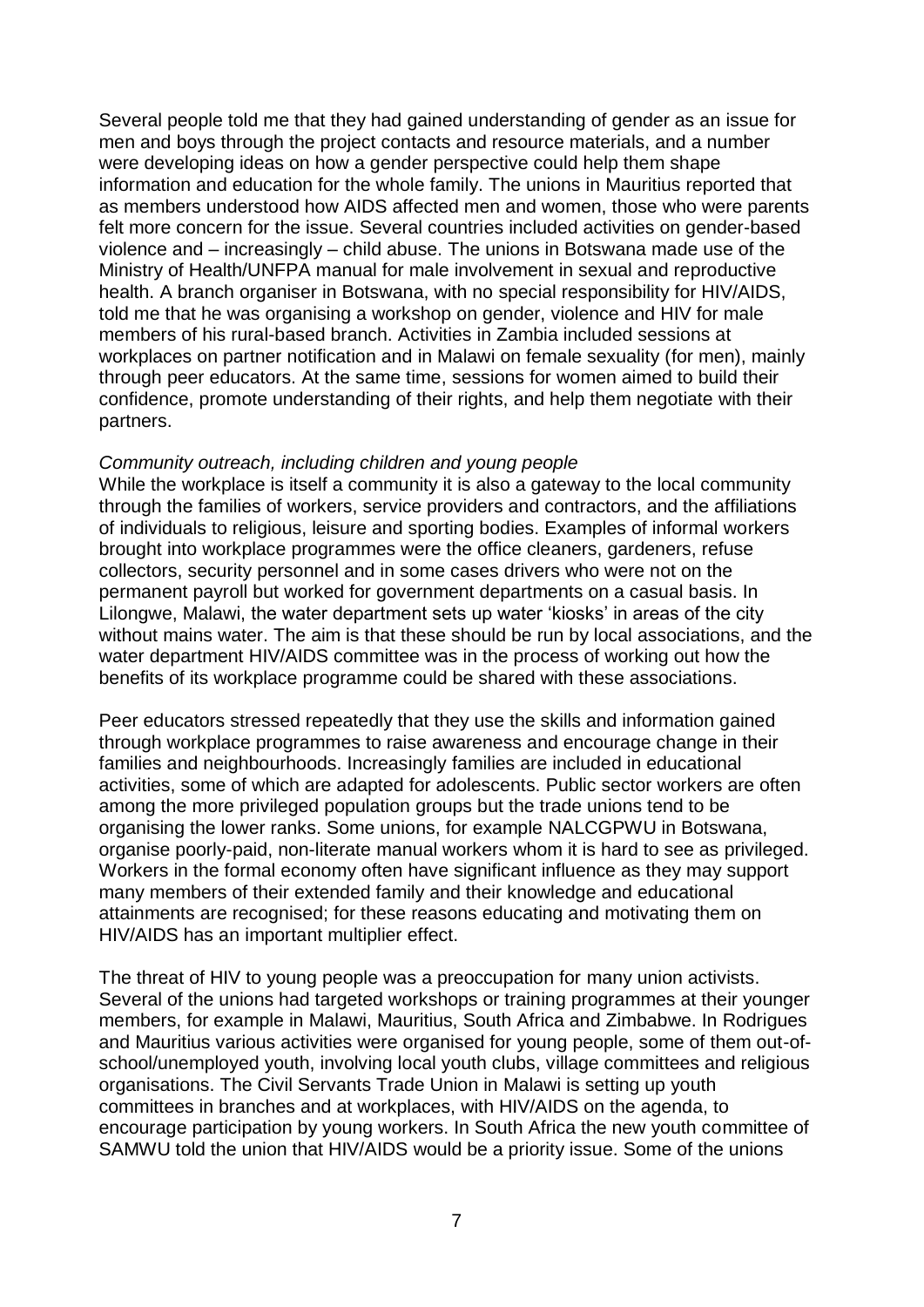Several people told me that they had gained understanding of gender as an issue for men and boys through the project contacts and resource materials, and a number were developing ideas on how a gender perspective could help them shape information and education for the whole family. The unions in Mauritius reported that as members understood how AIDS affected men and women, those who were parents felt more concern for the issue. Several countries included activities on gender-based violence and – increasingly – child abuse. The unions in Botswana made use of the Ministry of Health/UNFPA manual for male involvement in sexual and reproductive health. A branch organiser in Botswana, with no special responsibility for HIV/AIDS, told me that he was organising a workshop on gender, violence and HIV for male members of his rural-based branch. Activities in Zambia included sessions at workplaces on partner notification and in Malawi on female sexuality (for men), mainly through peer educators. At the same time, sessions for women aimed to build their confidence, promote understanding of their rights, and help them negotiate with their partners.

*Community outreach, including children and young people*

While the workplace is itself a community it is also a gateway to the local community through the families of workers, service providers and contractors, and the affiliations of individuals to religious, leisure and sporting bodies. Examples of informal workers brought into workplace programmes were the office cleaners, gardeners, refuse collectors, security personnel and in some cases drivers who were not on the permanent payroll but worked for government departments on a casual basis. In Lilongwe, Malawi, the water department sets up water 'kiosks' in areas of the city without mains water. The aim is that these should be run by local associations, and the water department HIV/AIDS committee was in the process of working out how the benefits of its workplace programme could be shared with these associations.

Peer educators stressed repeatedly that they use the skills and information gained through workplace programmes to raise awareness and encourage change in their families and neighbourhoods. Increasingly families are included in educational activities, some of which are adapted for adolescents. Public sector workers are often among the more privileged population groups but the trade unions tend to be organising the lower ranks. Some unions, for example NALCGPWU in Botswana, organise poorly-paid, non-literate manual workers whom it is hard to see as privileged. Workers in the formal economy often have significant influence as they may support many members of their extended family and their knowledge and educational attainments are recognised; for these reasons educating and motivating them on HIV/AIDS has an important multiplier effect.

The threat of HIV to young people was a preoccupation for many union activists. Several of the unions had targeted workshops or training programmes at their younger members, for example in Malawi, Mauritius, South Africa and Zimbabwe. In Rodrigues and Mauritius various activities were organised for young people, some of them out-of-school/unemployed youth, involving local youth clubs, village committees and religious organisations. The Civil Servants Trade Union in Malawi is setting up youth committees in branches and at workplaces, with HIV/AIDS on the agenda, to encourage participation by young workers. In South Africa the new youth committee of SAMWU told the union that HIV/AIDS would be a priority issue. Some of the unions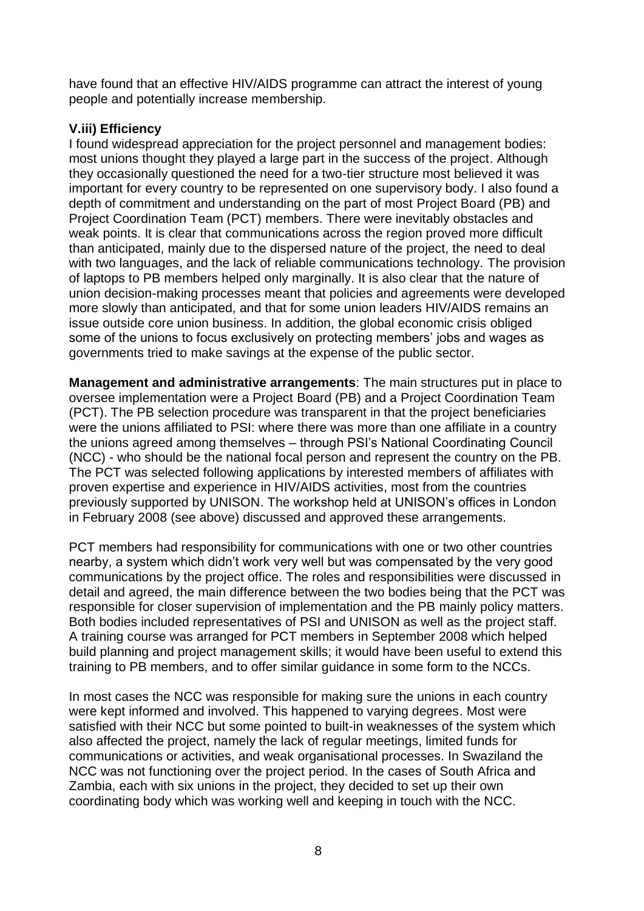have found that an effective HIV/AIDS programme can attract the interest of young people and potentially increase membership.

### V.iii) Efficiency

I found widespread appreciation for the project personnel and management bodies: most unions thought they played a large part in the success of the project. Although they occasionally questioned the need for a two-tier structure most believed it was important for every country to be represented on one supervisory body. I also found a depth of commitment and understanding on the part of most Project Board (PB) and Project Coordination Team (PCT) members. There were inevitably obstacles and weak points. It is clear that communications across the region proved more difficult than anticipated, mainly due to the dispersed nature of the project, the need to deal with two languages, and the lack of reliable communications technology. The provision of laptops to PB members helped only marginally. It is also clear that the nature of union decision-making processes meant that policies and agreements were developed more slowly than anticipated, and that for some union leaders HIV/AIDS remains an issue outside core union business. In addition, the global economic crisis obliged some of the unions to focus exclusively on protecting members' jobs and wages as governments tried to make savings at the expense of the public sector.

**Management and administrative arrangements**: The main structures put in place to oversee implementation were a Project Board (PB) and a Project Coordination Team (PCT). The PB selection procedure was transparent in that the project beneficiaries were the unions affiliated to PSI: where there was more than one affiliate in a country the unions agreed among themselves – through PSI's National Coordinating Council (NCC) - who should be the national focal person and represent the country on the PB. The PCT was selected following applications by interested members of affiliates with proven expertise and experience in HIV/AIDS activities, most from the countries previously supported by UNISON. The workshop held at UNISON's offices in London in February 2008 (see above) discussed and approved these arrangements.

PCT members had responsibility for communications with one or two other countries nearby, a system which didn't work very well but was compensated by the very good communications by the project office. The roles and responsibilities were discussed in detail and agreed, the main difference between the two bodies being that the PCT was responsible for closer supervision of implementation and the PB mainly policy matters. Both bodies included representatives of PSI and UNISON as well as the project staff. A training course was arranged for PCT members in September 2008 which helped build planning and project management skills; it would have been useful to extend this training to PB members, and to offer similar guidance in some form to the NCCs.

In most cases the NCC was responsible for making sure the unions in each country were kept informed and involved. This happened to varying degrees. Most were satisfied with their NCC but some pointed to built-in weaknesses of the system which also affected the project, namely the lack of regular meetings, limited funds for communications or activities, and weak organisational processes. In Swaziland the NCC was not functioning over the project period. In the cases of South Africa and Zambia, each with six unions in the project, they decided to set up their own coordinating body which was working well and keeping in touch with the NCC.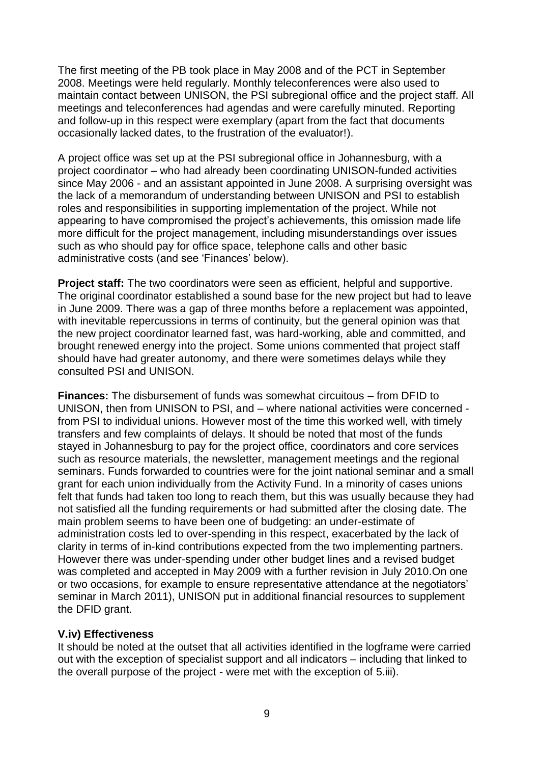The first meeting of the PB took place in May 2008 and of the PCT in September 2008. Meetings were held regularly. Monthly teleconferences were also used to maintain contact between UNISON, the PSI subregional office and the project staff. All meetings and teleconferences had agendas and were carefully minuted. Reporting and follow-up in this respect were exemplary (apart from the fact that documents occasionally lacked dates, to the frustration of the evaluator!).

A project office was set up at the PSI subregional office in Johannesburg, with a project coordinator – who had already been coordinating UNISON-funded activities since May 2006 - and an assistant appointed in June 2008. A surprising oversight was the lack of a memorandum of understanding between UNISON and PSI to establish roles and responsibilities in supporting implementation of the project. While not appearing to have compromised the project's achievements, this omission made life more difficult for the project management, including misunderstandings over issues such as who should pay for office space, telephone calls and other basic administrative costs (and see 'Finances' below).

**Project staff:** The two coordinators were seen as efficient, helpful and supportive. The original coordinator established a sound base for the new project but had to leave in June 2009. There was a gap of three months before a replacement was appointed, with inevitable repercussions in terms of continuity, but the general opinion was that the new project coordinator learned fast, was hard-working, able and committed, and brought renewed energy into the project. Some unions commented that project staff should have had greater autonomy, and there were sometimes delays while they consulted PSI and UNISON.

**Finances:** The disbursement of funds was somewhat circuitous – from DFID to UNISON, then from UNISON to PSI, and – where national activities were concerned - from PSI to individual unions. However most of the time this worked well, with timely transfers and few complaints of delays. It should be noted that most of the funds stayed in Johannesburg to pay for the project office, coordinators and core services such as resource materials, the newsletter, management meetings and the regional seminars. Funds forwarded to countries were for the joint national seminar and a small grant for each union individually from the Activity Fund. In a minority of cases unions felt that funds had taken too long to reach them, but this was usually because they had not satisfied all the funding requirements or had submitted after the closing date. The main problem seems to have been one of budgeting: an under-estimate of administration costs led to over-spending in this respect, exacerbated by the lack of clarity in terms of in-kind contributions expected from the two implementing partners. However there was under-spending under other budget lines and a revised budget was completed and accepted in May 2009 with a further revision in July 2010.On one or two occasions, for example to ensure representative attendance at the negotiators' seminar in March 2011), UNISON put in additional financial resources to supplement the DFID grant.

### V.iv) Effectiveness

It should be noted at the outset that all activities identified in the logframe were carried out with the exception of specialist support and all indicators – including that linked to the overall purpose of the project - were met with the exception of 5.iii).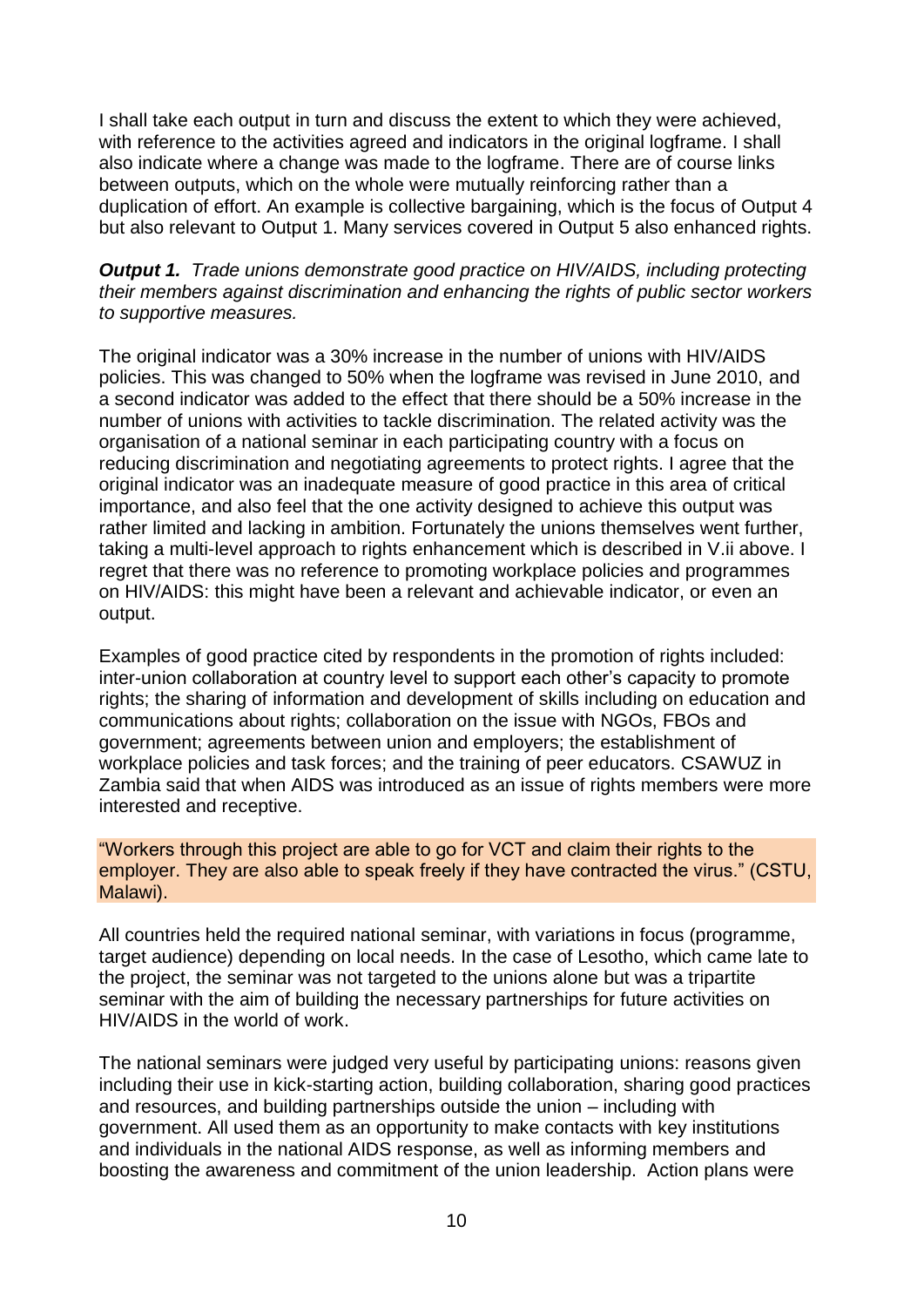I shall take each output in turn and discuss the extent to which they were achieved, with reference to the activities agreed and indicators in the original logframe. I shall also indicate where a change was made to the logframe. There are of course links between outputs, which on the whole were mutually reinforcing rather than a duplication of effort. An example is collective bargaining, which is the focus of Output 4 but also relevant to Output 1. Many services covered in Output 5 also enhanced rights.

***Output 1.*** *Trade unions demonstrate good practice on HIV/AIDS, including protecting their members against discrimination and enhancing the rights of public sector workers to supportive measures.*

The original indicator was a 30% increase in the number of unions with HIV/AIDS policies. This was changed to 50% when the logframe was revised in June 2010, and a second indicator was added to the effect that there should be a 50% increase in the number of unions with activities to tackle discrimination. The related activity was the organisation of a national seminar in each participating country with a focus on reducing discrimination and negotiating agreements to protect rights. I agree that the original indicator was an inadequate measure of good practice in this area of critical importance, and also feel that the one activity designed to achieve this output was rather limited and lacking in ambition. Fortunately the unions themselves went further, taking a multi-level approach to rights enhancement which is described in V.ii above. I regret that there was no reference to promoting workplace policies and programmes on HIV/AIDS: this might have been a relevant and achievable indicator, or even an output.

Examples of good practice cited by respondents in the promotion of rights included: inter-union collaboration at country level to support each other's capacity to promote rights; the sharing of information and development of skills including on education and communications about rights; collaboration on the issue with NGOs, FBOs and government; agreements between union and employers; the establishment of workplace policies and task forces; and the training of peer educators. CSAWUZ in Zambia said that when AIDS was introduced as an issue of rights members were more interested and receptive.

"Workers through this project are able to go for VCT and claim their rights to the employer. They are also able to speak freely if they have contracted the virus." (CSTU, Malawi).

All countries held the required national seminar, with variations in focus (programme, target audience) depending on local needs. In the case of Lesotho, which came late to the project, the seminar was not targeted to the unions alone but was a tripartite seminar with the aim of building the necessary partnerships for future activities on HIV/AIDS in the world of work.

The national seminars were judged very useful by participating unions: reasons given including their use in kick-starting action, building collaboration, sharing good practices and resources, and building partnerships outside the union – including with government. All used them as an opportunity to make contacts with key institutions and individuals in the national AIDS response, as well as informing members and boosting the awareness and commitment of the union leadership. Action plans were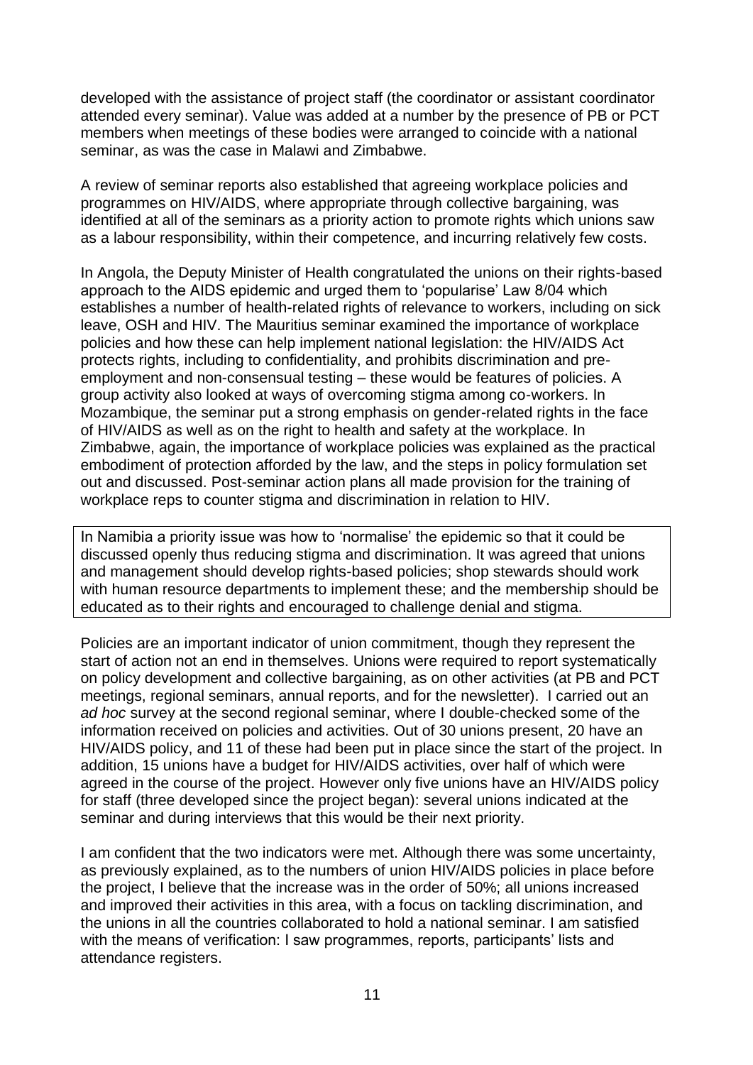developed with the assistance of project staff (the coordinator or assistant coordinator attended every seminar). Value was added at a number by the presence of PB or PCT members when meetings of these bodies were arranged to coincide with a national seminar, as was the case in Malawi and Zimbabwe.

A review of seminar reports also established that agreeing workplace policies and programmes on HIV/AIDS, where appropriate through collective bargaining, was identified at all of the seminars as a priority action to promote rights which unions saw as a labour responsibility, within their competence, and incurring relatively few costs.

In Angola, the Deputy Minister of Health congratulated the unions on their rights-based approach to the AIDS epidemic and urged them to 'popularise' Law 8/04 which establishes a number of health-related rights of relevance to workers, including on sick leave, OSH and HIV. The Mauritius seminar examined the importance of workplace policies and how these can help implement national legislation: the HIV/AIDS Act protects rights, including to confidentiality, and prohibits discrimination and pre-employment and non-consensual testing – these would be features of policies. A group activity also looked at ways of overcoming stigma among co-workers. In Mozambique, the seminar put a strong emphasis on gender-related rights in the face of HIV/AIDS as well as on the right to health and safety at the workplace. In Zimbabwe, again, the importance of workplace policies was explained as the practical embodiment of protection afforded by the law, and the steps in policy formulation set out and discussed. Post-seminar action plans all made provision for the training of workplace reps to counter stigma and discrimination in relation to HIV.

> In Namibia a priority issue was how to 'normalise' the epidemic so that it could be discussed openly thus reducing stigma and discrimination. It was agreed that unions and management should develop rights-based policies; shop stewards should work with human resource departments to implement these; and the membership should be educated as to their rights and encouraged to challenge denial and stigma.

Policies are an important indicator of union commitment, though they represent the start of action not an end in themselves. Unions were required to report systematically on policy development and collective bargaining, as on other activities (at PB and PCT meetings, regional seminars, annual reports, and for the newsletter). I carried out an *ad hoc* survey at the second regional seminar, where I double-checked some of the information received on policies and activities. Out of 30 unions present, 20 have an HIV/AIDS policy, and 11 of these had been put in place since the start of the project. In addition, 15 unions have a budget for HIV/AIDS activities, over half of which were agreed in the course of the project. However only five unions have an HIV/AIDS policy for staff (three developed since the project began): several unions indicated at the seminar and during interviews that this would be their next priority.

I am confident that the two indicators were met. Although there was some uncertainty, as previously explained, as to the numbers of union HIV/AIDS policies in place before the project, I believe that the increase was in the order of 50%; all unions increased and improved their activities in this area, with a focus on tackling discrimination, and the unions in all the countries collaborated to hold a national seminar. I am satisfied with the means of verification: I saw programmes, reports, participants' lists and attendance registers.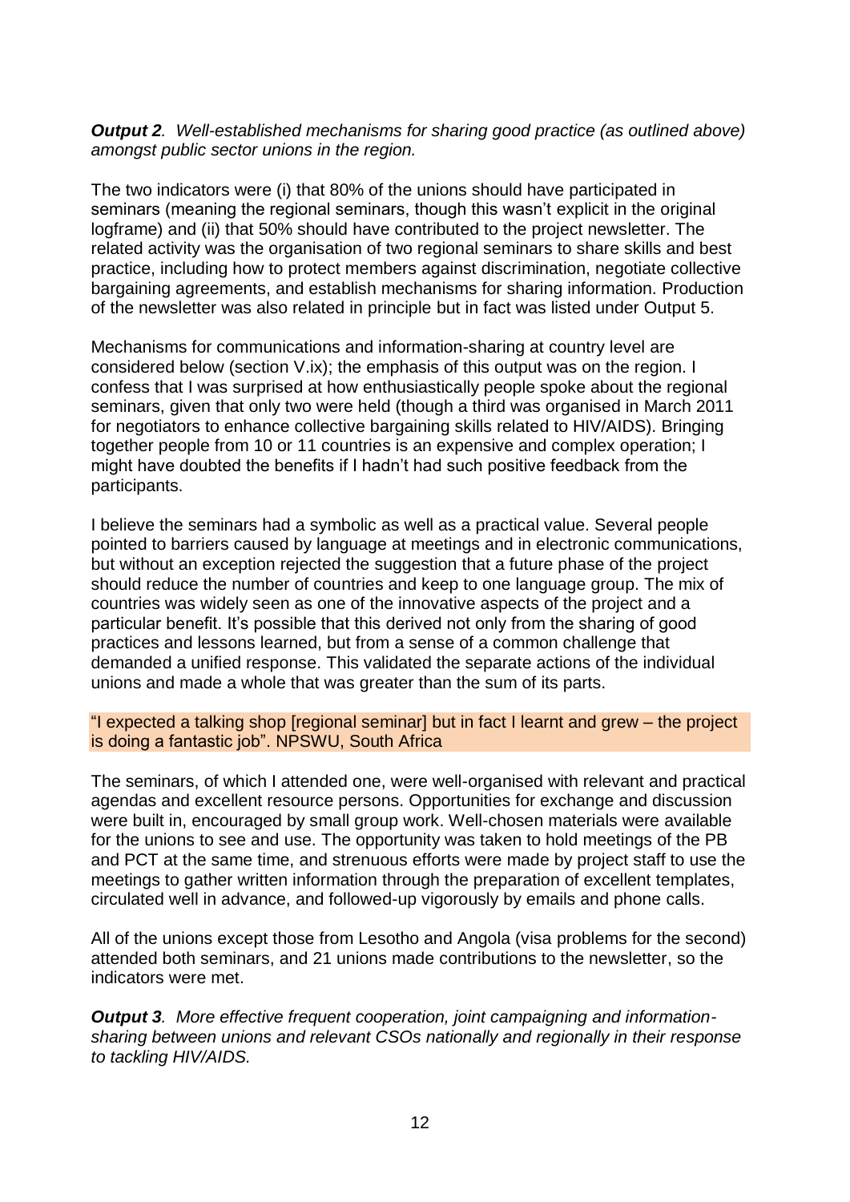***Output 2**. Well-established mechanisms for sharing good practice (as outlined above) amongst public sector unions in the region.*

The two indicators were (i) that 80% of the unions should have participated in seminars (meaning the regional seminars, though this wasn't explicit in the original logframe) and (ii) that 50% should have contributed to the project newsletter. The related activity was the organisation of two regional seminars to share skills and best practice, including how to protect members against discrimination, negotiate collective bargaining agreements, and establish mechanisms for sharing information. Production of the newsletter was also related in principle but in fact was listed under Output 5.

Mechanisms for communications and information-sharing at country level are considered below (section V.ix); the emphasis of this output was on the region. I confess that I was surprised at how enthusiastically people spoke about the regional seminars, given that only two were held (though a third was organised in March 2011 for negotiators to enhance collective bargaining skills related to HIV/AIDS). Bringing together people from 10 or 11 countries is an expensive and complex operation; I might have doubted the benefits if I hadn't had such positive feedback from the participants.

I believe the seminars had a symbolic as well as a practical value. Several people pointed to barriers caused by language at meetings and in electronic communications, but without an exception rejected the suggestion that a future phase of the project should reduce the number of countries and keep to one language group. The mix of countries was widely seen as one of the innovative aspects of the project and a particular benefit. It's possible that this derived not only from the sharing of good practices and lessons learned, but from a sense of a common challenge that demanded a unified response. This validated the separate actions of the individual unions and made a whole that was greater than the sum of its parts.

> "I expected a talking shop [regional seminar] but in fact I learnt and grew – the project is doing a fantastic job". NPSWU, South Africa

The seminars, of which I attended one, were well-organised with relevant and practical agendas and excellent resource persons. Opportunities for exchange and discussion were built in, encouraged by small group work. Well-chosen materials were available for the unions to see and use. The opportunity was taken to hold meetings of the PB and PCT at the same time, and strenuous efforts were made by project staff to use the meetings to gather written information through the preparation of excellent templates, circulated well in advance, and followed-up vigorously by emails and phone calls.

All of the unions except those from Lesotho and Angola (visa problems for the second) attended both seminars, and 21 unions made contributions to the newsletter, so the indicators were met.

***Output 3**. More effective frequent cooperation, joint campaigning and information-sharing between unions and relevant CSOs nationally and regionally in their response to tackling HIV/AIDS.*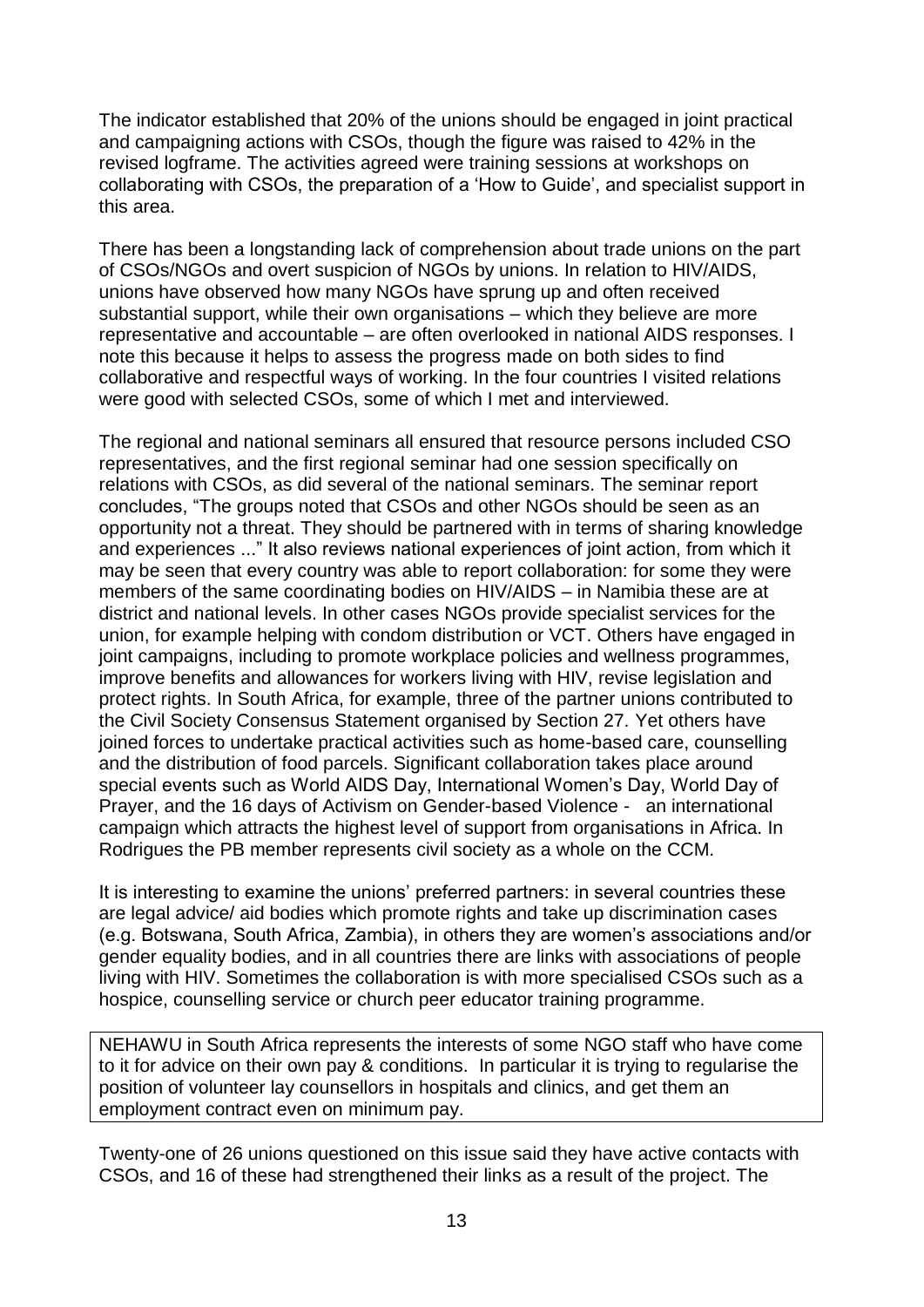The indicator established that 20% of the unions should be engaged in joint practical and campaigning actions with CSOs, though the figure was raised to 42% in the revised logframe. The activities agreed were training sessions at workshops on collaborating with CSOs, the preparation of a 'How to Guide', and specialist support in this area.

There has been a longstanding lack of comprehension about trade unions on the part of CSOs/NGOs and overt suspicion of NGOs by unions. In relation to HIV/AIDS, unions have observed how many NGOs have sprung up and often received substantial support, while their own organisations – which they believe are more representative and accountable – are often overlooked in national AIDS responses. I note this because it helps to assess the progress made on both sides to find collaborative and respectful ways of working. In the four countries I visited relations were good with selected CSOs, some of which I met and interviewed.

The regional and national seminars all ensured that resource persons included CSO representatives, and the first regional seminar had one session specifically on relations with CSOs, as did several of the national seminars. The seminar report concludes, "The groups noted that CSOs and other NGOs should be seen as an opportunity not a threat. They should be partnered with in terms of sharing knowledge and experiences ..." It also reviews national experiences of joint action, from which it may be seen that every country was able to report collaboration: for some they were members of the same coordinating bodies on HIV/AIDS – in Namibia these are at district and national levels. In other cases NGOs provide specialist services for the union, for example helping with condom distribution or VCT. Others have engaged in joint campaigns, including to promote workplace policies and wellness programmes, improve benefits and allowances for workers living with HIV, revise legislation and protect rights. In South Africa, for example, three of the partner unions contributed to the Civil Society Consensus Statement organised by Section 27. Yet others have joined forces to undertake practical activities such as home-based care, counselling and the distribution of food parcels. Significant collaboration takes place around special events such as World AIDS Day, International Women's Day, World Day of Prayer, and the 16 days of Activism on Gender-based Violence - an international campaign which attracts the highest level of support from organisations in Africa. In Rodrigues the PB member represents civil society as a whole on the CCM.

It is interesting to examine the unions' preferred partners: in several countries these are legal advice/ aid bodies which promote rights and take up discrimination cases (e.g. Botswana, South Africa, Zambia), in others they are women's associations and/or gender equality bodies, and in all countries there are links with associations of people living with HIV. Sometimes the collaboration is with more specialised CSOs such as a hospice, counselling service or church peer educator training programme.

> NEHAWU in South Africa represents the interests of some NGO staff who have come to it for advice on their own pay & conditions. In particular it is trying to regularise the position of volunteer lay counsellors in hospitals and clinics, and get them an employment contract even on minimum pay.

Twenty-one of 26 unions questioned on this issue said they have active contacts with CSOs, and 16 of these had strengthened their links as a result of the project. The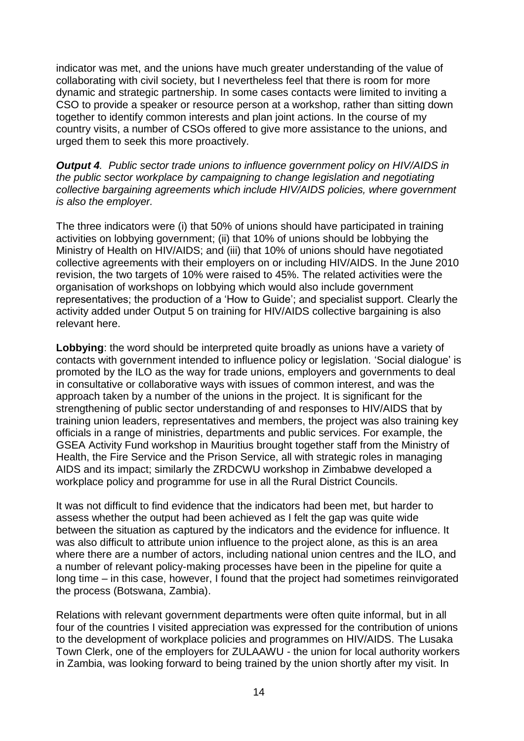indicator was met, and the unions have much greater understanding of the value of collaborating with civil society, but I nevertheless feel that there is room for more dynamic and strategic partnership. In some cases contacts were limited to inviting a CSO to provide a speaker or resource person at a workshop, rather than sitting down together to identify common interests and plan joint actions. In the course of my country visits, a number of CSOs offered to give more assistance to the unions, and urged them to seek this more proactively.

***Output 4****. Public sector trade unions to influence government policy on HIV/AIDS in the public sector workplace by campaigning to change legislation and negotiating collective bargaining agreements which include HIV/AIDS policies, where government is also the employer.*

The three indicators were (i) that 50% of unions should have participated in training activities on lobbying government; (ii) that 10% of unions should be lobbying the Ministry of Health on HIV/AIDS; and (iii) that 10% of unions should have negotiated collective agreements with their employers on or including HIV/AIDS. In the June 2010 revision, the two targets of 10% were raised to 45%. The related activities were the organisation of workshops on lobbying which would also include government representatives; the production of a 'How to Guide'; and specialist support. Clearly the activity added under Output 5 on training for HIV/AIDS collective bargaining is also relevant here.

**Lobbying**: the word should be interpreted quite broadly as unions have a variety of contacts with government intended to influence policy or legislation. 'Social dialogue' is promoted by the ILO as the way for trade unions, employers and governments to deal in consultative or collaborative ways with issues of common interest, and was the approach taken by a number of the unions in the project. It is significant for the strengthening of public sector understanding of and responses to HIV/AIDS that by training union leaders, representatives and members, the project was also training key officials in a range of ministries, departments and public services. For example, the GSEA Activity Fund workshop in Mauritius brought together staff from the Ministry of Health, the Fire Service and the Prison Service, all with strategic roles in managing AIDS and its impact; similarly the ZRDCWU workshop in Zimbabwe developed a workplace policy and programme for use in all the Rural District Councils.

It was not difficult to find evidence that the indicators had been met, but harder to assess whether the output had been achieved as I felt the gap was quite wide between the situation as captured by the indicators and the evidence for influence. It was also difficult to attribute union influence to the project alone, as this is an area where there are a number of actors, including national union centres and the ILO, and a number of relevant policy-making processes have been in the pipeline for quite a long time – in this case, however, I found that the project had sometimes reinvigorated the process (Botswana, Zambia).

Relations with relevant government departments were often quite informal, but in all four of the countries I visited appreciation was expressed for the contribution of unions to the development of workplace policies and programmes on HIV/AIDS. The Lusaka Town Clerk, one of the employers for ZULAAWU - the union for local authority workers in Zambia, was looking forward to being trained by the union shortly after my visit. In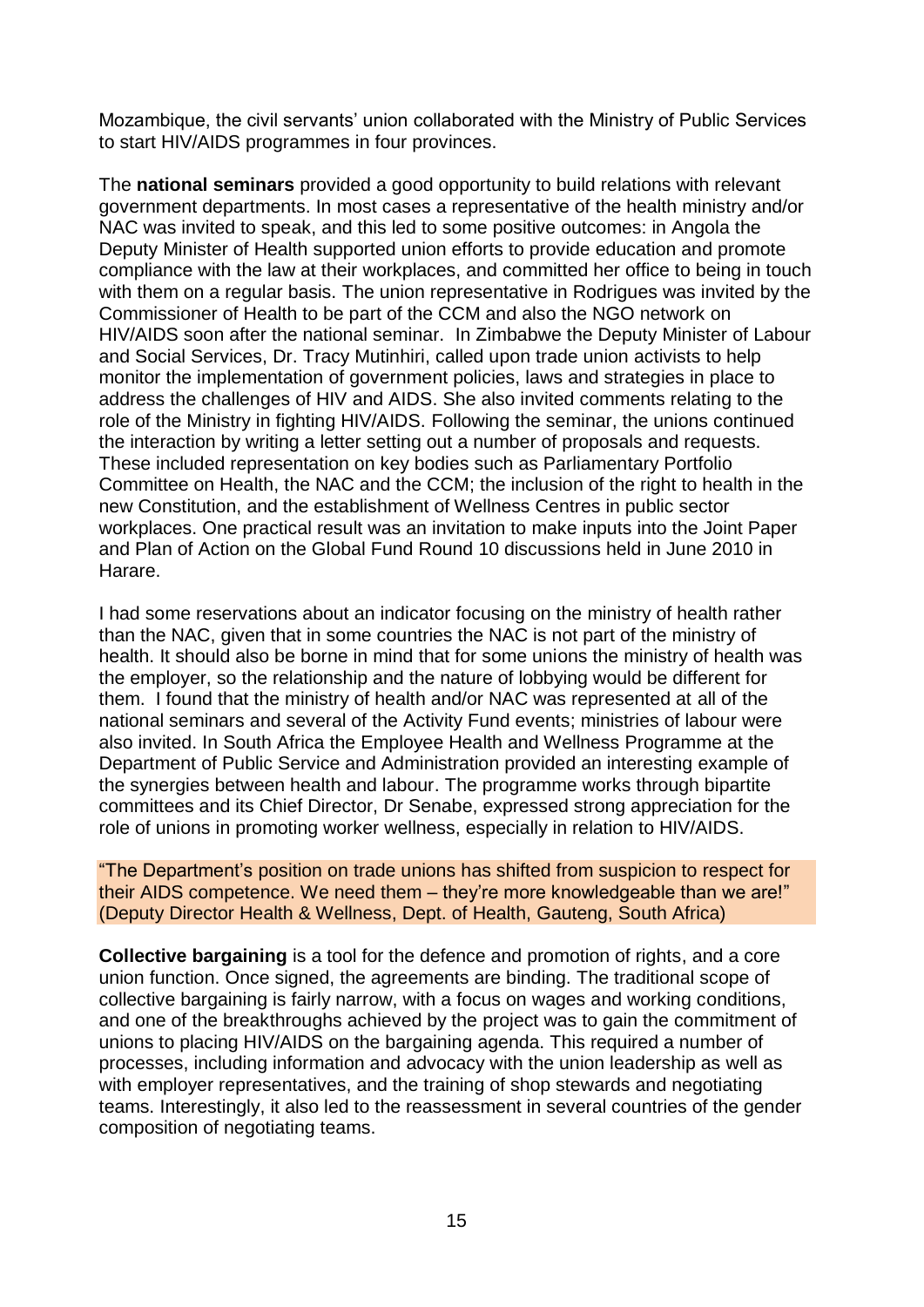Mozambique, the civil servants' union collaborated with the Ministry of Public Services to start HIV/AIDS programmes in four provinces.

The **national seminars** provided a good opportunity to build relations with relevant government departments. In most cases a representative of the health ministry and/or NAC was invited to speak, and this led to some positive outcomes: in Angola the Deputy Minister of Health supported union efforts to provide education and promote compliance with the law at their workplaces, and committed her office to being in touch with them on a regular basis. The union representative in Rodrigues was invited by the Commissioner of Health to be part of the CCM and also the NGO network on HIV/AIDS soon after the national seminar. In Zimbabwe the Deputy Minister of Labour and Social Services, Dr. Tracy Mutinhiri, called upon trade union activists to help monitor the implementation of government policies, laws and strategies in place to address the challenges of HIV and AIDS. She also invited comments relating to the role of the Ministry in fighting HIV/AIDS. Following the seminar, the unions continued the interaction by writing a letter setting out a number of proposals and requests. These included representation on key bodies such as Parliamentary Portfolio Committee on Health, the NAC and the CCM; the inclusion of the right to health in the new Constitution, and the establishment of Wellness Centres in public sector workplaces. One practical result was an invitation to make inputs into the Joint Paper and Plan of Action on the Global Fund Round 10 discussions held in June 2010 in Harare.

I had some reservations about an indicator focusing on the ministry of health rather than the NAC, given that in some countries the NAC is not part of the ministry of health. It should also be borne in mind that for some unions the ministry of health was the employer, so the relationship and the nature of lobbying would be different for them. I found that the ministry of health and/or NAC was represented at all of the national seminars and several of the Activity Fund events; ministries of labour were also invited. In South Africa the Employee Health and Wellness Programme at the Department of Public Service and Administration provided an interesting example of the synergies between health and labour. The programme works through bipartite committees and its Chief Director, Dr Senabe, expressed strong appreciation for the role of unions in promoting worker wellness, especially in relation to HIV/AIDS.

> "The Department's position on trade unions has shifted from suspicion to respect for their AIDS competence. We need them – they're more knowledgeable than we are!" (Deputy Director Health & Wellness, Dept. of Health, Gauteng, South Africa)

**Collective bargaining** is a tool for the defence and promotion of rights, and a core union function. Once signed, the agreements are binding. The traditional scope of collective bargaining is fairly narrow, with a focus on wages and working conditions, and one of the breakthroughs achieved by the project was to gain the commitment of unions to placing HIV/AIDS on the bargaining agenda. This required a number of processes, including information and advocacy with the union leadership as well as with employer representatives, and the training of shop stewards and negotiating teams. Interestingly, it also led to the reassessment in several countries of the gender composition of negotiating teams.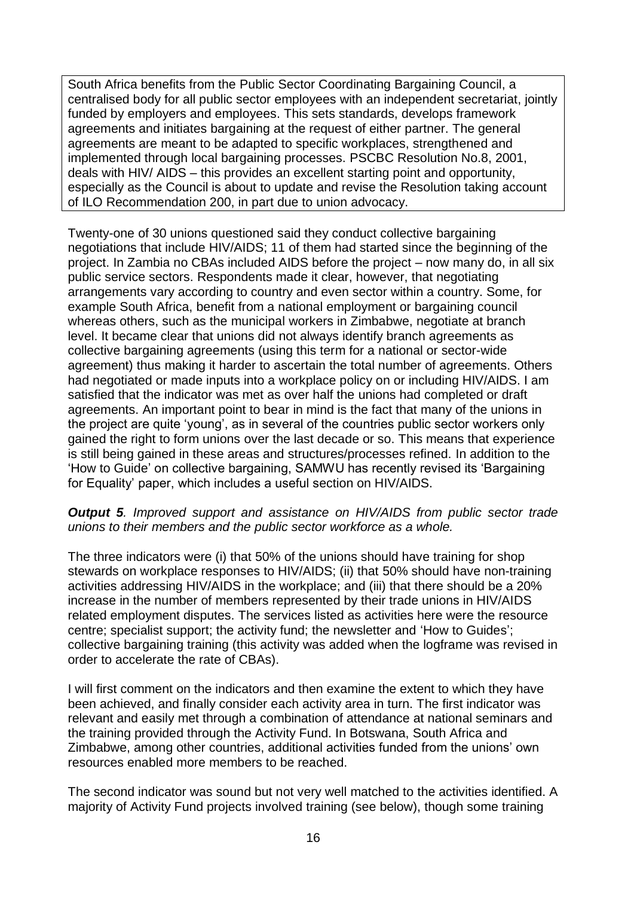> South Africa benefits from the Public Sector Coordinating Bargaining Council, a centralised body for all public sector employees with an independent secretariat, jointly funded by employers and employees. This sets standards, develops framework agreements and initiates bargaining at the request of either partner. The general agreements are meant to be adapted to specific workplaces, strengthened and implemented through local bargaining processes. PSCBC Resolution No.8, 2001, deals with HIV/ AIDS – this provides an excellent starting point and opportunity, especially as the Council is about to update and revise the Resolution taking account of ILO Recommendation 200, in part due to union advocacy.

Twenty-one of 30 unions questioned said they conduct collective bargaining negotiations that include HIV/AIDS; 11 of them had started since the beginning of the project. In Zambia no CBAs included AIDS before the project – now many do, in all six public service sectors. Respondents made it clear, however, that negotiating arrangements vary according to country and even sector within a country. Some, for example South Africa, benefit from a national employment or bargaining council whereas others, such as the municipal workers in Zimbabwe, negotiate at branch level. It became clear that unions did not always identify branch agreements as collective bargaining agreements (using this term for a national or sector-wide agreement) thus making it harder to ascertain the total number of agreements. Others had negotiated or made inputs into a workplace policy on or including HIV/AIDS. I am satisfied that the indicator was met as over half the unions had completed or draft agreements. An important point to bear in mind is the fact that many of the unions in the project are quite 'young', as in several of the countries public sector workers only gained the right to form unions over the last decade or so. This means that experience is still being gained in these areas and structures/processes refined. In addition to the 'How to Guide' on collective bargaining, SAMWU has recently revised its 'Bargaining for Equality' paper, which includes a useful section on HIV/AIDS.

***Output 5****. Improved support and assistance on HIV/AIDS from public sector trade unions to their members and the public sector workforce as a whole.*

The three indicators were (i) that 50% of the unions should have training for shop stewards on workplace responses to HIV/AIDS; (ii) that 50% should have non-training activities addressing HIV/AIDS in the workplace; and (iii) that there should be a 20% increase in the number of members represented by their trade unions in HIV/AIDS related employment disputes. The services listed as activities here were the resource centre; specialist support; the activity fund; the newsletter and 'How to Guides'; collective bargaining training (this activity was added when the logframe was revised in order to accelerate the rate of CBAs).

I will first comment on the indicators and then examine the extent to which they have been achieved, and finally consider each activity area in turn. The first indicator was relevant and easily met through a combination of attendance at national seminars and the training provided through the Activity Fund. In Botswana, South Africa and Zimbabwe, among other countries, additional activities funded from the unions' own resources enabled more members to be reached.

The second indicator was sound but not very well matched to the activities identified. A majority of Activity Fund projects involved training (see below), though some training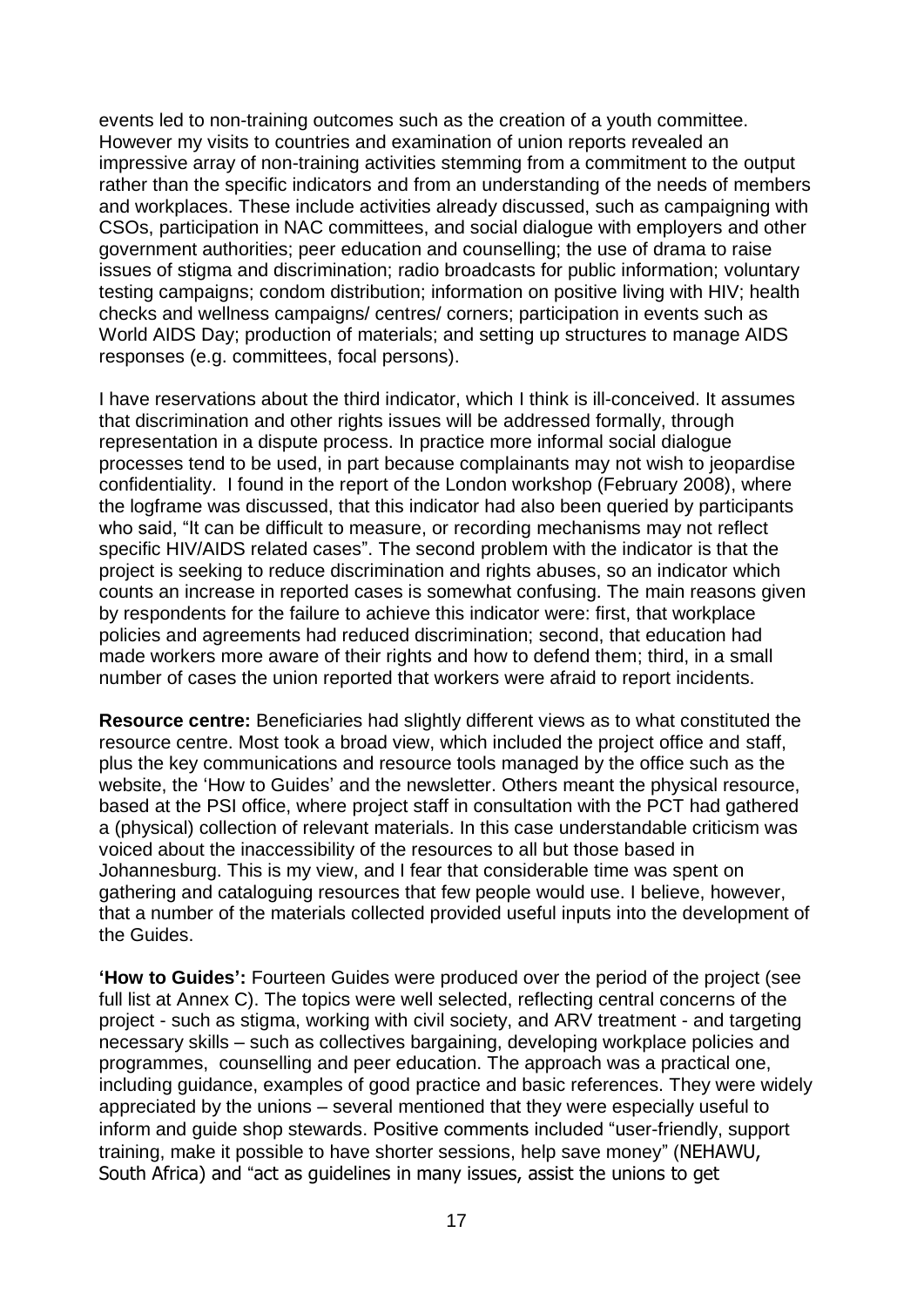events led to non-training outcomes such as the creation of a youth committee. However my visits to countries and examination of union reports revealed an impressive array of non-training activities stemming from a commitment to the output rather than the specific indicators and from an understanding of the needs of members and workplaces. These include activities already discussed, such as campaigning with CSOs, participation in NAC committees, and social dialogue with employers and other government authorities; peer education and counselling; the use of drama to raise issues of stigma and discrimination; radio broadcasts for public information; voluntary testing campaigns; condom distribution; information on positive living with HIV; health checks and wellness campaigns/ centres/ corners; participation in events such as World AIDS Day; production of materials; and setting up structures to manage AIDS responses (e.g. committees, focal persons).

I have reservations about the third indicator, which I think is ill-conceived. It assumes that discrimination and other rights issues will be addressed formally, through representation in a dispute process. In practice more informal social dialogue processes tend to be used, in part because complainants may not wish to jeopardise confidentiality. I found in the report of the London workshop (February 2008), where the logframe was discussed, that this indicator had also been queried by participants who said, "It can be difficult to measure, or recording mechanisms may not reflect specific HIV/AIDS related cases". The second problem with the indicator is that the project is seeking to reduce discrimination and rights abuses, so an indicator which counts an increase in reported cases is somewhat confusing. The main reasons given by respondents for the failure to achieve this indicator were: first, that workplace policies and agreements had reduced discrimination; second, that education had made workers more aware of their rights and how to defend them; third, in a small number of cases the union reported that workers were afraid to report incidents.

**Resource centre:** Beneficiaries had slightly different views as to what constituted the resource centre. Most took a broad view, which included the project office and staff, plus the key communications and resource tools managed by the office such as the website, the 'How to Guides' and the newsletter. Others meant the physical resource, based at the PSI office, where project staff in consultation with the PCT had gathered a (physical) collection of relevant materials. In this case understandable criticism was voiced about the inaccessibility of the resources to all but those based in Johannesburg. This is my view, and I fear that considerable time was spent on gathering and cataloguing resources that few people would use. I believe, however, that a number of the materials collected provided useful inputs into the development of the Guides.

**'How to Guides':** Fourteen Guides were produced over the period of the project (see full list at Annex C). The topics were well selected, reflecting central concerns of the project - such as stigma, working with civil society, and ARV treatment - and targeting necessary skills – such as collectives bargaining, developing workplace policies and programmes, counselling and peer education. The approach was a practical one, including guidance, examples of good practice and basic references. They were widely appreciated by the unions – several mentioned that they were especially useful to inform and guide shop stewards. Positive comments included "user-friendly, support training, make it possible to have shorter sessions, help save money" (NEHAWU, South Africa) and "act as guidelines in many issues, assist the unions to get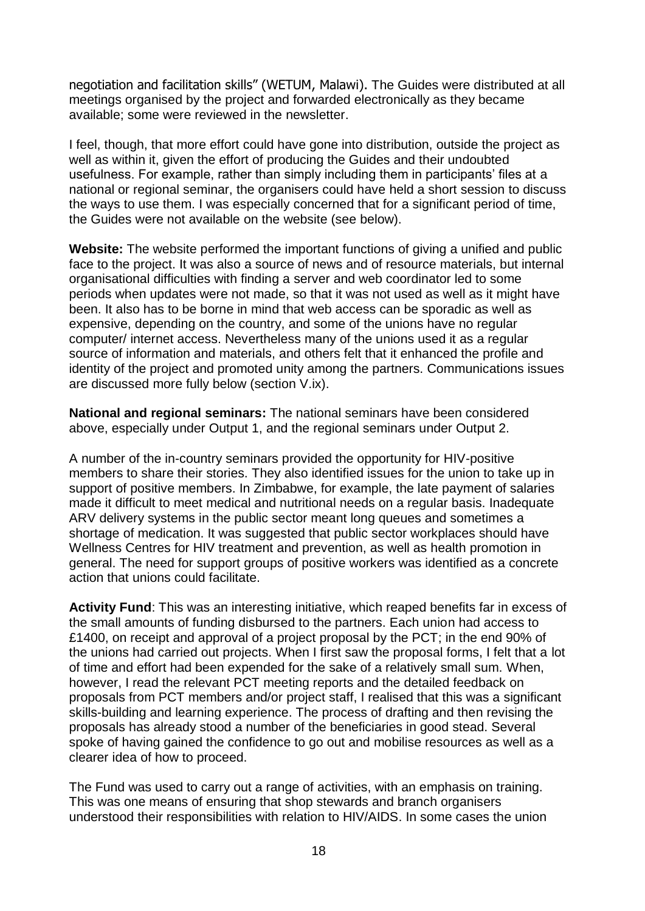negotiation and facilitation skills" (WETUM, Malawi). The Guides were distributed at all meetings organised by the project and forwarded electronically as they became available; some were reviewed in the newsletter.

I feel, though, that more effort could have gone into distribution, outside the project as well as within it, given the effort of producing the Guides and their undoubted usefulness. For example, rather than simply including them in participants' files at a national or regional seminar, the organisers could have held a short session to discuss the ways to use them. I was especially concerned that for a significant period of time, the Guides were not available on the website (see below).

**Website:** The website performed the important functions of giving a unified and public face to the project. It was also a source of news and of resource materials, but internal organisational difficulties with finding a server and web coordinator led to some periods when updates were not made, so that it was not used as well as it might have been. It also has to be borne in mind that web access can be sporadic as well as expensive, depending on the country, and some of the unions have no regular computer/ internet access. Nevertheless many of the unions used it as a regular source of information and materials, and others felt that it enhanced the profile and identity of the project and promoted unity among the partners. Communications issues are discussed more fully below (section V.ix).

**National and regional seminars:** The national seminars have been considered above, especially under Output 1, and the regional seminars under Output 2.

A number of the in-country seminars provided the opportunity for HIV-positive members to share their stories. They also identified issues for the union to take up in support of positive members. In Zimbabwe, for example, the late payment of salaries made it difficult to meet medical and nutritional needs on a regular basis. Inadequate ARV delivery systems in the public sector meant long queues and sometimes a shortage of medication. It was suggested that public sector workplaces should have Wellness Centres for HIV treatment and prevention, as well as health promotion in general. The need for support groups of positive workers was identified as a concrete action that unions could facilitate.

**Activity Fund**: This was an interesting initiative, which reaped benefits far in excess of the small amounts of funding disbursed to the partners. Each union had access to £1400, on receipt and approval of a project proposal by the PCT; in the end 90% of the unions had carried out projects. When I first saw the proposal forms, I felt that a lot of time and effort had been expended for the sake of a relatively small sum. When, however, I read the relevant PCT meeting reports and the detailed feedback on proposals from PCT members and/or project staff, I realised that this was a significant skills-building and learning experience. The process of drafting and then revising the proposals has already stood a number of the beneficiaries in good stead. Several spoke of having gained the confidence to go out and mobilise resources as well as a clearer idea of how to proceed.

The Fund was used to carry out a range of activities, with an emphasis on training. This was one means of ensuring that shop stewards and branch organisers understood their responsibilities with relation to HIV/AIDS. In some cases the union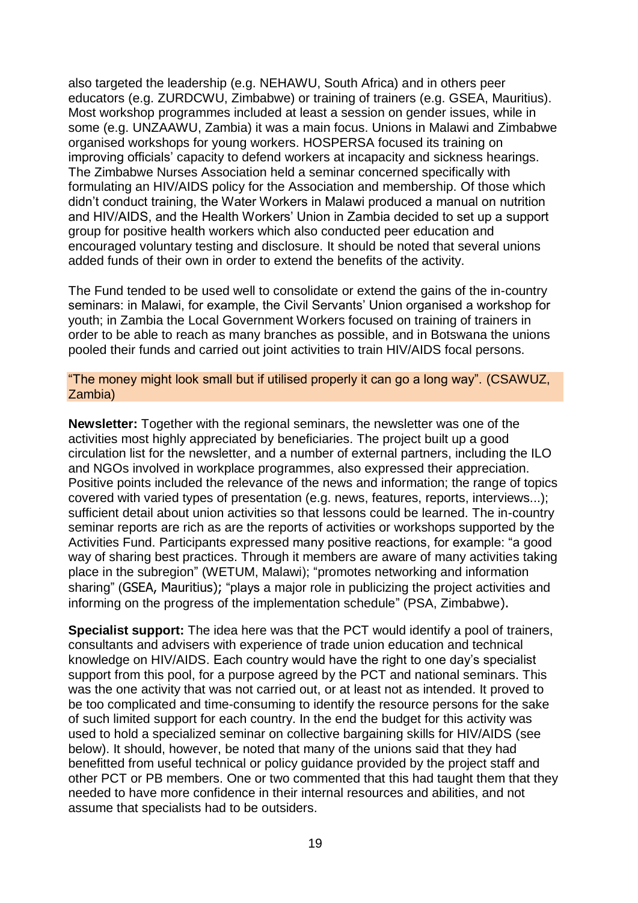also targeted the leadership (e.g. NEHAWU, South Africa) and in others peer educators (e.g. ZURDCWU, Zimbabwe) or training of trainers (e.g. GSEA, Mauritius). Most workshop programmes included at least a session on gender issues, while in some (e.g. UNZAAWU, Zambia) it was a main focus. Unions in Malawi and Zimbabwe organised workshops for young workers. HOSPERSA focused its training on improving officials' capacity to defend workers at incapacity and sickness hearings. The Zimbabwe Nurses Association held a seminar concerned specifically with formulating an HIV/AIDS policy for the Association and membership. Of those which didn't conduct training, the Water Workers in Malawi produced a manual on nutrition and HIV/AIDS, and the Health Workers' Union in Zambia decided to set up a support group for positive health workers which also conducted peer education and encouraged voluntary testing and disclosure. It should be noted that several unions added funds of their own in order to extend the benefits of the activity.

The Fund tended to be used well to consolidate or extend the gains of the in-country seminars: in Malawi, for example, the Civil Servants' Union organised a workshop for youth; in Zambia the Local Government Workers focused on training of trainers in order to be able to reach as many branches as possible, and in Botswana the unions pooled their funds and carried out joint activities to train HIV/AIDS focal persons.

> "The money might look small but if utilised properly it can go a long way". (CSAWUZ, Zambia)

**Newsletter:** Together with the regional seminars, the newsletter was one of the activities most highly appreciated by beneficiaries. The project built up a good circulation list for the newsletter, and a number of external partners, including the ILO and NGOs involved in workplace programmes, also expressed their appreciation. Positive points included the relevance of the news and information; the range of topics covered with varied types of presentation (e.g. news, features, reports, interviews...); sufficient detail about union activities so that lessons could be learned. The in-country seminar reports are rich as are the reports of activities or workshops supported by the Activities Fund. Participants expressed many positive reactions, for example: "a good way of sharing best practices. Through it members are aware of many activities taking place in the subregion" (WETUM, Malawi); "promotes networking and information sharing" (GSEA, Mauritius); "plays a major role in publicizing the project activities and informing on the progress of the implementation schedule" (PSA, Zimbabwe).

**Specialist support:** The idea here was that the PCT would identify a pool of trainers, consultants and advisers with experience of trade union education and technical knowledge on HIV/AIDS. Each country would have the right to one day's specialist support from this pool, for a purpose agreed by the PCT and national seminars. This was the one activity that was not carried out, or at least not as intended. It proved to be too complicated and time-consuming to identify the resource persons for the sake of such limited support for each country. In the end the budget for this activity was used to hold a specialized seminar on collective bargaining skills for HIV/AIDS (see below). It should, however, be noted that many of the unions said that they had benefitted from useful technical or policy guidance provided by the project staff and other PCT or PB members. One or two commented that this had taught them that they needed to have more confidence in their internal resources and abilities, and not assume that specialists had to be outsiders.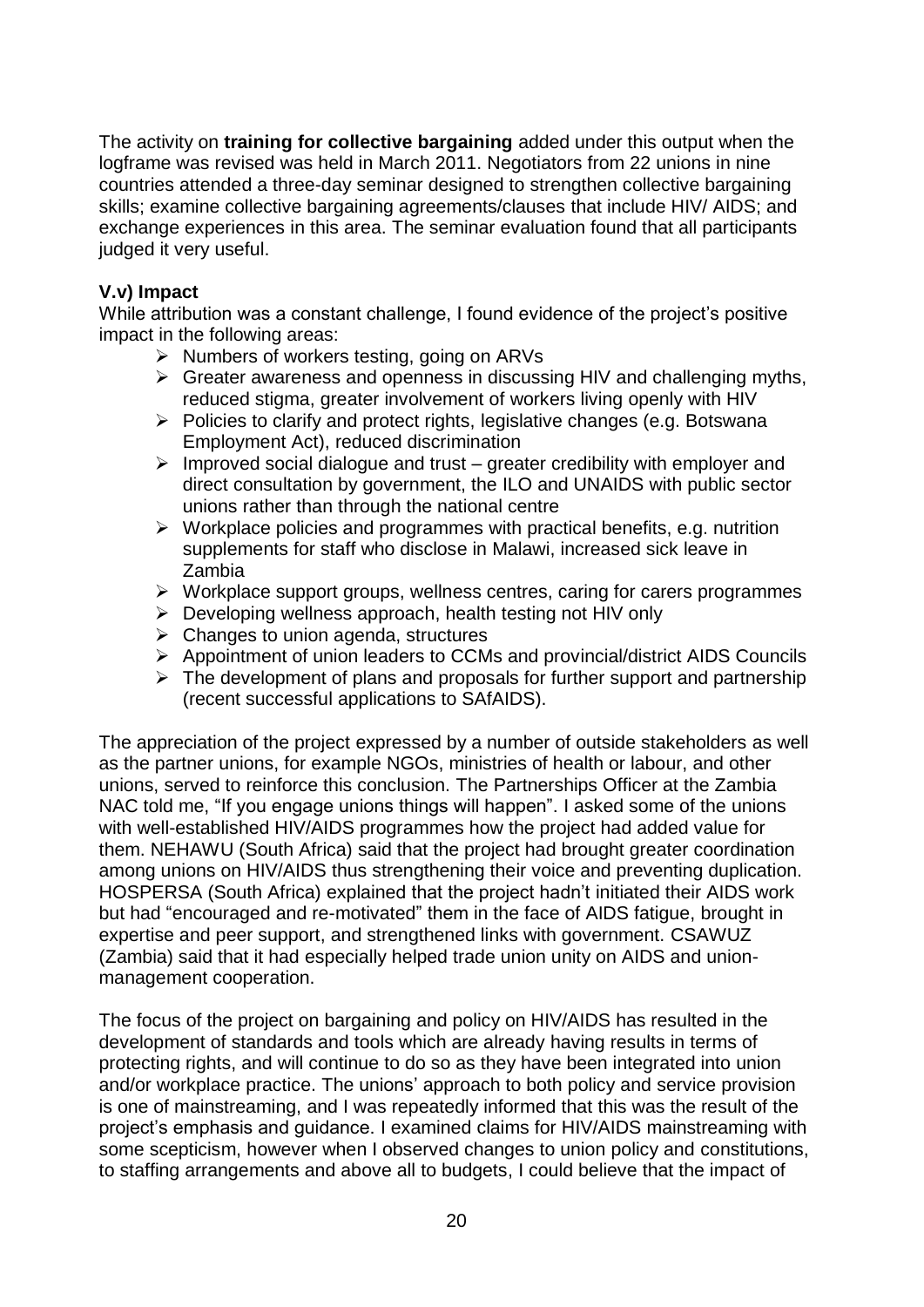The activity on **training for collective bargaining** added under this output when the logframe was revised was held in March 2011. Negotiators from 22 unions in nine countries attended a three-day seminar designed to strengthen collective bargaining skills; examine collective bargaining agreements/clauses that include HIV/ AIDS; and exchange experiences in this area. The seminar evaluation found that all participants judged it very useful.

### V.v) Impact

While attribution was a constant challenge, I found evidence of the project's positive impact in the following areas:

- Numbers of workers testing, going on ARVs
- Greater awareness and openness in discussing HIV and challenging myths, reduced stigma, greater involvement of workers living openly with HIV
- Policies to clarify and protect rights, legislative changes (e.g. Botswana Employment Act), reduced discrimination
- Improved social dialogue and trust – greater credibility with employer and direct consultation by government, the ILO and UNAIDS with public sector unions rather than through the national centre
- Workplace policies and programmes with practical benefits, e.g. nutrition supplements for staff who disclose in Malawi, increased sick leave in Zambia
- Workplace support groups, wellness centres, caring for carers programmes
- Developing wellness approach, health testing not HIV only
- Changes to union agenda, structures
- Appointment of union leaders to CCMs and provincial/district AIDS Councils
- The development of plans and proposals for further support and partnership (recent successful applications to SAfAIDS).

The appreciation of the project expressed by a number of outside stakeholders as well as the partner unions, for example NGOs, ministries of health or labour, and other unions, served to reinforce this conclusion. The Partnerships Officer at the Zambia NAC told me, "If you engage unions things will happen". I asked some of the unions with well-established HIV/AIDS programmes how the project had added value for them. NEHAWU (South Africa) said that the project had brought greater coordination among unions on HIV/AIDS thus strengthening their voice and preventing duplication. HOSPERSA (South Africa) explained that the project hadn't initiated their AIDS work but had "encouraged and re-motivated" them in the face of AIDS fatigue, brought in expertise and peer support, and strengthened links with government. CSAWUZ (Zambia) said that it had especially helped trade union unity on AIDS and union-management cooperation.

The focus of the project on bargaining and policy on HIV/AIDS has resulted in the development of standards and tools which are already having results in terms of protecting rights, and will continue to do so as they have been integrated into union and/or workplace practice. The unions' approach to both policy and service provision is one of mainstreaming, and I was repeatedly informed that this was the result of the project's emphasis and guidance. I examined claims for HIV/AIDS mainstreaming with some scepticism, however when I observed changes to union policy and constitutions, to staffing arrangements and above all to budgets, I could believe that the impact of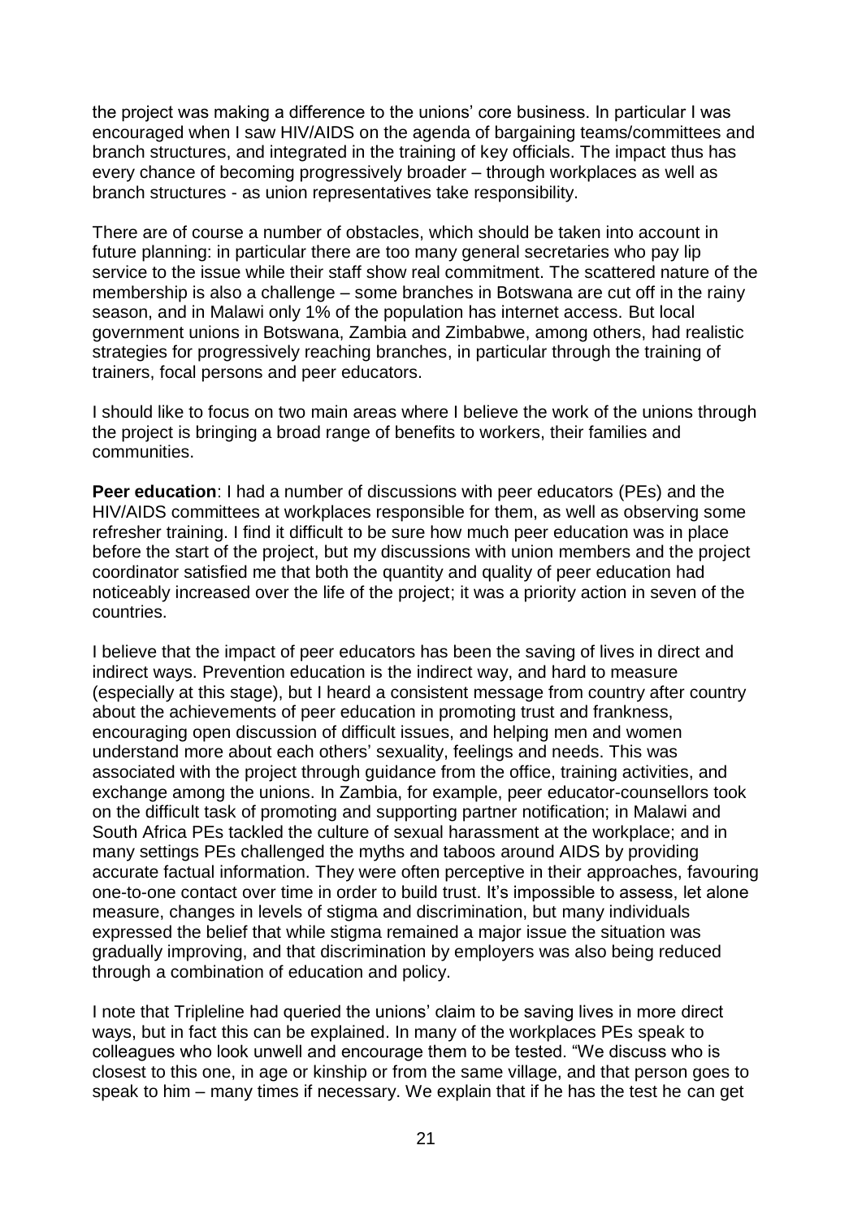the project was making a difference to the unions' core business. In particular I was encouraged when I saw HIV/AIDS on the agenda of bargaining teams/committees and branch structures, and integrated in the training of key officials. The impact thus has every chance of becoming progressively broader – through workplaces as well as branch structures - as union representatives take responsibility.

There are of course a number of obstacles, which should be taken into account in future planning: in particular there are too many general secretaries who pay lip service to the issue while their staff show real commitment. The scattered nature of the membership is also a challenge – some branches in Botswana are cut off in the rainy season, and in Malawi only 1% of the population has internet access. But local government unions in Botswana, Zambia and Zimbabwe, among others, had realistic strategies for progressively reaching branches, in particular through the training of trainers, focal persons and peer educators.

I should like to focus on two main areas where I believe the work of the unions through the project is bringing a broad range of benefits to workers, their families and communities.

**Peer education**: I had a number of discussions with peer educators (PEs) and the HIV/AIDS committees at workplaces responsible for them, as well as observing some refresher training. I find it difficult to be sure how much peer education was in place before the start of the project, but my discussions with union members and the project coordinator satisfied me that both the quantity and quality of peer education had noticeably increased over the life of the project; it was a priority action in seven of the countries.

I believe that the impact of peer educators has been the saving of lives in direct and indirect ways. Prevention education is the indirect way, and hard to measure (especially at this stage), but I heard a consistent message from country after country about the achievements of peer education in promoting trust and frankness, encouraging open discussion of difficult issues, and helping men and women understand more about each others' sexuality, feelings and needs. This was associated with the project through guidance from the office, training activities, and exchange among the unions. In Zambia, for example, peer educator-counsellors took on the difficult task of promoting and supporting partner notification; in Malawi and South Africa PEs tackled the culture of sexual harassment at the workplace; and in many settings PEs challenged the myths and taboos around AIDS by providing accurate factual information. They were often perceptive in their approaches, favouring one-to-one contact over time in order to build trust. It's impossible to assess, let alone measure, changes in levels of stigma and discrimination, but many individuals expressed the belief that while stigma remained a major issue the situation was gradually improving, and that discrimination by employers was also being reduced through a combination of education and policy.

I note that Tripleline had queried the unions' claim to be saving lives in more direct ways, but in fact this can be explained. In many of the workplaces PEs speak to colleagues who look unwell and encourage them to be tested. "We discuss who is closest to this one, in age or kinship or from the same village, and that person goes to speak to him – many times if necessary. We explain that if he has the test he can get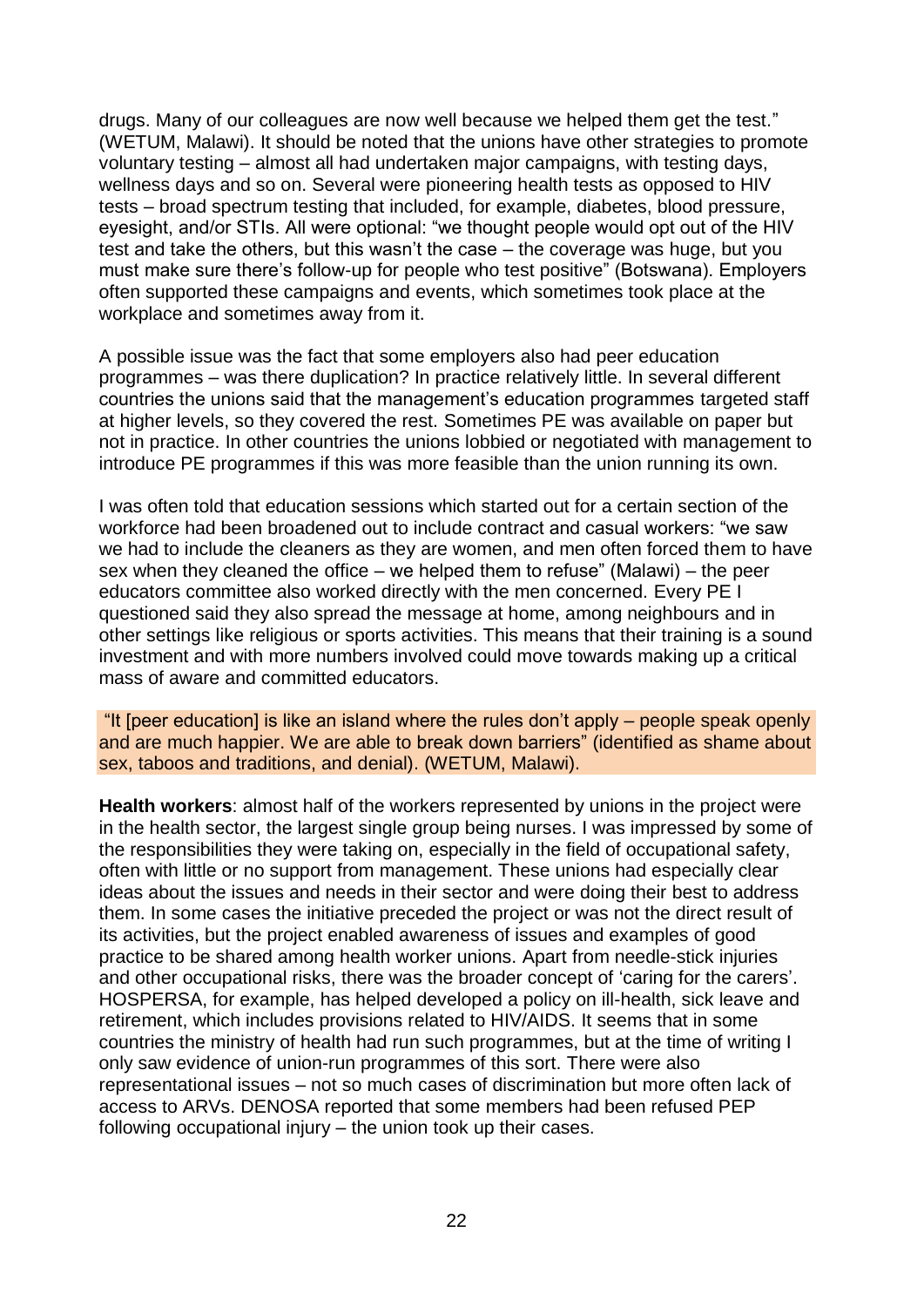drugs. Many of our colleagues are now well because we helped them get the test." (WETUM, Malawi). It should be noted that the unions have other strategies to promote voluntary testing – almost all had undertaken major campaigns, with testing days, wellness days and so on. Several were pioneering health tests as opposed to HIV tests – broad spectrum testing that included, for example, diabetes, blood pressure, eyesight, and/or STIs. All were optional: "we thought people would opt out of the HIV test and take the others, but this wasn't the case – the coverage was huge, but you must make sure there's follow-up for people who test positive" (Botswana). Employers often supported these campaigns and events, which sometimes took place at the workplace and sometimes away from it.

A possible issue was the fact that some employers also had peer education programmes – was there duplication? In practice relatively little. In several different countries the unions said that the management's education programmes targeted staff at higher levels, so they covered the rest. Sometimes PE was available on paper but not in practice. In other countries the unions lobbied or negotiated with management to introduce PE programmes if this was more feasible than the union running its own.

I was often told that education sessions which started out for a certain section of the workforce had been broadened out to include contract and casual workers: "we saw we had to include the cleaners as they are women, and men often forced them to have sex when they cleaned the office – we helped them to refuse" (Malawi) – the peer educators committee also worked directly with the men concerned. Every PE I questioned said they also spread the message at home, among neighbours and in other settings like religious or sports activities. This means that their training is a sound investment and with more numbers involved could move towards making up a critical mass of aware and committed educators.

"It [peer education] is like an island where the rules don't apply – people speak openly and are much happier. We are able to break down barriers" (identified as shame about sex, taboos and traditions, and denial). (WETUM, Malawi).

**Health workers**: almost half of the workers represented by unions in the project were in the health sector, the largest single group being nurses. I was impressed by some of the responsibilities they were taking on, especially in the field of occupational safety, often with little or no support from management. These unions had especially clear ideas about the issues and needs in their sector and were doing their best to address them. In some cases the initiative preceded the project or was not the direct result of its activities, but the project enabled awareness of issues and examples of good practice to be shared among health worker unions. Apart from needle-stick injuries and other occupational risks, there was the broader concept of 'caring for the carers'. HOSPERSA, for example, has helped developed a policy on ill-health, sick leave and retirement, which includes provisions related to HIV/AIDS. It seems that in some countries the ministry of health had run such programmes, but at the time of writing I only saw evidence of union-run programmes of this sort. There were also representational issues – not so much cases of discrimination but more often lack of access to ARVs. DENOSA reported that some members had been refused PEP following occupational injury – the union took up their cases.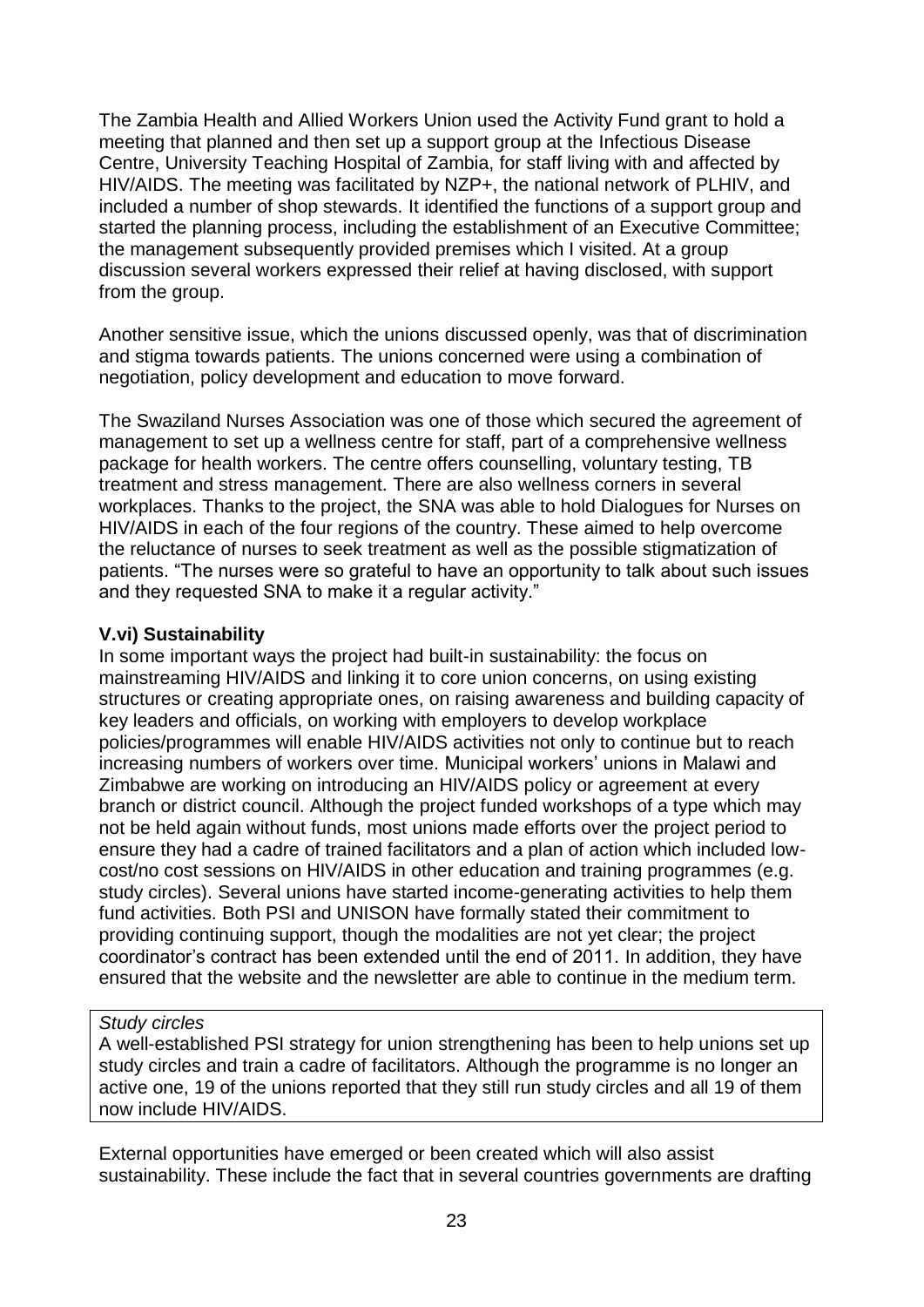The Zambia Health and Allied Workers Union used the Activity Fund grant to hold a meeting that planned and then set up a support group at the Infectious Disease Centre, University Teaching Hospital of Zambia, for staff living with and affected by HIV/AIDS. The meeting was facilitated by NZP+, the national network of PLHIV, and included a number of shop stewards. It identified the functions of a support group and started the planning process, including the establishment of an Executive Committee; the management subsequently provided premises which I visited. At a group discussion several workers expressed their relief at having disclosed, with support from the group.

Another sensitive issue, which the unions discussed openly, was that of discrimination and stigma towards patients. The unions concerned were using a combination of negotiation, policy development and education to move forward.

The Swaziland Nurses Association was one of those which secured the agreement of management to set up a wellness centre for staff, part of a comprehensive wellness package for health workers. The centre offers counselling, voluntary testing, TB treatment and stress management. There are also wellness corners in several workplaces. Thanks to the project, the SNA was able to hold Dialogues for Nurses on HIV/AIDS in each of the four regions of the country. These aimed to help overcome the reluctance of nurses to seek treatment as well as the possible stigmatization of patients. "The nurses were so grateful to have an opportunity to talk about such issues and they requested SNA to make it a regular activity."

### V.vi) Sustainability

In some important ways the project had built-in sustainability: the focus on mainstreaming HIV/AIDS and linking it to core union concerns, on using existing structures or creating appropriate ones, on raising awareness and building capacity of key leaders and officials, on working with employers to develop workplace policies/programmes will enable HIV/AIDS activities not only to continue but to reach increasing numbers of workers over time. Municipal workers' unions in Malawi and Zimbabwe are working on introducing an HIV/AIDS policy or agreement at every branch or district council. Although the project funded workshops of a type which may not be held again without funds, most unions made efforts over the project period to ensure they had a cadre of trained facilitators and a plan of action which included low-cost/no cost sessions on HIV/AIDS in other education and training programmes (e.g. study circles). Several unions have started income-generating activities to help them fund activities. Both PSI and UNISON have formally stated their commitment to providing continuing support, though the modalities are not yet clear; the project coordinator's contract has been extended until the end of 2011. In addition, they have ensured that the website and the newsletter are able to continue in the medium term.

> *Study circles*
>
> A well-established PSI strategy for union strengthening has been to help unions set up study circles and train a cadre of facilitators. Although the programme is no longer an active one, 19 of the unions reported that they still run study circles and all 19 of them now include HIV/AIDS.

External opportunities have emerged or been created which will also assist sustainability. These include the fact that in several countries governments are drafting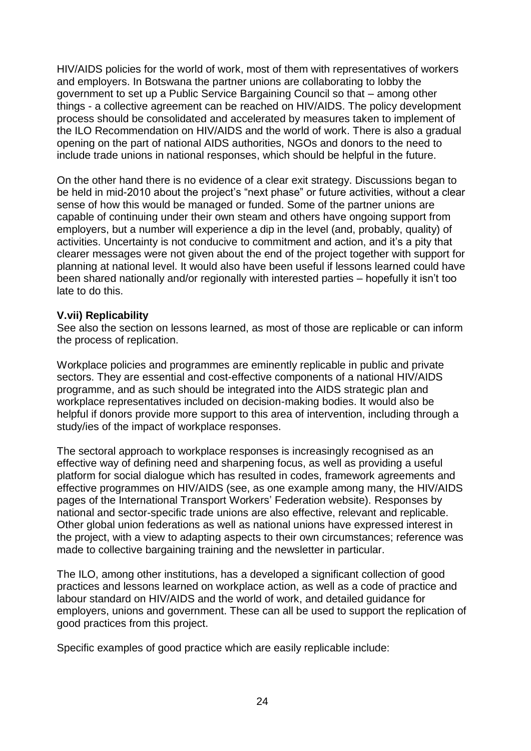HIV/AIDS policies for the world of work, most of them with representatives of workers and employers. In Botswana the partner unions are collaborating to lobby the government to set up a Public Service Bargaining Council so that – among other things - a collective agreement can be reached on HIV/AIDS. The policy development process should be consolidated and accelerated by measures taken to implement of the ILO Recommendation on HIV/AIDS and the world of work. There is also a gradual opening on the part of national AIDS authorities, NGOs and donors to the need to include trade unions in national responses, which should be helpful in the future.

On the other hand there is no evidence of a clear exit strategy. Discussions began to be held in mid-2010 about the project's "next phase" or future activities, without a clear sense of how this would be managed or funded. Some of the partner unions are capable of continuing under their own steam and others have ongoing support from employers, but a number will experience a dip in the level (and, probably, quality) of activities. Uncertainty is not conducive to commitment and action, and it's a pity that clearer messages were not given about the end of the project together with support for planning at national level. It would also have been useful if lessons learned could have been shared nationally and/or regionally with interested parties – hopefully it isn't too late to do this.

### V.vii) Replicability

See also the section on lessons learned, as most of those are replicable or can inform the process of replication.

Workplace policies and programmes are eminently replicable in public and private sectors. They are essential and cost-effective components of a national HIV/AIDS programme, and as such should be integrated into the AIDS strategic plan and workplace representatives included on decision-making bodies. It would also be helpful if donors provide more support to this area of intervention, including through a study/ies of the impact of workplace responses.

The sectoral approach to workplace responses is increasingly recognised as an effective way of defining need and sharpening focus, as well as providing a useful platform for social dialogue which has resulted in codes, framework agreements and effective programmes on HIV/AIDS (see, as one example among many, the HIV/AIDS pages of the International Transport Workers' Federation website). Responses by national and sector-specific trade unions are also effective, relevant and replicable. Other global union federations as well as national unions have expressed interest in the project, with a view to adapting aspects to their own circumstances; reference was made to collective bargaining training and the newsletter in particular.

The ILO, among other institutions, has a developed a significant collection of good practices and lessons learned on workplace action, as well as a code of practice and labour standard on HIV/AIDS and the world of work, and detailed guidance for employers, unions and government. These can all be used to support the replication of good practices from this project.

Specific examples of good practice which are easily replicable include: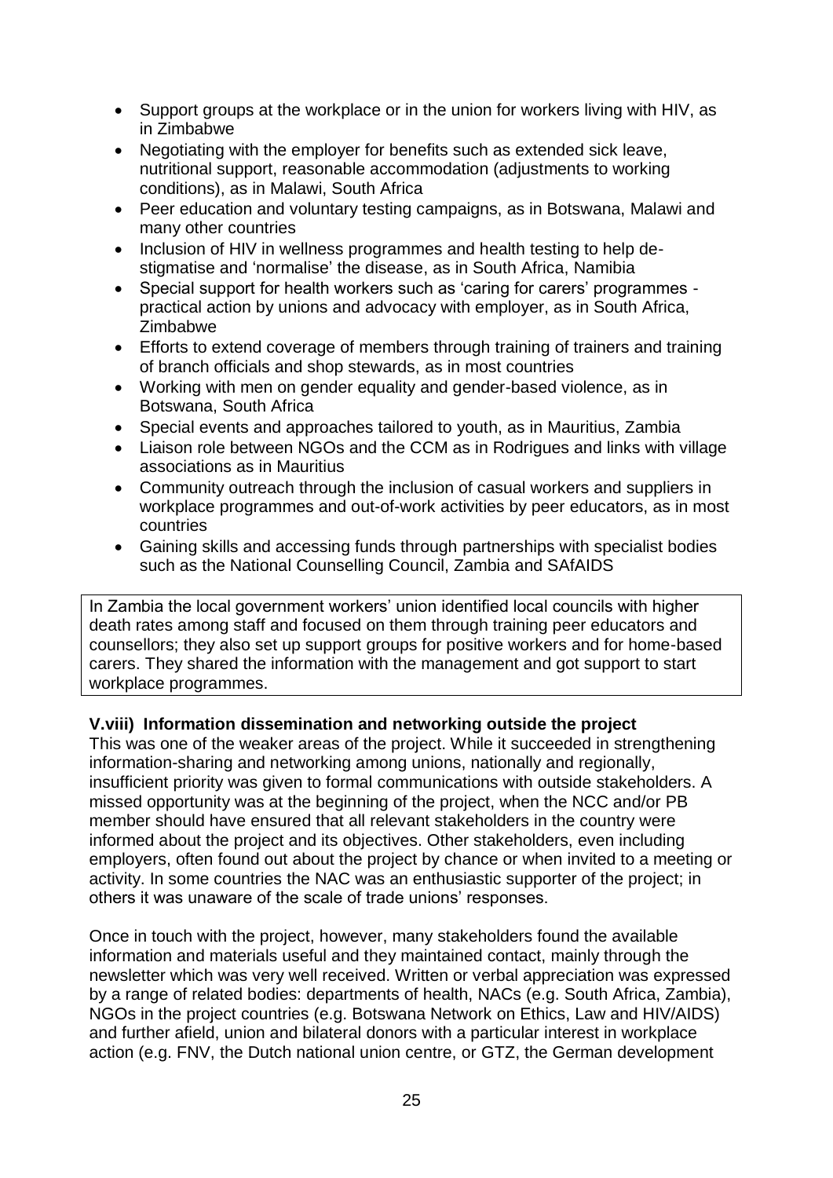- Support groups at the workplace or in the union for workers living with HIV, as in Zimbabwe
- Negotiating with the employer for benefits such as extended sick leave, nutritional support, reasonable accommodation (adjustments to working conditions), as in Malawi, South Africa
- Peer education and voluntary testing campaigns, as in Botswana, Malawi and many other countries
- Inclusion of HIV in wellness programmes and health testing to help de-stigmatise and 'normalise' the disease, as in South Africa, Namibia
- Special support for health workers such as 'caring for carers' programmes - practical action by unions and advocacy with employer, as in South Africa, Zimbabwe
- Efforts to extend coverage of members through training of trainers and training of branch officials and shop stewards, as in most countries
- Working with men on gender equality and gender-based violence, as in Botswana, South Africa
- Special events and approaches tailored to youth, as in Mauritius, Zambia
- Liaison role between NGOs and the CCM as in Rodrigues and links with village associations as in Mauritius
- Community outreach through the inclusion of casual workers and suppliers in workplace programmes and out-of-work activities by peer educators, as in most countries
- Gaining skills and accessing funds through partnerships with specialist bodies such as the National Counselling Council, Zambia and SAfAIDS

In Zambia the local government workers' union identified local councils with higher death rates among staff and focused on them through training peer educators and counsellors; they also set up support groups for positive workers and for home-based carers. They shared the information with the management and got support to start workplace programmes.

**V.viii) Information dissemination and networking outside the project**

This was one of the weaker areas of the project. While it succeeded in strengthening information-sharing and networking among unions, nationally and regionally, insufficient priority was given to formal communications with outside stakeholders. A missed opportunity was at the beginning of the project, when the NCC and/or PB member should have ensured that all relevant stakeholders in the country were informed about the project and its objectives. Other stakeholders, even including employers, often found out about the project by chance or when invited to a meeting or activity. In some countries the NAC was an enthusiastic supporter of the project; in others it was unaware of the scale of trade unions' responses.

Once in touch with the project, however, many stakeholders found the available information and materials useful and they maintained contact, mainly through the newsletter which was very well received. Written or verbal appreciation was expressed by a range of related bodies: departments of health, NACs (e.g. South Africa, Zambia), NGOs in the project countries (e.g. Botswana Network on Ethics, Law and HIV/AIDS) and further afield, union and bilateral donors with a particular interest in workplace action (e.g. FNV, the Dutch national union centre, or GTZ, the German development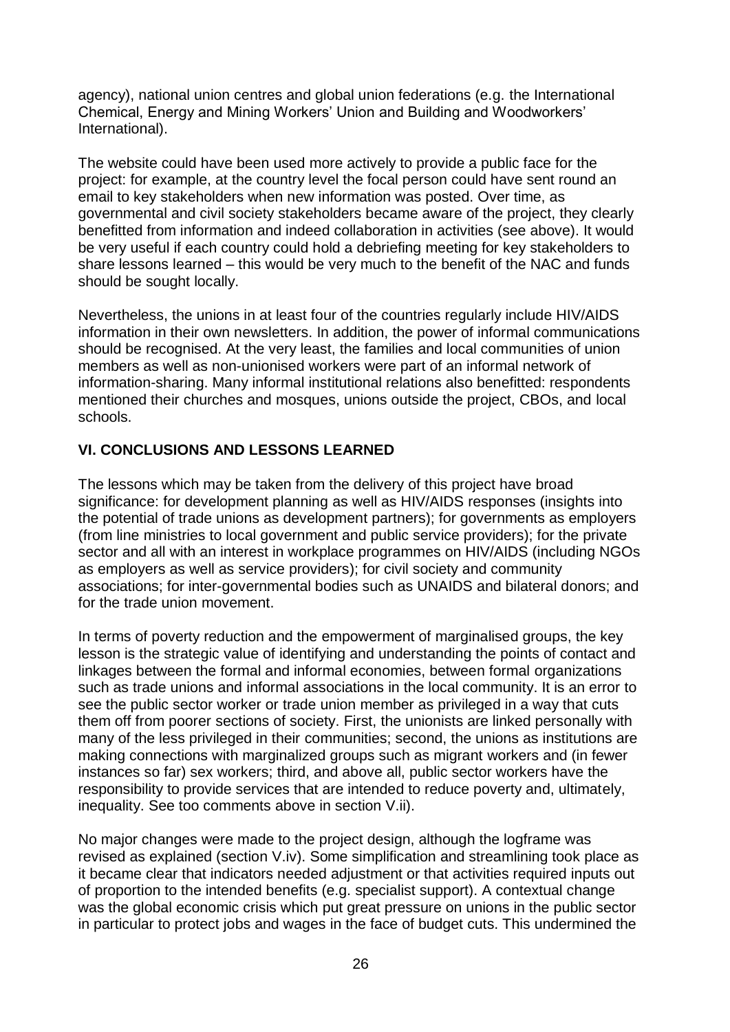agency), national union centres and global union federations (e.g. the International Chemical, Energy and Mining Workers' Union and Building and Woodworkers' International).

The website could have been used more actively to provide a public face for the project: for example, at the country level the focal person could have sent round an email to key stakeholders when new information was posted. Over time, as governmental and civil society stakeholders became aware of the project, they clearly benefitted from information and indeed collaboration in activities (see above). It would be very useful if each country could hold a debriefing meeting for key stakeholders to share lessons learned – this would be very much to the benefit of the NAC and funds should be sought locally.

Nevertheless, the unions in at least four of the countries regularly include HIV/AIDS information in their own newsletters. In addition, the power of informal communications should be recognised. At the very least, the families and local communities of union members as well as non-unionised workers were part of an informal network of information-sharing. Many informal institutional relations also benefitted: respondents mentioned their churches and mosques, unions outside the project, CBOs, and local schools.

## VI. CONCLUSIONS AND LESSONS LEARNED

The lessons which may be taken from the delivery of this project have broad significance: for development planning as well as HIV/AIDS responses (insights into the potential of trade unions as development partners); for governments as employers (from line ministries to local government and public service providers); for the private sector and all with an interest in workplace programmes on HIV/AIDS (including NGOs as employers as well as service providers); for civil society and community associations; for inter-governmental bodies such as UNAIDS and bilateral donors; and for the trade union movement.

In terms of poverty reduction and the empowerment of marginalised groups, the key lesson is the strategic value of identifying and understanding the points of contact and linkages between the formal and informal economies, between formal organizations such as trade unions and informal associations in the local community. It is an error to see the public sector worker or trade union member as privileged in a way that cuts them off from poorer sections of society. First, the unionists are linked personally with many of the less privileged in their communities; second, the unions as institutions are making connections with marginalized groups such as migrant workers and (in fewer instances so far) sex workers; third, and above all, public sector workers have the responsibility to provide services that are intended to reduce poverty and, ultimately, inequality. See too comments above in section V.ii).

No major changes were made to the project design, although the logframe was revised as explained (section V.iv). Some simplification and streamlining took place as it became clear that indicators needed adjustment or that activities required inputs out of proportion to the intended benefits (e.g. specialist support). A contextual change was the global economic crisis which put great pressure on unions in the public sector in particular to protect jobs and wages in the face of budget cuts. This undermined the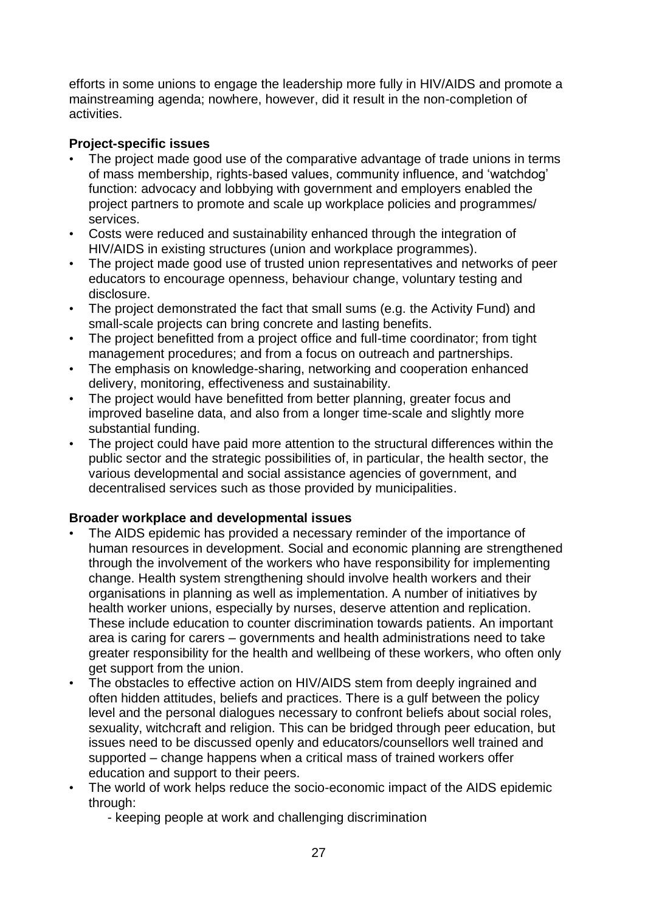efforts in some unions to engage the leadership more fully in HIV/AIDS and promote a mainstreaming agenda; nowhere, however, did it result in the non-completion of activities.

**Project-specific issues**

- The project made good use of the comparative advantage of trade unions in terms of mass membership, rights-based values, community influence, and 'watchdog' function: advocacy and lobbying with government and employers enabled the project partners to promote and scale up workplace policies and programmes/ services.
- Costs were reduced and sustainability enhanced through the integration of HIV/AIDS in existing structures (union and workplace programmes).
- The project made good use of trusted union representatives and networks of peer educators to encourage openness, behaviour change, voluntary testing and disclosure.
- The project demonstrated the fact that small sums (e.g. the Activity Fund) and small-scale projects can bring concrete and lasting benefits.
- The project benefitted from a project office and full-time coordinator; from tight management procedures; and from a focus on outreach and partnerships.
- The emphasis on knowledge-sharing, networking and cooperation enhanced delivery, monitoring, effectiveness and sustainability.
- The project would have benefitted from better planning, greater focus and improved baseline data, and also from a longer time-scale and slightly more substantial funding.
- The project could have paid more attention to the structural differences within the public sector and the strategic possibilities of, in particular, the health sector, the various developmental and social assistance agencies of government, and decentralised services such as those provided by municipalities.

**Broader workplace and developmental issues**

- The AIDS epidemic has provided a necessary reminder of the importance of human resources in development. Social and economic planning are strengthened through the involvement of the workers who have responsibility for implementing change. Health system strengthening should involve health workers and their organisations in planning as well as implementation. A number of initiatives by health worker unions, especially by nurses, deserve attention and replication. These include education to counter discrimination towards patients. An important area is caring for carers – governments and health administrations need to take greater responsibility for the health and wellbeing of these workers, who often only get support from the union.
- The obstacles to effective action on HIV/AIDS stem from deeply ingrained and often hidden attitudes, beliefs and practices. There is a gulf between the policy level and the personal dialogues necessary to confront beliefs about social roles, sexuality, witchcraft and religion. This can be bridged through peer education, but issues need to be discussed openly and educators/counsellors well trained and supported – change happens when a critical mass of trained workers offer education and support to their peers.
- The world of work helps reduce the socio-economic impact of the AIDS epidemic through:
    - keeping people at work and challenging discrimination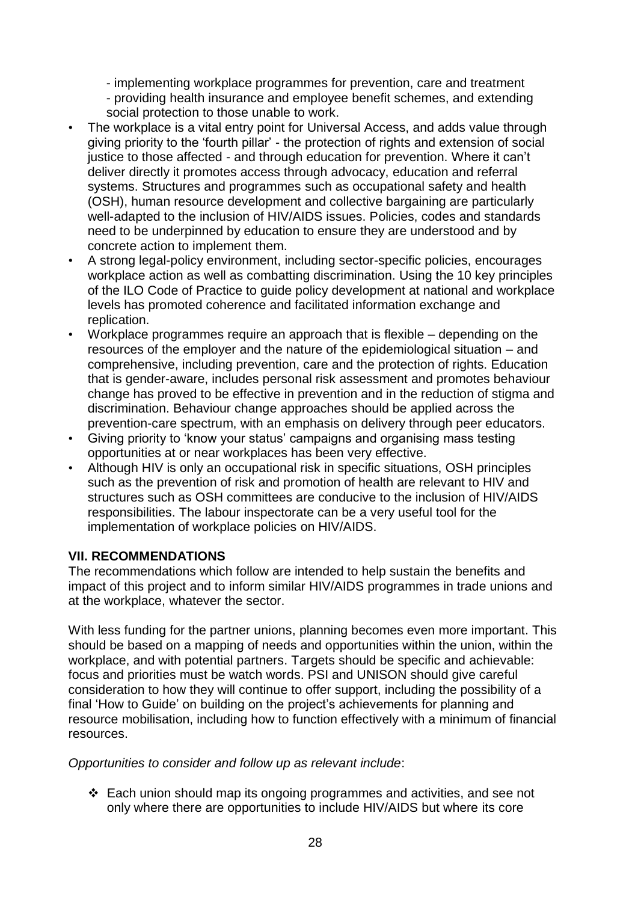- implementing workplace programmes for prevention, care and treatment
- providing health insurance and employee benefit schemes, and extending social protection to those unable to work.

- The workplace is a vital entry point for Universal Access, and adds value through giving priority to the 'fourth pillar' - the protection of rights and extension of social justice to those affected - and through education for prevention. Where it can't deliver directly it promotes access through advocacy, education and referral systems. Structures and programmes such as occupational safety and health (OSH), human resource development and collective bargaining are particularly well-adapted to the inclusion of HIV/AIDS issues. Policies, codes and standards need to be underpinned by education to ensure they are understood and by concrete action to implement them.
- A strong legal-policy environment, including sector-specific policies, encourages workplace action as well as combatting discrimination. Using the 10 key principles of the ILO Code of Practice to guide policy development at national and workplace levels has promoted coherence and facilitated information exchange and replication.
- Workplace programmes require an approach that is flexible – depending on the resources of the employer and the nature of the epidemiological situation – and comprehensive, including prevention, care and the protection of rights. Education that is gender-aware, includes personal risk assessment and promotes behaviour change has proved to be effective in prevention and in the reduction of stigma and discrimination. Behaviour change approaches should be applied across the prevention-care spectrum, with an emphasis on delivery through peer educators.
- Giving priority to 'know your status' campaigns and organising mass testing opportunities at or near workplaces has been very effective.
- Although HIV is only an occupational risk in specific situations, OSH principles such as the prevention of risk and promotion of health are relevant to HIV and structures such as OSH committees are conducive to the inclusion of HIV/AIDS responsibilities. The labour inspectorate can be a very useful tool for the implementation of workplace policies on HIV/AIDS.

## VII. RECOMMENDATIONS

The recommendations which follow are intended to help sustain the benefits and impact of this project and to inform similar HIV/AIDS programmes in trade unions and at the workplace, whatever the sector.

With less funding for the partner unions, planning becomes even more important. This should be based on a mapping of needs and opportunities within the union, within the workplace, and with potential partners. Targets should be specific and achievable: focus and priorities must be watch words. PSI and UNISON should give careful consideration to how they will continue to offer support, including the possibility of a final 'How to Guide' on building on the project's achievements for planning and resource mobilisation, including how to function effectively with a minimum of financial resources.

*Opportunities to consider and follow up as relevant include*:

- Each union should map its ongoing programmes and activities, and see not only where there are opportunities to include HIV/AIDS but where its core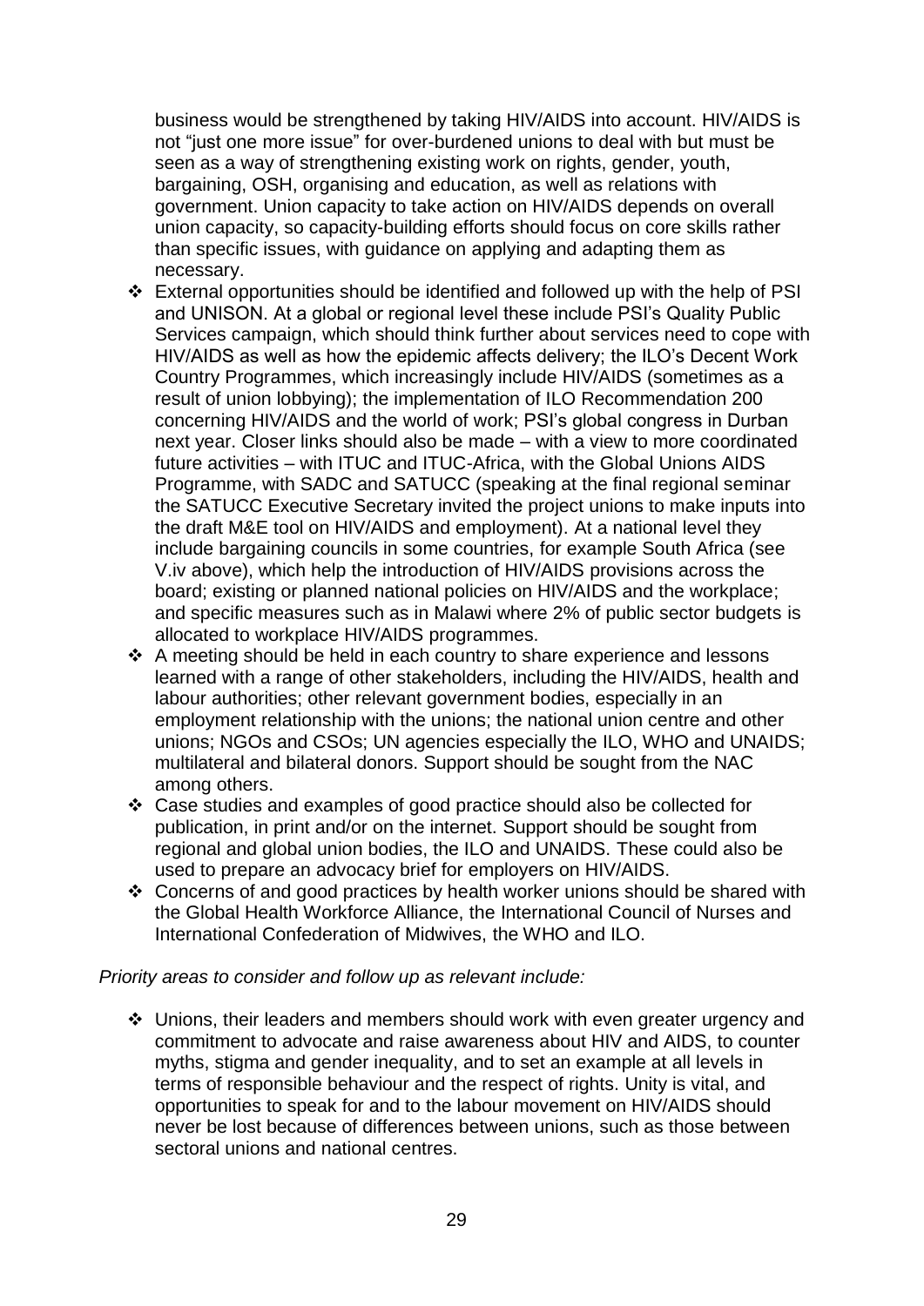business would be strengthened by taking HIV/AIDS into account. HIV/AIDS is not "just one more issue" for over-burdened unions to deal with but must be seen as a way of strengthening existing work on rights, gender, youth, bargaining, OSH, organising and education, as well as relations with government. Union capacity to take action on HIV/AIDS depends on overall union capacity, so capacity-building efforts should focus on core skills rather than specific issues, with guidance on applying and adapting them as necessary.

- External opportunities should be identified and followed up with the help of PSI and UNISON. At a global or regional level these include PSI's Quality Public Services campaign, which should think further about services need to cope with HIV/AIDS as well as how the epidemic affects delivery; the ILO's Decent Work Country Programmes, which increasingly include HIV/AIDS (sometimes as a result of union lobbying); the implementation of ILO Recommendation 200 concerning HIV/AIDS and the world of work; PSI's global congress in Durban next year. Closer links should also be made – with a view to more coordinated future activities – with ITUC and ITUC-Africa, with the Global Unions AIDS Programme, with SADC and SATUCC (speaking at the final regional seminar the SATUCC Executive Secretary invited the project unions to make inputs into the draft M&E tool on HIV/AIDS and employment). At a national level they include bargaining councils in some countries, for example South Africa (see V.iv above), which help the introduction of HIV/AIDS provisions across the board; existing or planned national policies on HIV/AIDS and the workplace; and specific measures such as in Malawi where 2% of public sector budgets is allocated to workplace HIV/AIDS programmes.
- A meeting should be held in each country to share experience and lessons learned with a range of other stakeholders, including the HIV/AIDS, health and labour authorities; other relevant government bodies, especially in an employment relationship with the unions; the national union centre and other unions; NGOs and CSOs; UN agencies especially the ILO, WHO and UNAIDS; multilateral and bilateral donors. Support should be sought from the NAC among others.
- Case studies and examples of good practice should also be collected for publication, in print and/or on the internet. Support should be sought from regional and global union bodies, the ILO and UNAIDS. These could also be used to prepare an advocacy brief for employers on HIV/AIDS.
- Concerns of and good practices by health worker unions should be shared with the Global Health Workforce Alliance, the International Council of Nurses and International Confederation of Midwives, the WHO and ILO.

*Priority areas to consider and follow up as relevant include:*

- Unions, their leaders and members should work with even greater urgency and commitment to advocate and raise awareness about HIV and AIDS, to counter myths, stigma and gender inequality, and to set an example at all levels in terms of responsible behaviour and the respect of rights. Unity is vital, and opportunities to speak for and to the labour movement on HIV/AIDS should never be lost because of differences between unions, such as those between sectoral unions and national centres.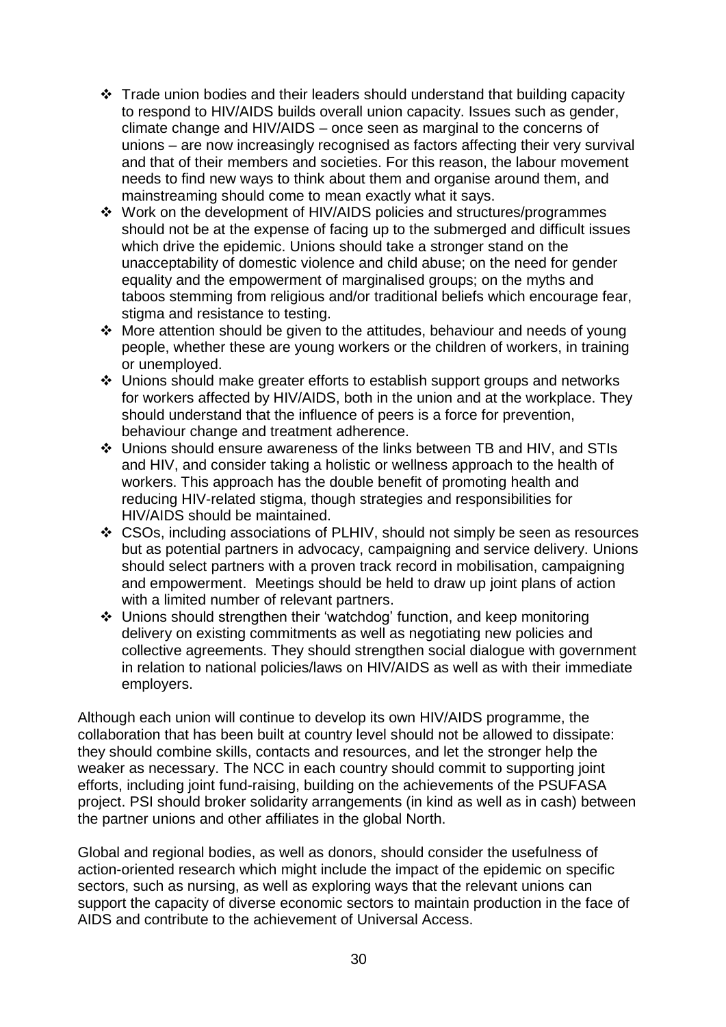- Trade union bodies and their leaders should understand that building capacity to respond to HIV/AIDS builds overall union capacity. Issues such as gender, climate change and HIV/AIDS – once seen as marginal to the concerns of unions – are now increasingly recognised as factors affecting their very survival and that of their members and societies. For this reason, the labour movement needs to find new ways to think about them and organise around them, and mainstreaming should come to mean exactly what it says.
- Work on the development of HIV/AIDS policies and structures/programmes should not be at the expense of facing up to the submerged and difficult issues which drive the epidemic. Unions should take a stronger stand on the unacceptability of domestic violence and child abuse; on the need for gender equality and the empowerment of marginalised groups; on the myths and taboos stemming from religious and/or traditional beliefs which encourage fear, stigma and resistance to testing.
- More attention should be given to the attitudes, behaviour and needs of young people, whether these are young workers or the children of workers, in training or unemployed.
- Unions should make greater efforts to establish support groups and networks for workers affected by HIV/AIDS, both in the union and at the workplace. They should understand that the influence of peers is a force for prevention, behaviour change and treatment adherence.
- Unions should ensure awareness of the links between TB and HIV, and STIs and HIV, and consider taking a holistic or wellness approach to the health of workers. This approach has the double benefit of promoting health and reducing HIV-related stigma, though strategies and responsibilities for HIV/AIDS should be maintained.
- CSOs, including associations of PLHIV, should not simply be seen as resources but as potential partners in advocacy, campaigning and service delivery. Unions should select partners with a proven track record in mobilisation, campaigning and empowerment. Meetings should be held to draw up joint plans of action with a limited number of relevant partners.
- Unions should strengthen their 'watchdog' function, and keep monitoring delivery on existing commitments as well as negotiating new policies and collective agreements. They should strengthen social dialogue with government in relation to national policies/laws on HIV/AIDS as well as with their immediate employers.

Although each union will continue to develop its own HIV/AIDS programme, the collaboration that has been built at country level should not be allowed to dissipate: they should combine skills, contacts and resources, and let the stronger help the weaker as necessary. The NCC in each country should commit to supporting joint efforts, including joint fund-raising, building on the achievements of the PSUFASA project. PSI should broker solidarity arrangements (in kind as well as in cash) between the partner unions and other affiliates in the global North.

Global and regional bodies, as well as donors, should consider the usefulness of action-oriented research which might include the impact of the epidemic on specific sectors, such as nursing, as well as exploring ways that the relevant unions can support the capacity of diverse economic sectors to maintain production in the face of AIDS and contribute to the achievement of Universal Access.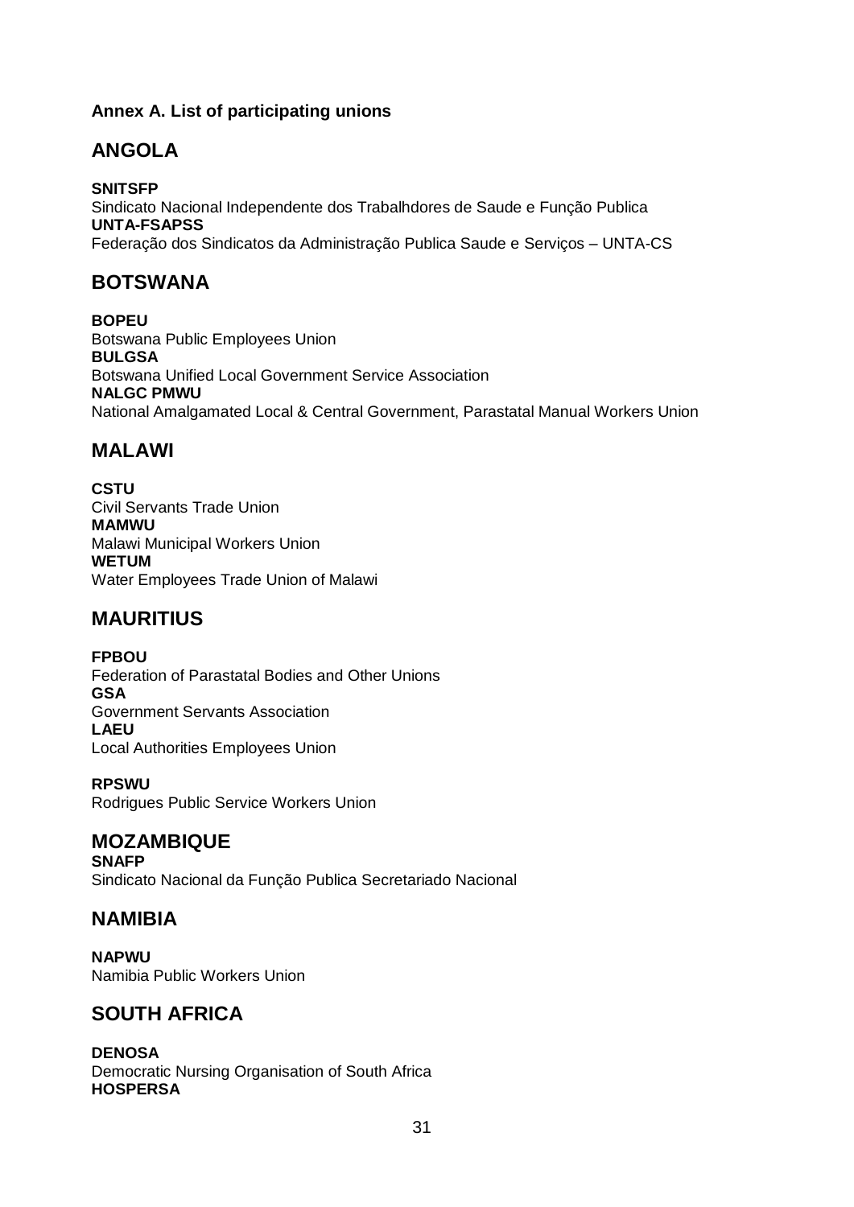**Annex A. List of participating unions**

## ANGOLA

**SNITSFP**
Sindicato Nacional Independente dos Trabalhdores de Saude e Função Publica
**UNTA-FSAPSS**
Federação dos Sindicatos da Administração Publica Saude e Serviços – UNTA-CS

## BOTSWANA

**BOPEU**
Botswana Public Employees Union
**BULGSA**
Botswana Unified Local Government Service Association
**NALGC PMWU**
National Amalgamated Local & Central Government, Parastatal Manual Workers Union

## MALAWI

**CSTU**
Civil Servants Trade Union
**MAMWU**
Malawi Municipal Workers Union
**WETUM**
Water Employees Trade Union of Malawi

## MAURITIUS

**FPBOU**
Federation of Parastatal Bodies and Other Unions
**GSA**
Government Servants Association
**LAEU**
Local Authorities Employees Union

**RPSWU**
Rodrigues Public Service Workers Union

## MOZAMBIQUE

**SNAFP**
Sindicato Nacional da Função Publica Secretariado Nacional

## NAMIBIA

**NAPWU**
Namibia Public Workers Union

## SOUTH AFRICA

**DENOSA**
Democratic Nursing Organisation of South Africa
**HOSPERSA**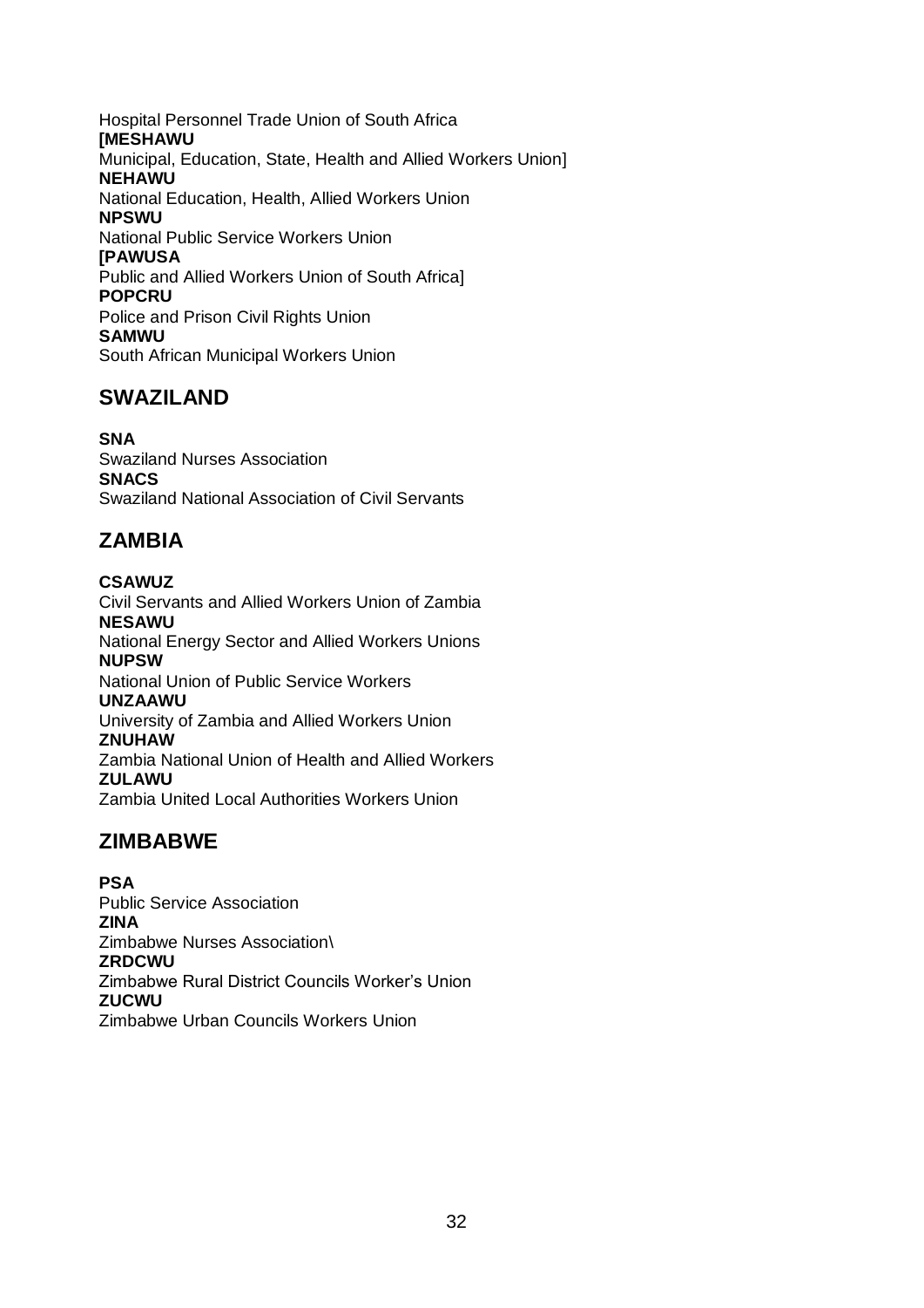Hospital Personnel Trade Union of South Africa
**[MESHAWU**
Municipal, Education, State, Health and Allied Workers Union]
**NEHAWU**
National Education, Health, Allied Workers Union
**NPSWU**
National Public Service Workers Union
**[PAWUSA**
Public and Allied Workers Union of South Africa]
**POPCRU**
Police and Prison Civil Rights Union
**SAMWU**
South African Municipal Workers Union

## SWAZILAND

**SNA**
Swaziland Nurses Association
**SNACS**
Swaziland National Association of Civil Servants

## ZAMBIA

**CSAWUZ**
Civil Servants and Allied Workers Union of Zambia
**NESAWU**
National Energy Sector and Allied Workers Unions
**NUPSW**
National Union of Public Service Workers
**UNZAAWU**
University of Zambia and Allied Workers Union
**ZNUHAW**
Zambia National Union of Health and Allied Workers
**ZULAWU**
Zambia United Local Authorities Workers Union

## ZIMBABWE

**PSA**
Public Service Association
**ZINA**
Zimbabwe Nurses Association\
**ZRDCWU**
Zimbabwe Rural District Councils Worker's Union
**ZUCWU**
Zimbabwe Urban Councils Workers Union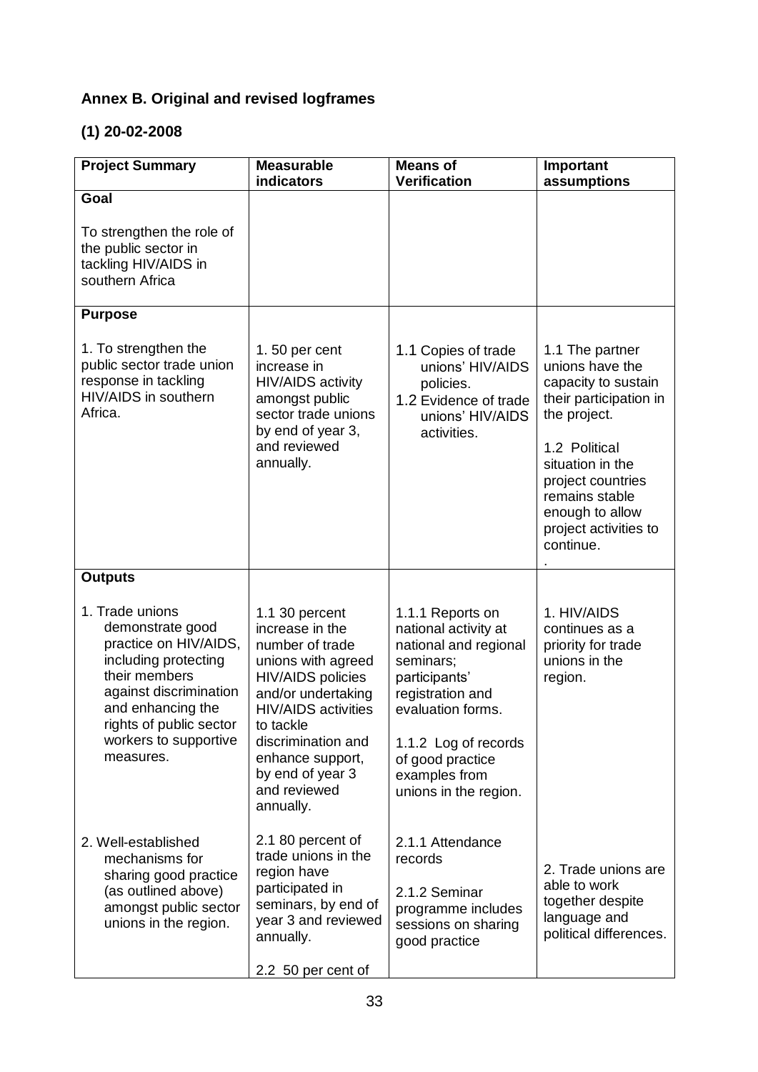## Annex B. Original and revised logframes

### (1) 20-02-2008

| Project Summary | Measurable indicators | Means of Verification | Important assumptions |
|---|---|---|---|
| **Goal**<br><br>To strengthen the role of the public sector in tackling HIV/AIDS in southern Africa | | | |
| **Purpose**<br><br>1. To strengthen the public sector trade union response in tackling HIV/AIDS in southern Africa. | 1. 50 per cent increase in HIV/AIDS activity amongst public sector trade unions by end of year 3, and reviewed annually. | 1.1 Copies of trade unions' HIV/AIDS policies.<br>1.2 Evidence of trade unions' HIV/AIDS activities. | 1.1 The partner unions have the capacity to sustain their participation in the project.<br><br>1.2 Political situation in the project countries remains stable enough to allow project activities to continue.<br>. |
| **Outputs**<br><br>1. Trade unions demonstrate good practice on HIV/AIDS, including protecting their members against discrimination and enhancing the rights of public sector workers to supportive measures. | 1.1 30 percent increase in the number of trade unions with agreed HIV/AIDS policies and/or undertaking HIV/AIDS activities to tackle discrimination and enhance support, by end of year 3 and reviewed annually. | 1.1.1 Reports on national activity at national and regional seminars; participants' registration and evaluation forms.<br><br>1.1.2 Log of records of good practice examples from unions in the region. | 1. HIV/AIDS continues as a priority for trade unions in the region. |
| 2. Well-established mechanisms for sharing good practice (as outlined above) amongst public sector unions in the region. | 2.1 80 percent of trade unions in the region have participated in seminars, by end of year 3 and reviewed annually.<br><br>2.2 50 per cent of | 2.1.1 Attendance records<br><br>2.1.2 Seminar programme includes sessions on sharing good practice | 2. Trade unions are able to work together despite language and political differences. |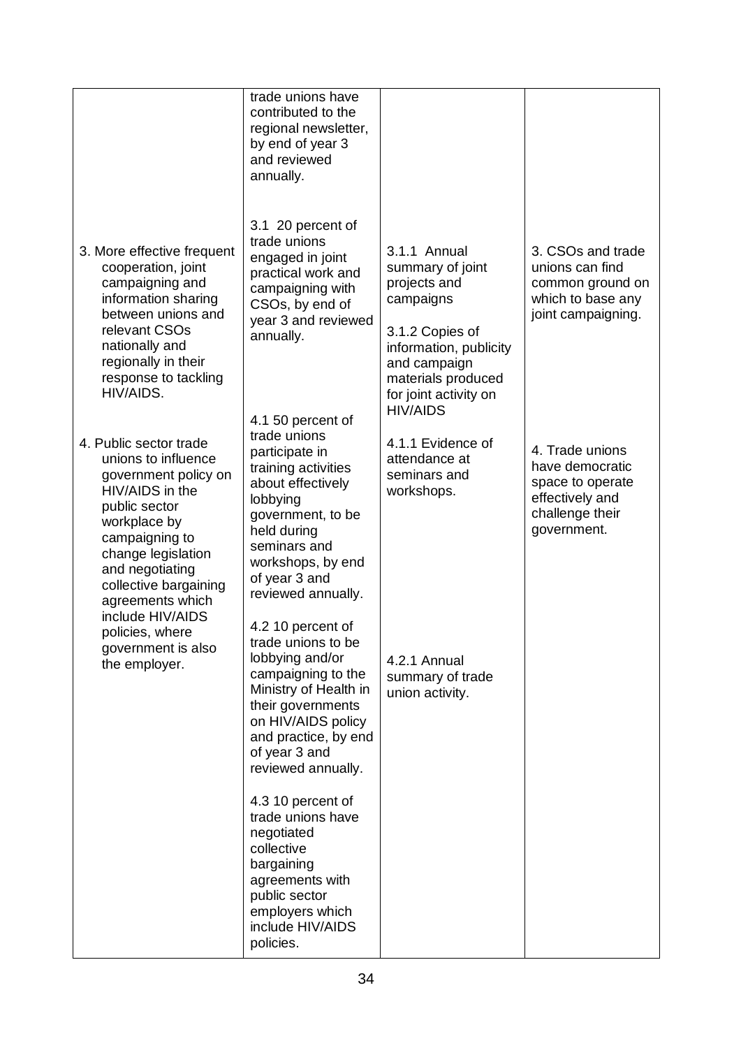| | | | |
|---|---|---|---|
| | trade unions have contributed to the regional newsletter, by end of year 3 and reviewed annually. | | |
| 3. More effective frequent cooperation, joint campaigning and information sharing between unions and relevant CSOs nationally and regionally in their response to tackling HIV/AIDS. | 3.1 20 percent of trade unions engaged in joint practical work and campaigning with CSOs, by end of year 3 and reviewed annually. | 3.1.1 Annual summary of joint projects and campaigns<br><br>3.1.2 Copies of information, publicity and campaign materials produced for joint activity on HIV/AIDS | 3. CSOs and trade unions can find common ground on which to base any joint campaigning. |
| 4. Public sector trade unions to influence government policy on HIV/AIDS in the public sector workplace by campaigning to change legislation and negotiating collective bargaining agreements which include HIV/AIDS policies, where government is also the employer. | 4.1 50 percent of trade unions participate in training activities about effectively lobbying government, to be held during seminars and workshops, by end of year 3 and reviewed annually.<br><br>4.2 10 percent of trade unions to be lobbying and/or campaigning to the Ministry of Health in their governments on HIV/AIDS policy and practice, by end of year 3 and reviewed annually.<br><br>4.3 10 percent of trade unions have negotiated collective bargaining agreements with public sector employers which include HIV/AIDS policies. | 4.1.1 Evidence of attendance at seminars and workshops.<br><br>4.2.1 Annual summary of trade union activity. | 4. Trade unions have democratic space to operate effectively and challenge their government. |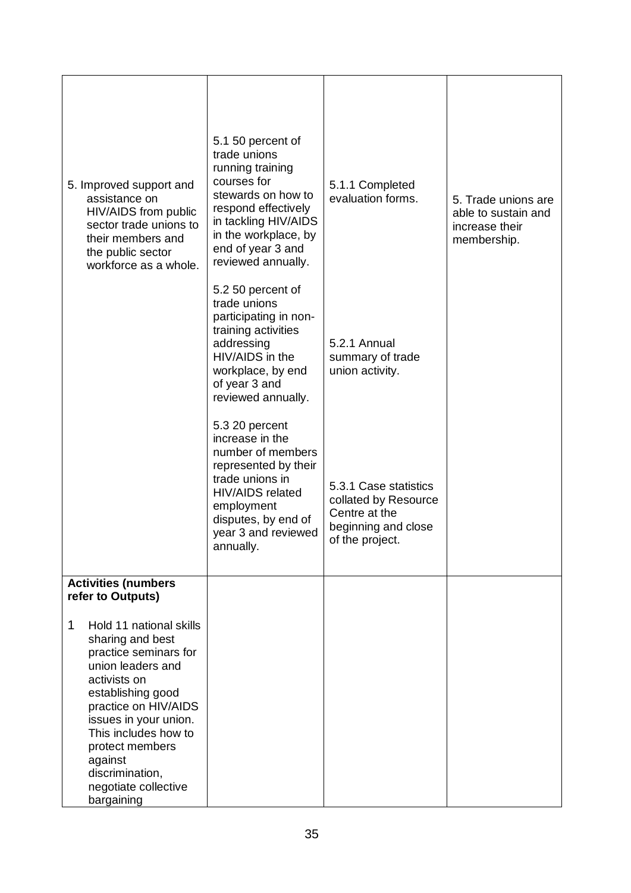| | | | |
|---|---|---|---|
| 5. Improved support and assistance on HIV/AIDS from public sector trade unions to their members and the public sector workforce as a whole. | 5.1 50 percent of trade unions running training courses for stewards on how to respond effectively in tackling HIV/AIDS in the workplace, by end of year 3 and reviewed annually.<br><br>5.2 50 percent of trade unions participating in non-training activities addressing HIV/AIDS in the workplace, by end of year 3 and reviewed annually.<br><br>5.3 20 percent increase in the number of members represented by their trade unions in HIV/AIDS related employment disputes, by end of year 3 and reviewed annually. | 5.1.1 Completed evaluation forms.<br><br>5.2.1 Annual summary of trade union activity.<br><br>5.3.1 Case statistics collated by Resource Centre at the beginning and close of the project. | 5. Trade unions are able to sustain and increase their membership. |
| **Activities (numbers refer to Outputs)**<br><br>1 Hold 11 national skills sharing and best practice seminars for union leaders and activists on establishing good practice on HIV/AIDS issues in your union. This includes how to protect members against discrimination, negotiate collective bargaining | | | |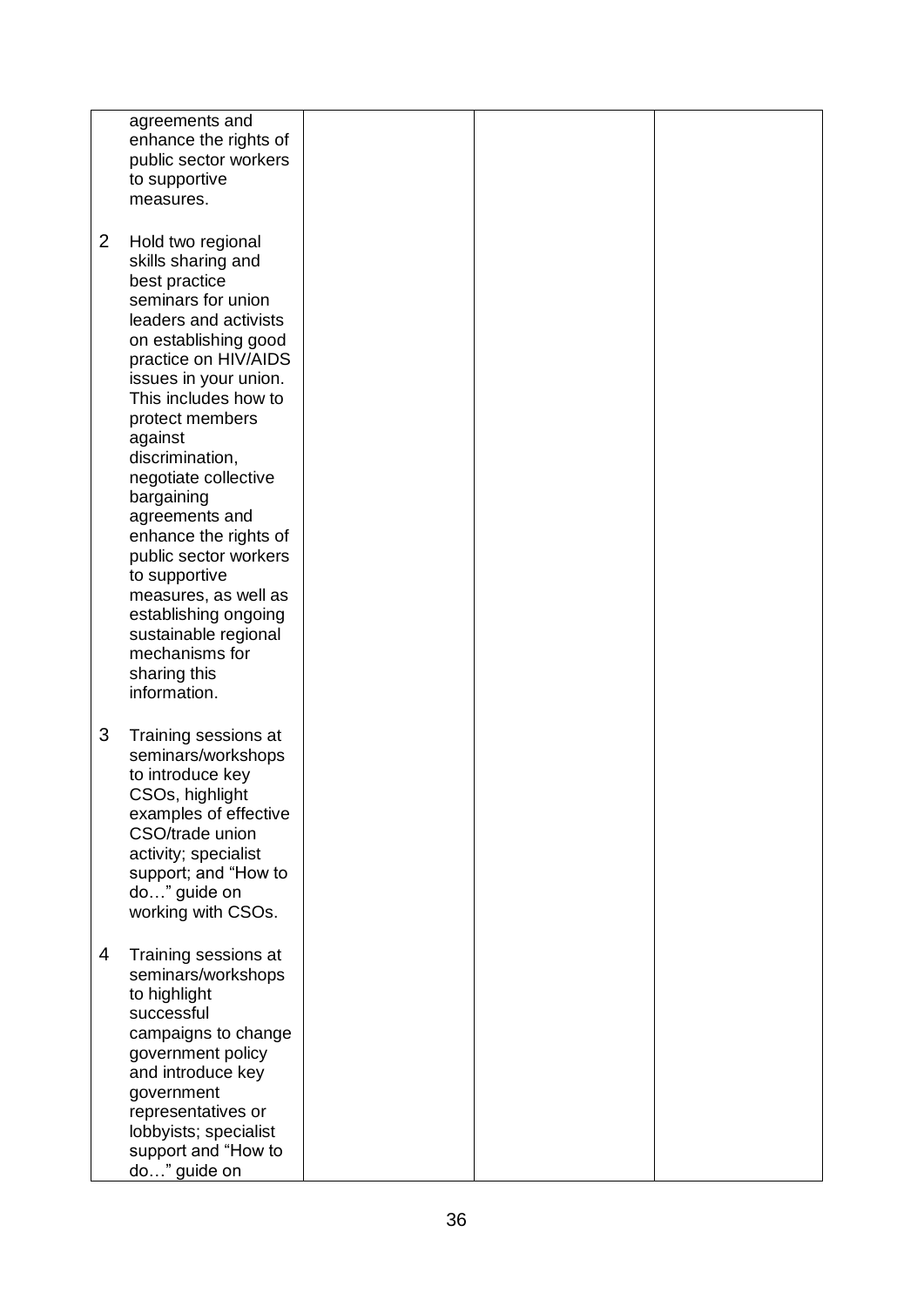| | | | |
|---|---|---|---|
| agreements and enhance the rights of public sector workers to supportive measures.<br><br>2 Hold two regional skills sharing and best practice seminars for union leaders and activists on establishing good practice on HIV/AIDS issues in your union. This includes how to protect members against discrimination, negotiate collective bargaining agreements and enhance the rights of public sector workers to supportive measures, as well as establishing ongoing sustainable regional mechanisms for sharing this information.<br><br>3 Training sessions at seminars/workshops to introduce key CSOs, highlight examples of effective CSO/trade union activity; specialist support; and "How to do…" guide on working with CSOs.<br><br>4 Training sessions at seminars/workshops to highlight successful campaigns to change government policy and introduce key government representatives or lobbyists; specialist support and "How to do…" guide on | | | |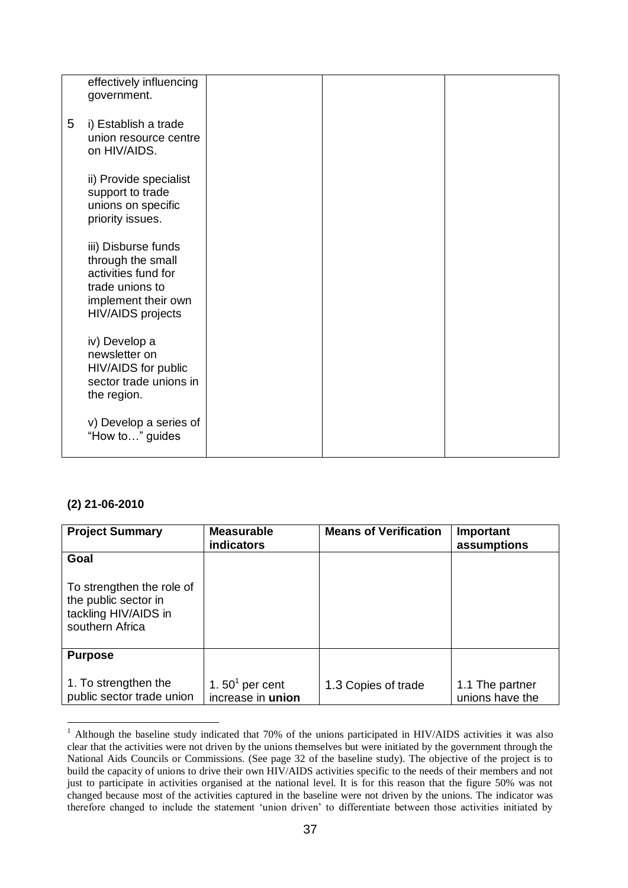| | | | |
|---|---|---|---|
| effectively influencing government.<br><br>5 i) Establish a trade union resource centre on HIV/AIDS.<br><br>ii) Provide specialist support to trade unions on specific priority issues.<br><br>iii) Disburse funds through the small activities fund for trade unions to implement their own HIV/AIDS projects<br><br>iv) Develop a newsletter on HIV/AIDS for public sector trade unions in the region.<br><br>v) Develop a series of "How to…" guides | | | |

**(2) 21-06-2010**

| Project Summary | Measurable indicators | Means of Verification | Important assumptions |
|---|---|---|---|
| **Goal**<br><br>To strengthen the role of the public sector in tackling HIV/AIDS in southern Africa | | | |
| **Purpose**<br><br>1. To strengthen the public sector trade union | 1. 50[1] per cent increase in **union** | 1.3 Copies of trade | 1.1 The partner unions have the |

[1] Although the baseline study indicated that 70% of the unions participated in HIV/AIDS activities it was also clear that the activities were not driven by the unions themselves but were initiated by the government through the National Aids Councils or Commissions. (See page 32 of the baseline study). The objective of the project is to build the capacity of unions to drive their own HIV/AIDS activities specific to the needs of their members and not just to participate in activities organised at the national level. It is for this reason that the figure 50% was not changed because most of the activities captured in the baseline were not driven by the unions. The indicator was therefore changed to include the statement 'union driven' to differentiate between those activities initiated by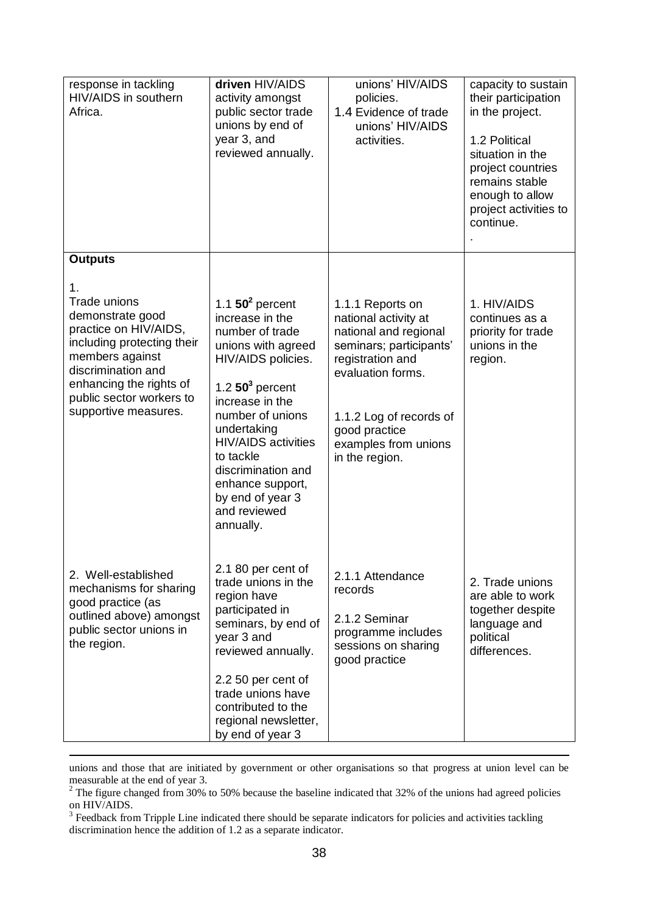| response in tackling HIV/AIDS in southern Africa. | **driven** HIV/AIDS activity amongst public sector trade unions by end of year 3, and reviewed annually. | unions' HIV/AIDS policies.<br>1.4 Evidence of trade unions' HIV/AIDS activities. | capacity to sustain their participation in the project.<br><br>1.2 Political situation in the project countries remains stable enough to allow project activities to continue.<br>. |
|---|---|---|---|
| **Outputs**<br><br>1.<br>Trade unions demonstrate good practice on HIV/AIDS, including protecting their members against discrimination and enhancing the rights of public sector workers to supportive measures. | 1.1 **50**[2] percent increase in the number of trade unions with agreed HIV/AIDS policies.<br><br>1.2 **50**[3] percent increase in the number of unions undertaking HIV/AIDS activities to tackle discrimination and enhance support, by end of year 3 and reviewed annually. | 1.1.1 Reports on national activity at national and regional seminars; participants' registration and evaluation forms.<br><br>1.1.2 Log of records of good practice examples from unions in the region. | 1. HIV/AIDS continues as a priority for trade unions in the region. |
| 2. Well-established mechanisms for sharing good practice (as outlined above) amongst public sector unions in the region. | 2.1 80 per cent of trade unions in the region have participated in seminars, by end of year 3 and reviewed annually.<br><br>2.2 50 per cent of trade unions have contributed to the regional newsletter, by end of year 3 | 2.1.1 Attendance records<br><br>2.1.2 Seminar programme includes sessions on sharing good practice | 2. Trade unions are able to work together despite language and political differences. |

unions and those that are initiated by government or other organisations so that progress at union level can be measurable at the end of year 3.

[2] The figure changed from 30% to 50% because the baseline indicated that 32% of the unions had agreed policies on HIV/AIDS.

[3] Feedback from Tripple Line indicated there should be separate indicators for policies and activities tackling discrimination hence the addition of 1.2 as a separate indicator.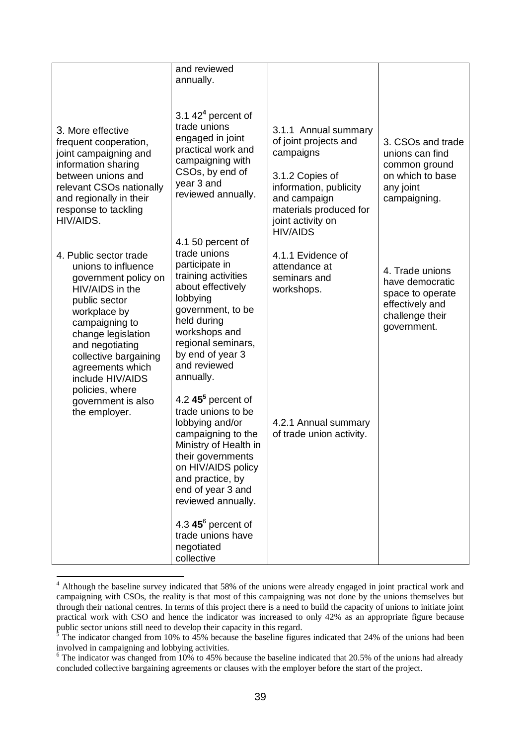| | | | |
|---|---|---|---|
| | and reviewed annually. | | |
| 3. More effective frequent cooperation, joint campaigning and information sharing between unions and relevant CSOs nationally and regionally in their response to tackling HIV/AIDS. | 3.1 42[4] percent of trade unions engaged in joint practical work and campaigning with CSOs, by end of year 3 and reviewed annually. | 3.1.1 Annual summary of joint projects and campaigns<br><br>3.1.2 Copies of information, publicity and campaign materials produced for joint activity on HIV/AIDS | 3. CSOs and trade unions can find common ground on which to base any joint campaigning. |
| 4. Public sector trade unions to influence government policy on HIV/AIDS in the public sector workplace by campaigning to change legislation and negotiating collective bargaining agreements which include HIV/AIDS policies, where government is also the employer. | 4.1 50 percent of trade unions participate in training activities about effectively lobbying government, to be held during workshops and regional seminars, by end of year 3 and reviewed annually.<br><br>4.2 **45**[5] percent of trade unions to be lobbying and/or campaigning to the Ministry of Health in their governments on HIV/AIDS policy and practice, by end of year 3 and reviewed annually.<br><br>4.3 **45**[6] percent of trade unions have negotiated collective | 4.1.1 Evidence of attendance at seminars and workshops.<br><br>4.2.1 Annual summary of trade union activity. | 4. Trade unions have democratic space to operate effectively and challenge their government. |

[4] Although the baseline survey indicated that 58% of the unions were already engaged in joint practical work and campaigning with CSOs, the reality is that most of this campaigning was not done by the unions themselves but through their national centres. In terms of this project there is a need to build the capacity of unions to initiate joint practical work with CSO and hence the indicator was increased to only 42% as an appropriate figure because public sector unions still need to develop their capacity in this regard.

[5] The indicator changed from 10% to 45% because the baseline figures indicated that 24% of the unions had been involved in campaigning and lobbying activities.

[6] The indicator was changed from 10% to 45% because the baseline indicated that 20.5% of the unions had already concluded collective bargaining agreements or clauses with the employer before the start of the project.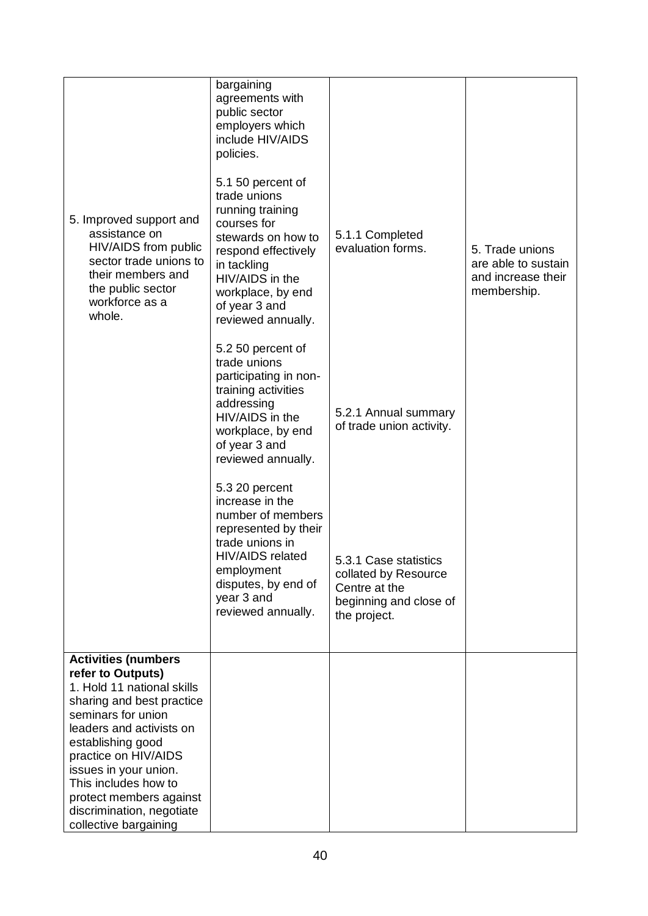| | | | |
|---|---|---|---|
| | bargaining agreements with public sector employers which include HIV/AIDS policies. | | |
| 5. Improved support and assistance on HIV/AIDS from public sector trade unions to their members and the public sector workforce as a whole. | 5.1 50 percent of trade unions running training courses for stewards on how to respond effectively in tackling HIV/AIDS in the workplace, by end of year 3 and reviewed annually. | 5.1.1 Completed evaluation forms. | 5. Trade unions are able to sustain and increase their membership. |
| | 5.2 50 percent of trade unions participating in non-training activities addressing HIV/AIDS in the workplace, by end of year 3 and reviewed annually. | 5.2.1 Annual summary of trade union activity. | |
| | 5.3 20 percent increase in the number of members represented by their trade unions in HIV/AIDS related employment disputes, by end of year 3 and reviewed annually. | 5.3.1 Case statistics collated by Resource Centre at the beginning and close of the project. | |
| **Activities (numbers refer to Outputs)**<br>1. Hold 11 national skills sharing and best practice seminars for union leaders and activists on establishing good practice on HIV/AIDS issues in your union. This includes how to protect members against discrimination, negotiate collective bargaining | | | |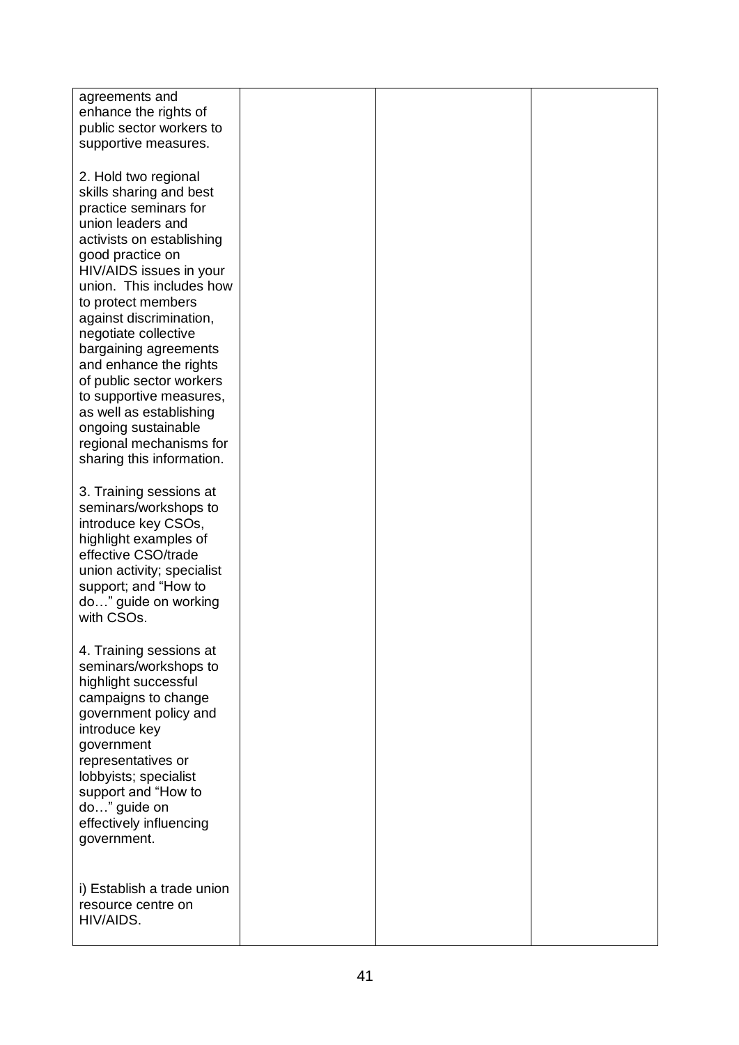| | | | |
|---|---|---|---|
| agreements and enhance the rights of public sector workers to supportive measures.<br><br>2. Hold two regional skills sharing and best practice seminars for union leaders and activists on establishing good practice on HIV/AIDS issues in your union. This includes how to protect members against discrimination, negotiate collective bargaining agreements and enhance the rights of public sector workers to supportive measures, as well as establishing ongoing sustainable regional mechanisms for sharing this information.<br><br>3. Training sessions at seminars/workshops to introduce key CSOs, highlight examples of effective CSO/trade union activity; specialist support; and "How to do…" guide on working with CSOs.<br><br>4. Training sessions at seminars/workshops to highlight successful campaigns to change government policy and introduce key government representatives or lobbyists; specialist support and "How to do…" guide on effectively influencing government.<br><br>i) Establish a trade union resource centre on HIV/AIDS. | | | |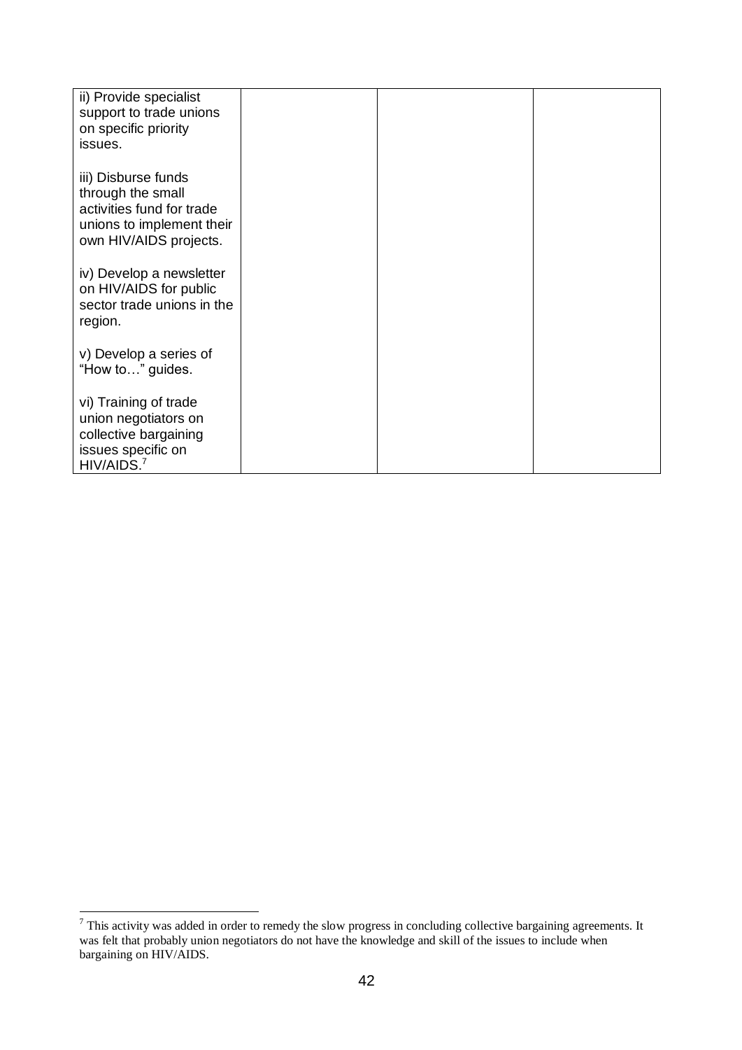| | | | |
|---|---|---|---|
| ii) Provide specialist support to trade unions on specific priority issues.<br><br>iii) Disburse funds through the small activities fund for trade unions to implement their own HIV/AIDS projects.<br><br>iv) Develop a newsletter on HIV/AIDS for public sector trade unions in the region.<br><br>v) Develop a series of "How to…" guides.<br><br>vi) Training of trade union negotiators on collective bargaining issues specific on HIV/AIDS.[7] | | | |

[7] This activity was added in order to remedy the slow progress in concluding collective bargaining agreements. It was felt that probably union negotiators do not have the knowledge and skill of the issues to include when bargaining on HIV/AIDS.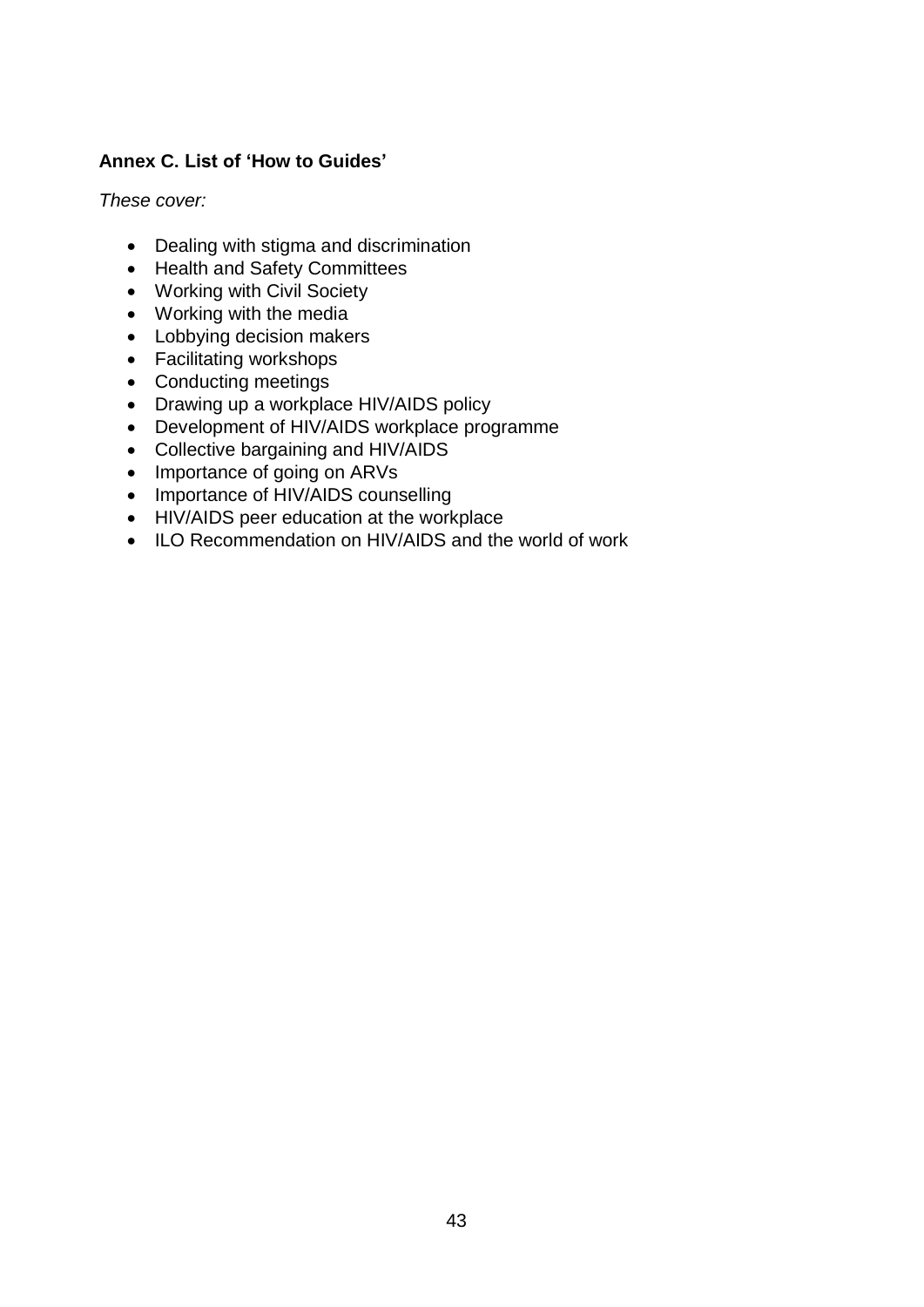**Annex C. List of 'How to Guides'**

*These cover:*

- Dealing with stigma and discrimination
- Health and Safety Committees
- Working with Civil Society
- Working with the media
- Lobbying decision makers
- Facilitating workshops
- Conducting meetings
- Drawing up a workplace HIV/AIDS policy
- Development of HIV/AIDS workplace programme
- Collective bargaining and HIV/AIDS
- Importance of going on ARVs
- Importance of HIV/AIDS counselling
- HIV/AIDS peer education at the workplace
- ILO Recommendation on HIV/AIDS and the world of work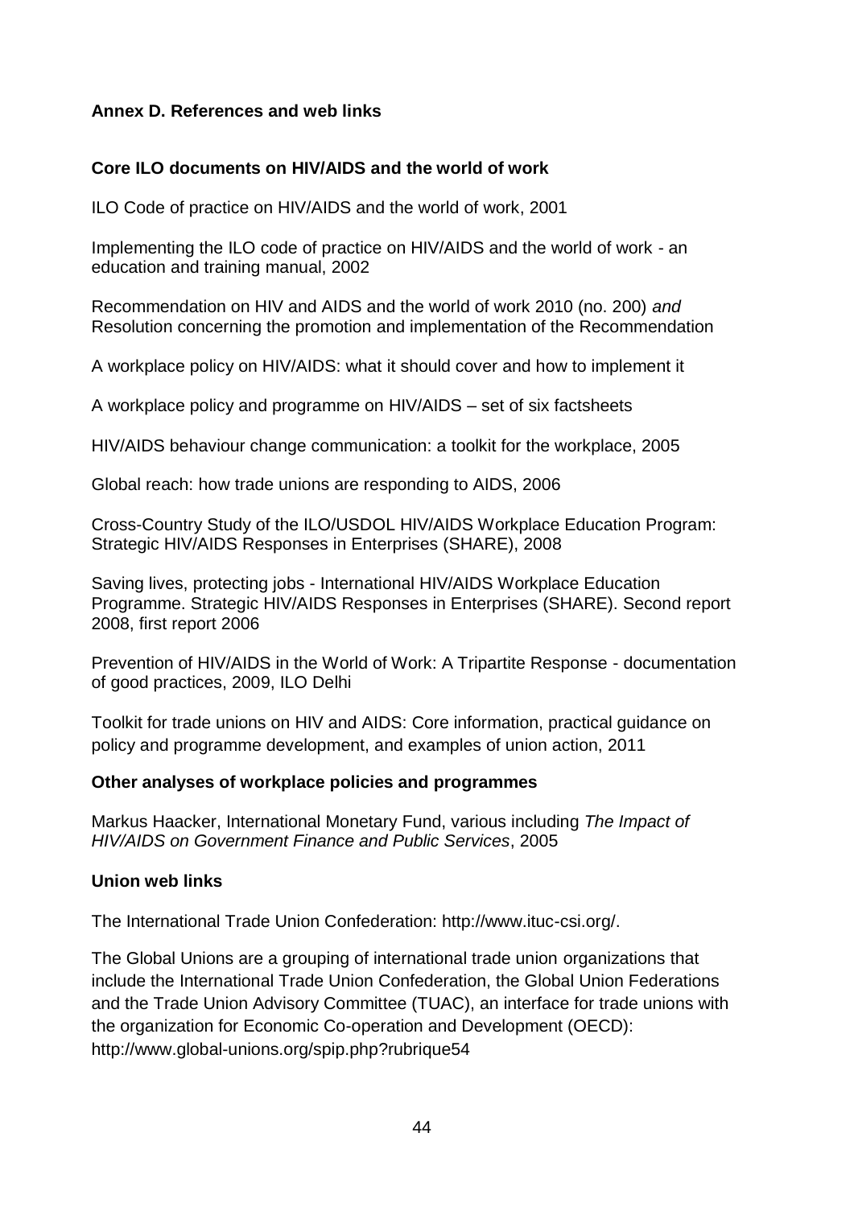## Annex D. References and web links

### Core ILO documents on HIV/AIDS and the world of work

ILO Code of practice on HIV/AIDS and the world of work, 2001

Implementing the ILO code of practice on HIV/AIDS and the world of work - an education and training manual, 2002

Recommendation on HIV and AIDS and the world of work 2010 (no. 200) *and* Resolution concerning the promotion and implementation of the Recommendation

A workplace policy on HIV/AIDS: what it should cover and how to implement it

A workplace policy and programme on HIV/AIDS – set of six factsheets

HIV/AIDS behaviour change communication: a toolkit for the workplace, 2005

Global reach: how trade unions are responding to AIDS, 2006

Cross-Country Study of the ILO/USDOL HIV/AIDS Workplace Education Program: Strategic HIV/AIDS Responses in Enterprises (SHARE), 2008

Saving lives, protecting jobs - International HIV/AIDS Workplace Education Programme. Strategic HIV/AIDS Responses in Enterprises (SHARE). Second report 2008, first report 2006

Prevention of HIV/AIDS in the World of Work: A Tripartite Response - documentation of good practices, 2009, ILO Delhi

Toolkit for trade unions on HIV and AIDS: Core information, practical guidance on policy and programme development, and examples of union action, 2011

### Other analyses of workplace policies and programmes

Markus Haacker, International Monetary Fund, various including *The Impact of HIV/AIDS on Government Finance and Public Services*, 2005

### Union web links

The International Trade Union Confederation: http://www.ituc-csi.org/.

The Global Unions are a grouping of international trade union organizations that include the International Trade Union Confederation, the Global Union Federations and the Trade Union Advisory Committee (TUAC), an interface for trade unions with the organization for Economic Co-operation and Development (OECD): http://www.global-unions.org/spip.php?rubrique54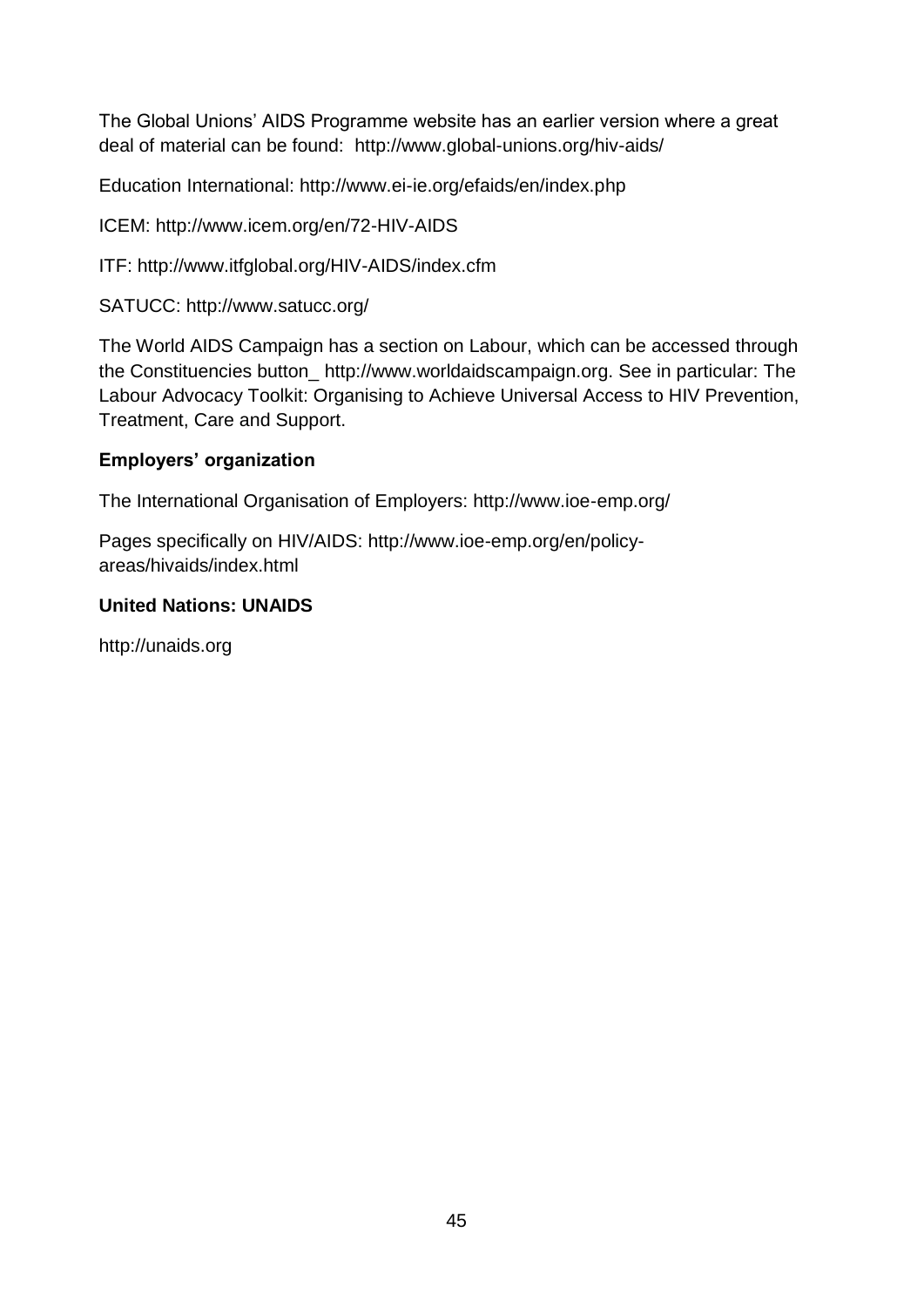The Global Unions' AIDS Programme website has an earlier version where a great deal of material can be found: http://www.global-unions.org/hiv-aids/

Education International: http://www.ei-ie.org/efaids/en/index.php

ICEM: http://www.icem.org/en/72-HIV-AIDS

ITF: http://www.itfglobal.org/HIV-AIDS/index.cfm

SATUCC: http://www.satucc.org/

The World AIDS Campaign has a section on Labour, which can be accessed through the Constituencies button_ http://www.worldaidscampaign.org. See in particular: The Labour Advocacy Toolkit: Organising to Achieve Universal Access to HIV Prevention, Treatment, Care and Support.

**Employers' organization**

The International Organisation of Employers: http://www.ioe-emp.org/

Pages specifically on HIV/AIDS: http://www.ioe-emp.org/en/policy-areas/hivaids/index.html

**United Nations: UNAIDS**

http://unaids.org